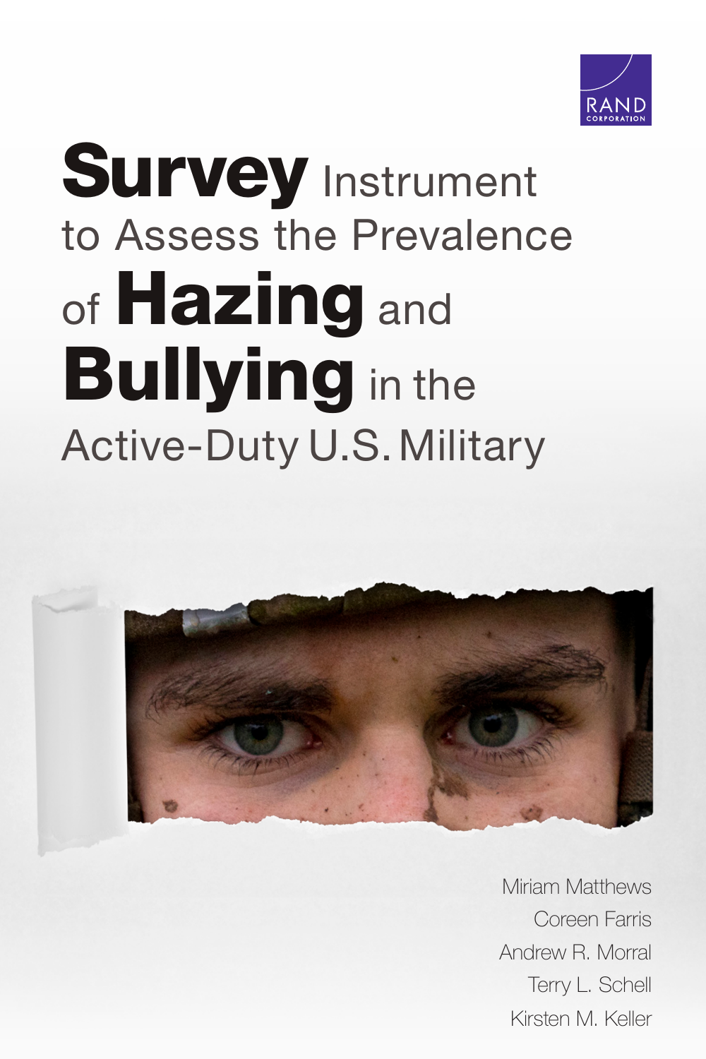RAND CORPORATION

# Survey Instrument to Assess the Prevalence of Hazing and Bullying in the Active-Duty U.S. Military

Miriam Matthews

Coreen Farris

Andrew R. Morral

Terry L. Schell

Kirsten M. Keller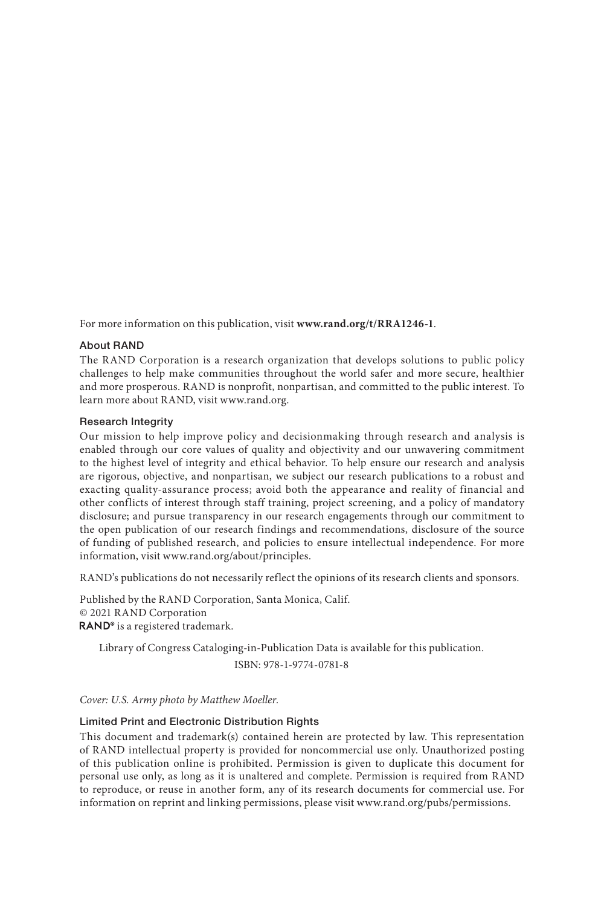For more information on this publication, visit **www.rand.org/t/RRA1246-1**.

### About RAND

The RAND Corporation is a research organization that develops solutions to public policy challenges to help make communities throughout the world safer and more secure, healthier and more prosperous. RAND is nonprofit, nonpartisan, and committed to the public interest. To learn more about RAND, visit www.rand.org.

### Research Integrity

Our mission to help improve policy and decisionmaking through research and analysis is enabled through our core values of quality and objectivity and our unwavering commitment to the highest level of integrity and ethical behavior. To help ensure our research and analysis are rigorous, objective, and nonpartisan, we subject our research publications to a robust and exacting quality-assurance process; avoid both the appearance and reality of financial and other conflicts of interest through staff training, project screening, and a policy of mandatory disclosure; and pursue transparency in our research engagements through our commitment to the open publication of our research findings and recommendations, disclosure of the source of funding of published research, and policies to ensure intellectual independence. For more information, visit www.rand.org/about/principles.

RAND's publications do not necessarily reflect the opinions of its research clients and sponsors.

Published by the RAND Corporation, Santa Monica, Calif.
© 2021 RAND Corporation
RAND® is a registered trademark.

Library of Congress Cataloging-in-Publication Data is available for this publication.

ISBN: 978-1-9774-0781-8

*Cover: U.S. Army photo by Matthew Moeller.*

### Limited Print and Electronic Distribution Rights

This document and trademark(s) contained herein are protected by law. This representation of RAND intellectual property is provided for noncommercial use only. Unauthorized posting of this publication online is prohibited. Permission is given to duplicate this document for personal use only, as long as it is unaltered and complete. Permission is required from RAND to reproduce, or reuse in another form, any of its research documents for commercial use. For information on reprint and linking permissions, please visit www.rand.org/pubs/permissions.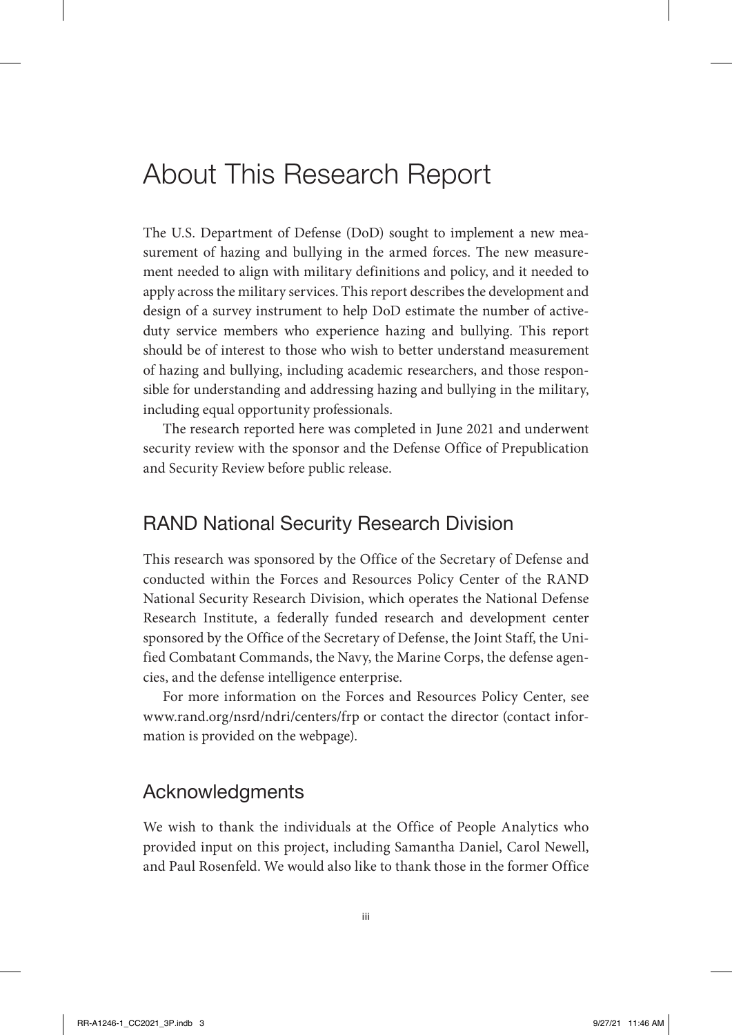# About This Research Report

The U.S. Department of Defense (DoD) sought to implement a new measurement of hazing and bullying in the armed forces. The new measurement needed to align with military definitions and policy, and it needed to apply across the military services. This report describes the development and design of a survey instrument to help DoD estimate the number of active-duty service members who experience hazing and bullying. This report should be of interest to those who wish to better understand measurement of hazing and bullying, including academic researchers, and those responsible for understanding and addressing hazing and bullying in the military, including equal opportunity professionals.

The research reported here was completed in June 2021 and underwent security review with the sponsor and the Defense Office of Prepublication and Security Review before public release.

## RAND National Security Research Division

This research was sponsored by the Office of the Secretary of Defense and conducted within the Forces and Resources Policy Center of the RAND National Security Research Division, which operates the National Defense Research Institute, a federally funded research and development center sponsored by the Office of the Secretary of Defense, the Joint Staff, the Unified Combatant Commands, the Navy, the Marine Corps, the defense agencies, and the defense intelligence enterprise.

For more information on the Forces and Resources Policy Center, see www.rand.org/nsrd/ndri/centers/frp or contact the director (contact information is provided on the webpage).

## Acknowledgments

We wish to thank the individuals at the Office of People Analytics who provided input on this project, including Samantha Daniel, Carol Newell, and Paul Rosenfeld. We would also like to thank those in the former Office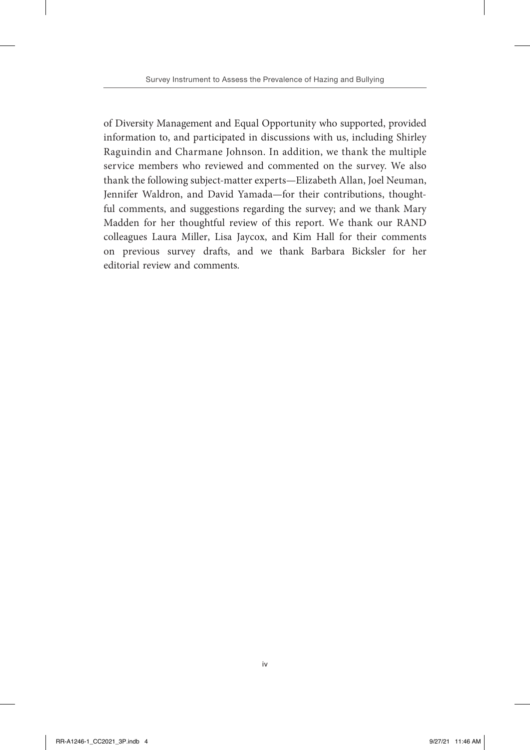of Diversity Management and Equal Opportunity who supported, provided information to, and participated in discussions with us, including Shirley Raguindin and Charmane Johnson. In addition, we thank the multiple service members who reviewed and commented on the survey. We also thank the following subject-matter experts—Elizabeth Allan, Joel Neuman, Jennifer Waldron, and David Yamada—for their contributions, thoughtful comments, and suggestions regarding the survey; and we thank Mary Madden for her thoughtful review of this report. We thank our RAND colleagues Laura Miller, Lisa Jaycox, and Kim Hall for their comments on previous survey drafts, and we thank Barbara Bicksler for her editorial review and comments.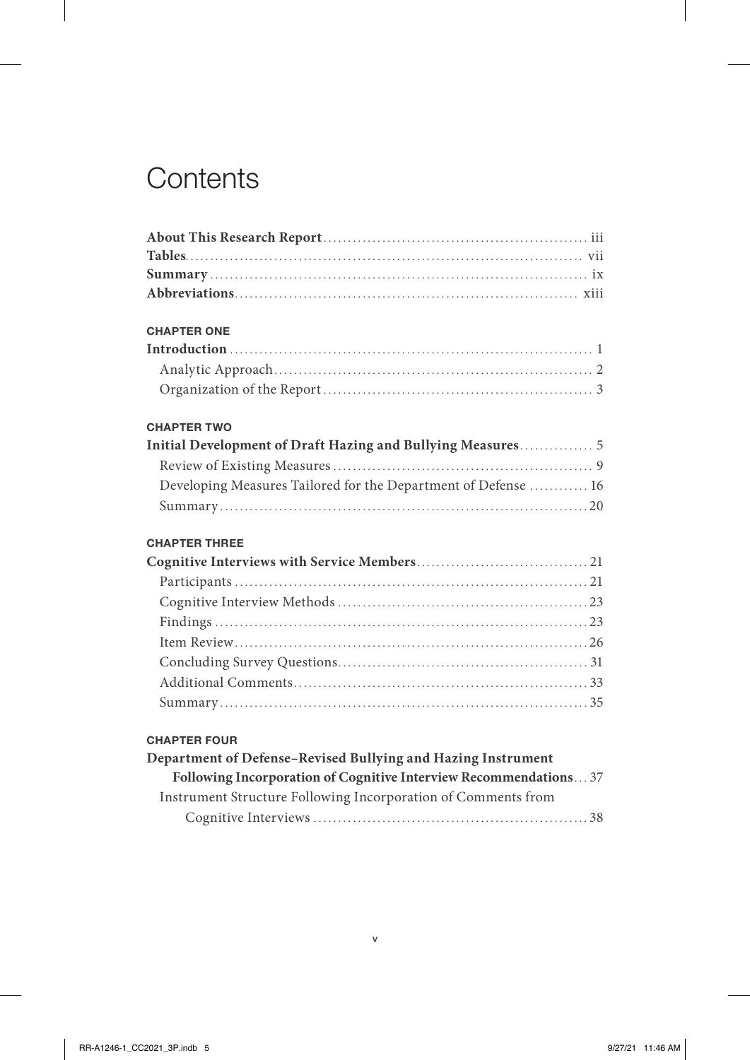# Contents

**About This Research Report** ... iii
**Tables** ... vii
**Summary** ... ix
**Abbreviations** ... xiii

**CHAPTER ONE**

**Introduction** ... 1
- Analytic Approach ... 2
- Organization of the Report ... 3

**CHAPTER TWO**

**Initial Development of Draft Hazing and Bullying Measures** ... 5
- Review of Existing Measures ... 9
- Developing Measures Tailored for the Department of Defense ... 16
- Summary ... 20

**CHAPTER THREE**

**Cognitive Interviews with Service Members** ... 21
- Participants ... 21
- Cognitive Interview Methods ... 23
- Findings ... 23
- Item Review ... 26
- Concluding Survey Questions ... 31
- Additional Comments ... 33
- Summary ... 35

**CHAPTER FOUR**

**Department of Defense–Revised Bullying and Hazing Instrument Following Incorporation of Cognitive Interview Recommendations** ... 37
- Instrument Structure Following Incorporation of Comments from Cognitive Interviews ... 38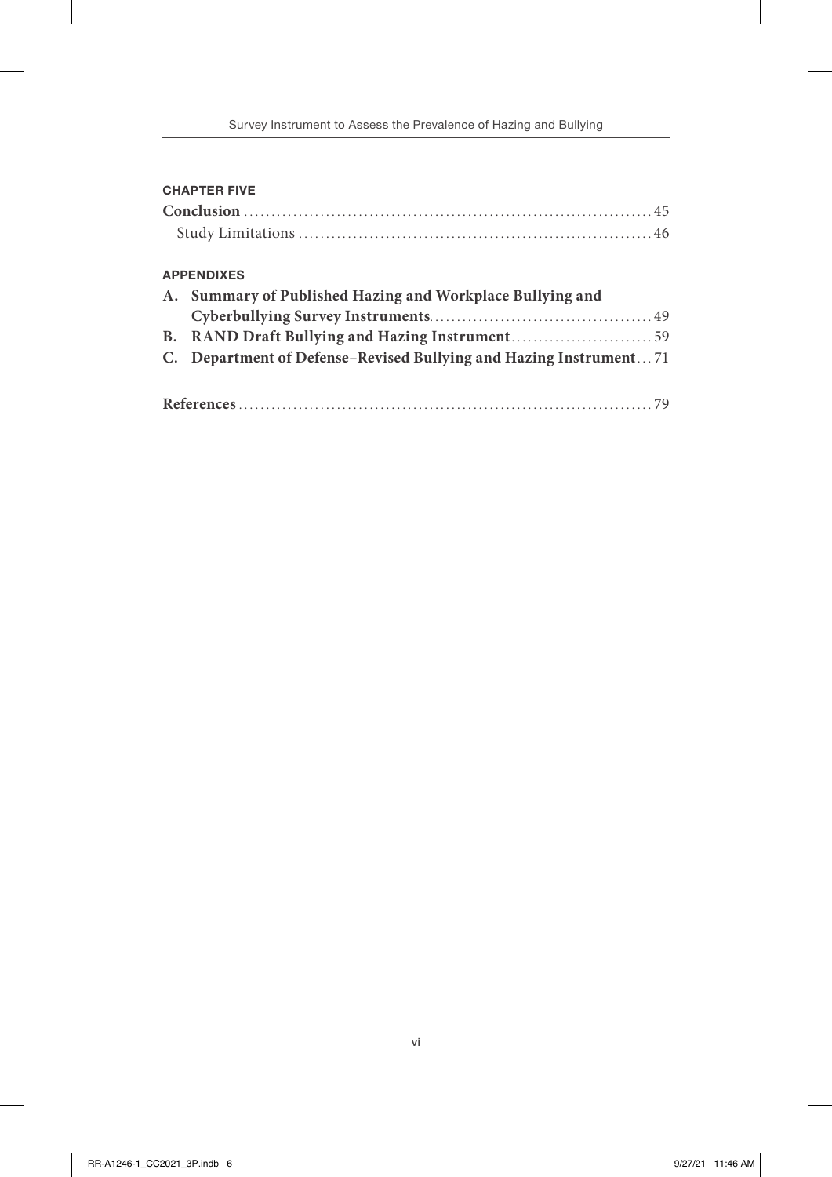**CHAPTER FIVE**

**Conclusion** ........................................................................ 45

Study Limitations ................................................................ 46

**APPENDIXES**

**A. Summary of Published Hazing and Workplace Bullying and Cyberbullying Survey Instruments** ........................................ 49

**B. RAND Draft Bullying and Hazing Instrument** ........................ 59

**C. Department of Defense–Revised Bullying and Hazing Instrument** ... 71

**References** ........................................................................ 79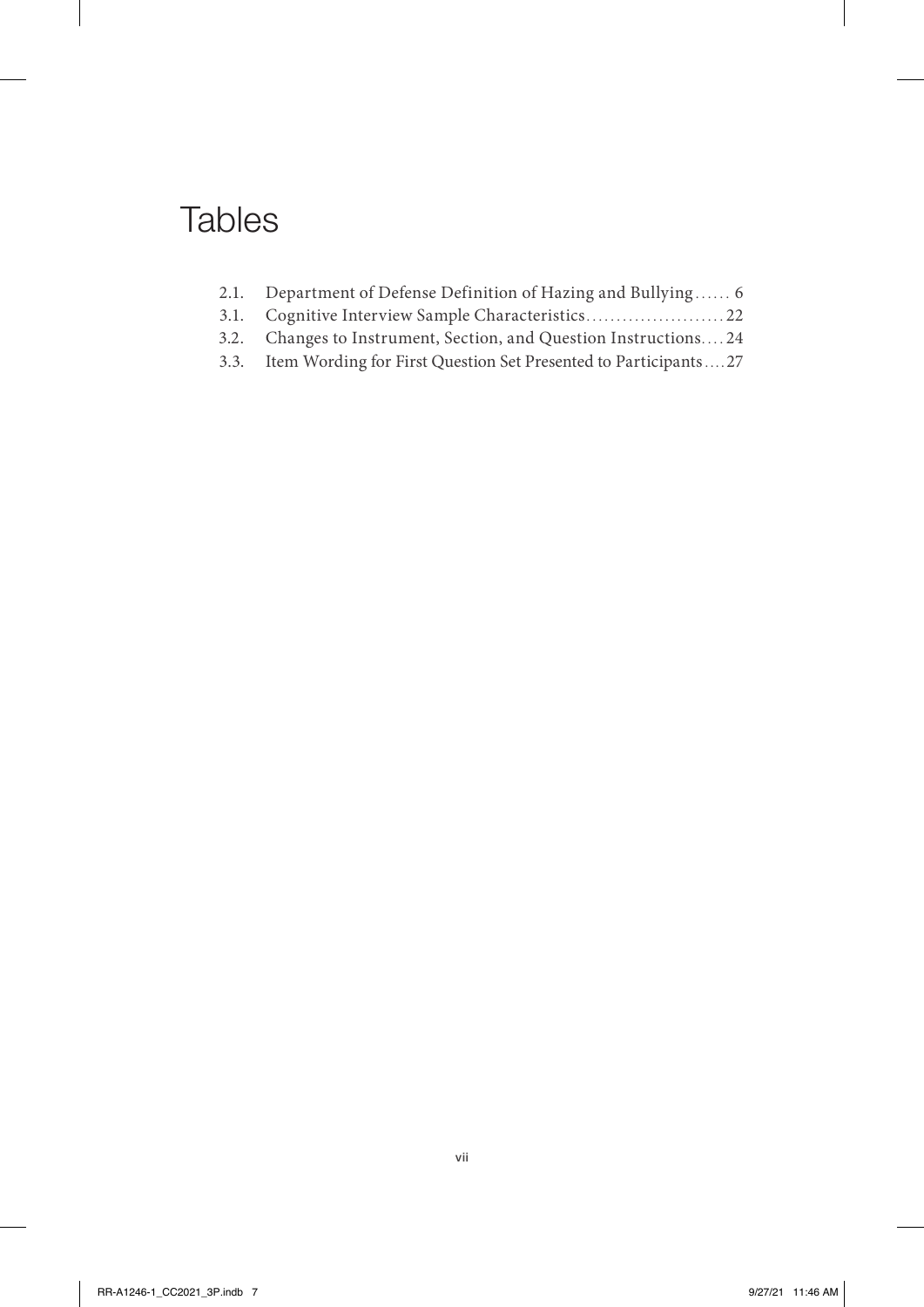# Tables

2.1. Department of Defense Definition of Hazing and Bullying ...... 6
3.1. Cognitive Interview Sample Characteristics ........................ 22
3.2. Changes to Instrument, Section, and Question Instructions .... 24
3.3. Item Wording for First Question Set Presented to Participants .... 27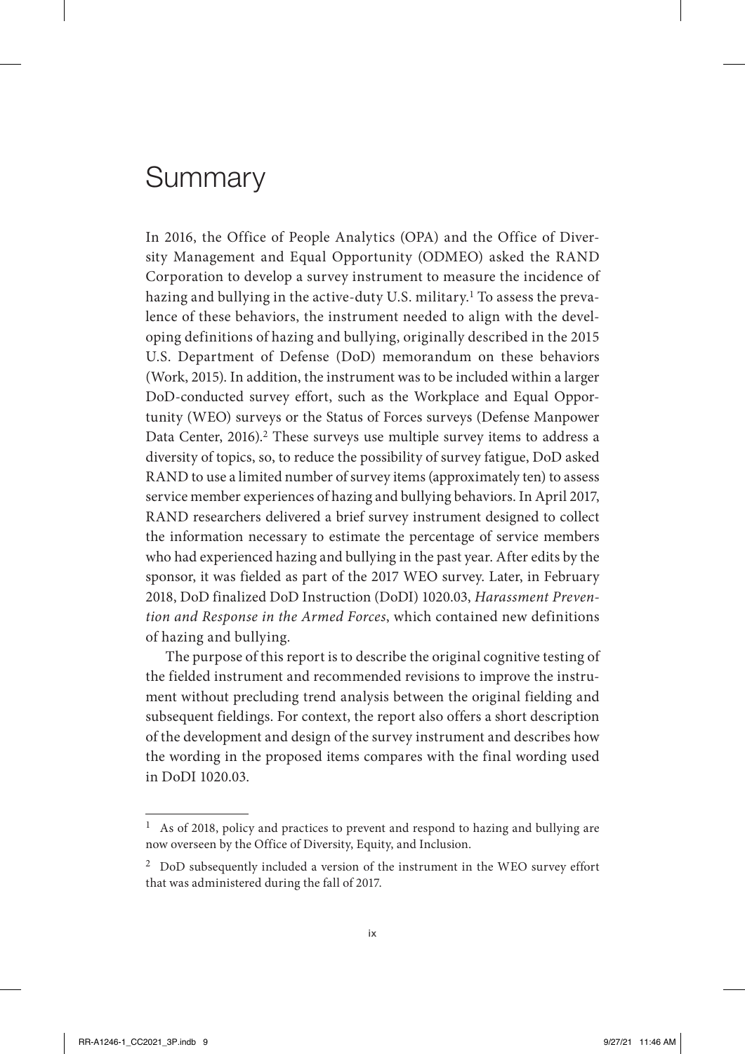# Summary

In 2016, the Office of People Analytics (OPA) and the Office of Diversity Management and Equal Opportunity (ODMEO) asked the RAND Corporation to develop a survey instrument to measure the incidence of hazing and bullying in the active-duty U.S. military.[1] To assess the prevalence of these behaviors, the instrument needed to align with the developing definitions of hazing and bullying, originally described in the 2015 U.S. Department of Defense (DoD) memorandum on these behaviors (Work, 2015). In addition, the instrument was to be included within a larger DoD-conducted survey effort, such as the Workplace and Equal Opportunity (WEO) surveys or the Status of Forces surveys (Defense Manpower Data Center, 2016).[2] These surveys use multiple survey items to address a diversity of topics, so, to reduce the possibility of survey fatigue, DoD asked RAND to use a limited number of survey items (approximately ten) to assess service member experiences of hazing and bullying behaviors. In April 2017, RAND researchers delivered a brief survey instrument designed to collect the information necessary to estimate the percentage of service members who had experienced hazing and bullying in the past year. After edits by the sponsor, it was fielded as part of the 2017 WEO survey. Later, in February 2018, DoD finalized DoD Instruction (DoDI) 1020.03, *Harassment Prevention and Response in the Armed Forces*, which contained new definitions of hazing and bullying.

The purpose of this report is to describe the original cognitive testing of the fielded instrument and recommended revisions to improve the instrument without precluding trend analysis between the original fielding and subsequent fieldings. For context, the report also offers a short description of the development and design of the survey instrument and describes how the wording in the proposed items compares with the final wording used in DoDI 1020.03.

[1] As of 2018, policy and practices to prevent and respond to hazing and bullying are now overseen by the Office of Diversity, Equity, and Inclusion.

[2] DoD subsequently included a version of the instrument in the WEO survey effort that was administered during the fall of 2017.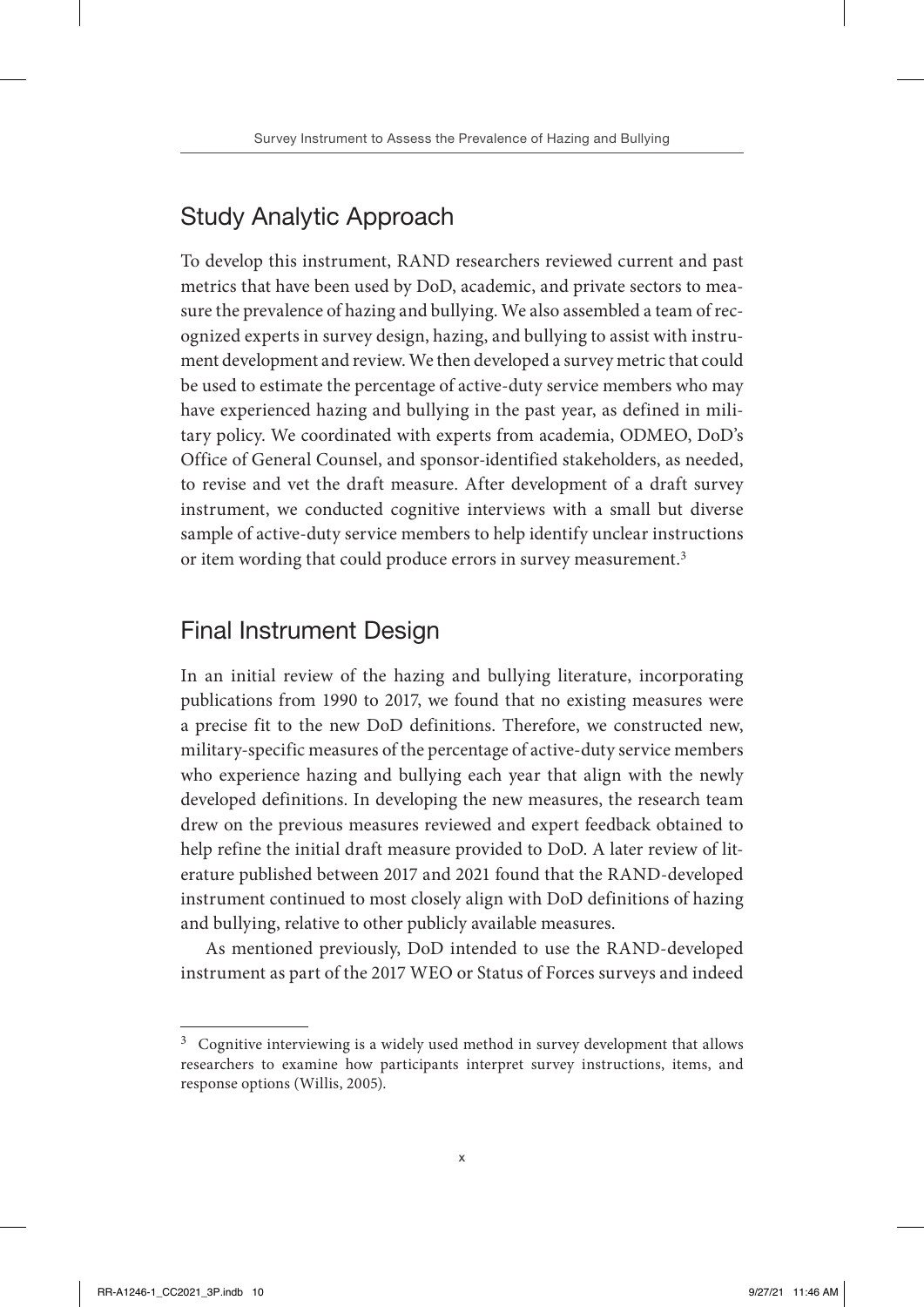## Study Analytic Approach

To develop this instrument, RAND researchers reviewed current and past metrics that have been used by DoD, academic, and private sectors to measure the prevalence of hazing and bullying. We also assembled a team of recognized experts in survey design, hazing, and bullying to assist with instrument development and review. We then developed a survey metric that could be used to estimate the percentage of active-duty service members who may have experienced hazing and bullying in the past year, as defined in military policy. We coordinated with experts from academia, ODMEO, DoD's Office of General Counsel, and sponsor-identified stakeholders, as needed, to revise and vet the draft measure. After development of a draft survey instrument, we conducted cognitive interviews with a small but diverse sample of active-duty service members to help identify unclear instructions or item wording that could produce errors in survey measurement.[3]

## Final Instrument Design

In an initial review of the hazing and bullying literature, incorporating publications from 1990 to 2017, we found that no existing measures were a precise fit to the new DoD definitions. Therefore, we constructed new, military-specific measures of the percentage of active-duty service members who experience hazing and bullying each year that align with the newly developed definitions. In developing the new measures, the research team drew on the previous measures reviewed and expert feedback obtained to help refine the initial draft measure provided to DoD. A later review of literature published between 2017 and 2021 found that the RAND-developed instrument continued to most closely align with DoD definitions of hazing and bullying, relative to other publicly available measures.

As mentioned previously, DoD intended to use the RAND-developed instrument as part of the 2017 WEO or Status of Forces surveys and indeed

[3] Cognitive interviewing is a widely used method in survey development that allows researchers to examine how participants interpret survey instructions, items, and response options (Willis, 2005).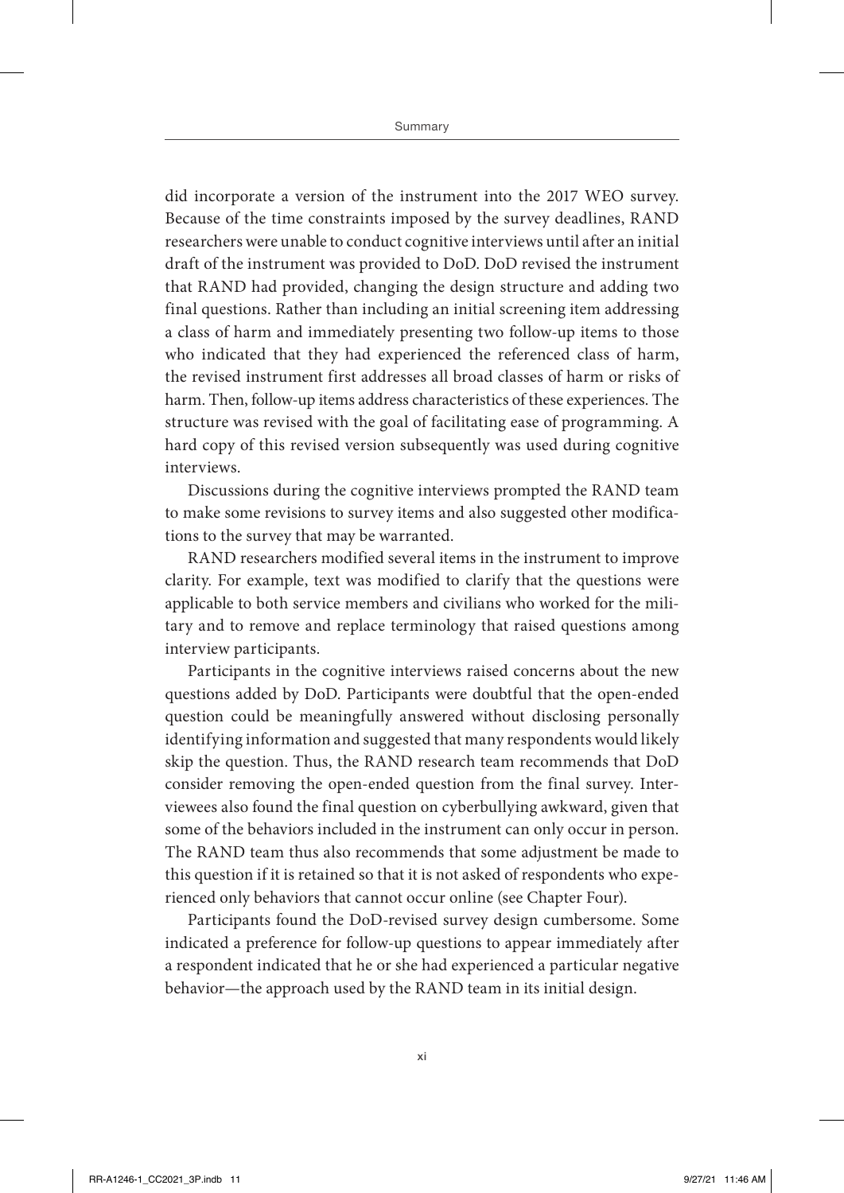did incorporate a version of the instrument into the 2017 WEO survey. Because of the time constraints imposed by the survey deadlines, RAND researchers were unable to conduct cognitive interviews until after an initial draft of the instrument was provided to DoD. DoD revised the instrument that RAND had provided, changing the design structure and adding two final questions. Rather than including an initial screening item addressing a class of harm and immediately presenting two follow-up items to those who indicated that they had experienced the referenced class of harm, the revised instrument first addresses all broad classes of harm or risks of harm. Then, follow-up items address characteristics of these experiences. The structure was revised with the goal of facilitating ease of programming. A hard copy of this revised version subsequently was used during cognitive interviews.

Discussions during the cognitive interviews prompted the RAND team to make some revisions to survey items and also suggested other modifications to the survey that may be warranted.

RAND researchers modified several items in the instrument to improve clarity. For example, text was modified to clarify that the questions were applicable to both service members and civilians who worked for the military and to remove and replace terminology that raised questions among interview participants.

Participants in the cognitive interviews raised concerns about the new questions added by DoD. Participants were doubtful that the open-ended question could be meaningfully answered without disclosing personally identifying information and suggested that many respondents would likely skip the question. Thus, the RAND research team recommends that DoD consider removing the open-ended question from the final survey. Interviewees also found the final question on cyberbullying awkward, given that some of the behaviors included in the instrument can only occur in person. The RAND team thus also recommends that some adjustment be made to this question if it is retained so that it is not asked of respondents who experienced only behaviors that cannot occur online (see Chapter Four).

Participants found the DoD-revised survey design cumbersome. Some indicated a preference for follow-up questions to appear immediately after a respondent indicated that he or she had experienced a particular negative behavior—the approach used by the RAND team in its initial design.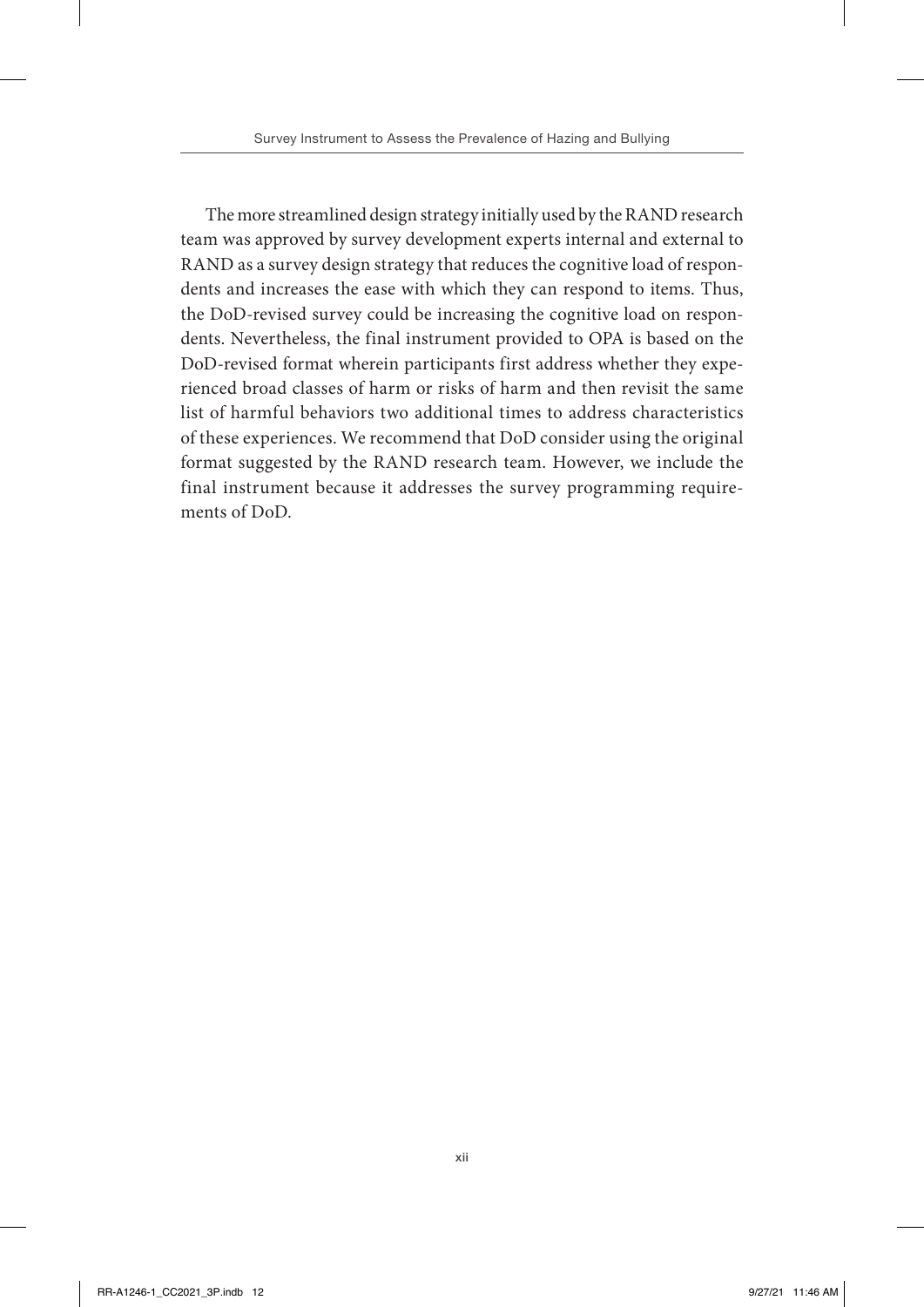The more streamlined design strategy initially used by the RAND research team was approved by survey development experts internal and external to RAND as a survey design strategy that reduces the cognitive load of respondents and increases the ease with which they can respond to items. Thus, the DoD-revised survey could be increasing the cognitive load on respondents. Nevertheless, the final instrument provided to OPA is based on the DoD-revised format wherein participants first address whether they experienced broad classes of harm or risks of harm and then revisit the same list of harmful behaviors two additional times to address characteristics of these experiences. We recommend that DoD consider using the original format suggested by the RAND research team. However, we include the final instrument because it addresses the survey programming requirements of DoD.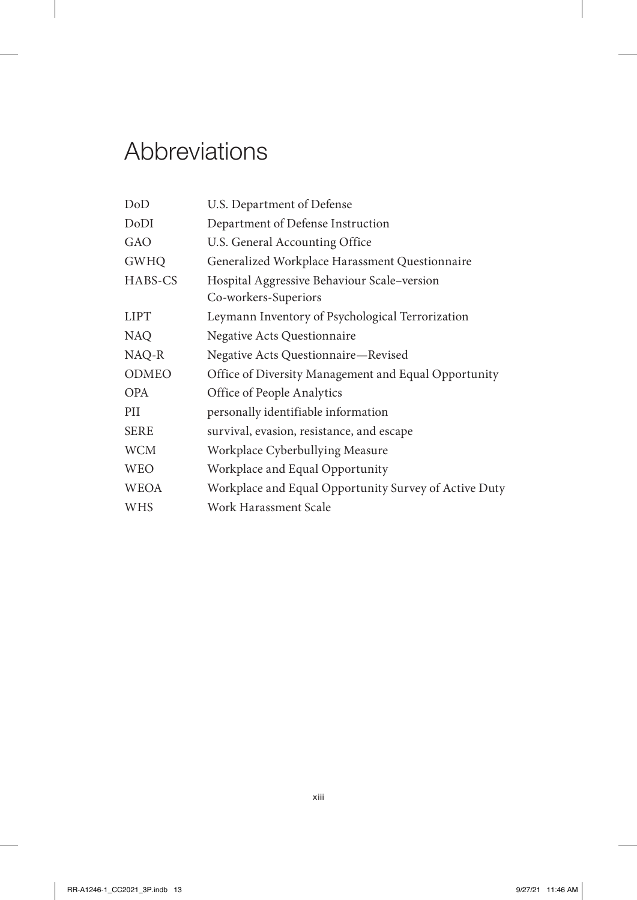# Abbreviations

| | |
|---|---|
| DoD | U.S. Department of Defense |
| DoDI | Department of Defense Instruction |
| GAO | U.S. General Accounting Office |
| GWHQ | Generalized Workplace Harassment Questionnaire |
| HABS-CS | Hospital Aggressive Behaviour Scale–version Co-workers-Superiors |
| LIPT | Leymann Inventory of Psychological Terrorization |
| NAQ | Negative Acts Questionnaire |
| NAQ-R | Negative Acts Questionnaire—Revised |
| ODMEO | Office of Diversity Management and Equal Opportunity |
| OPA | Office of People Analytics |
| PII | personally identifiable information |
| SERE | survival, evasion, resistance, and escape |
| WCM | Workplace Cyberbullying Measure |
| WEO | Workplace and Equal Opportunity |
| WEOA | Workplace and Equal Opportunity Survey of Active Duty |
| WHS | Work Harassment Scale |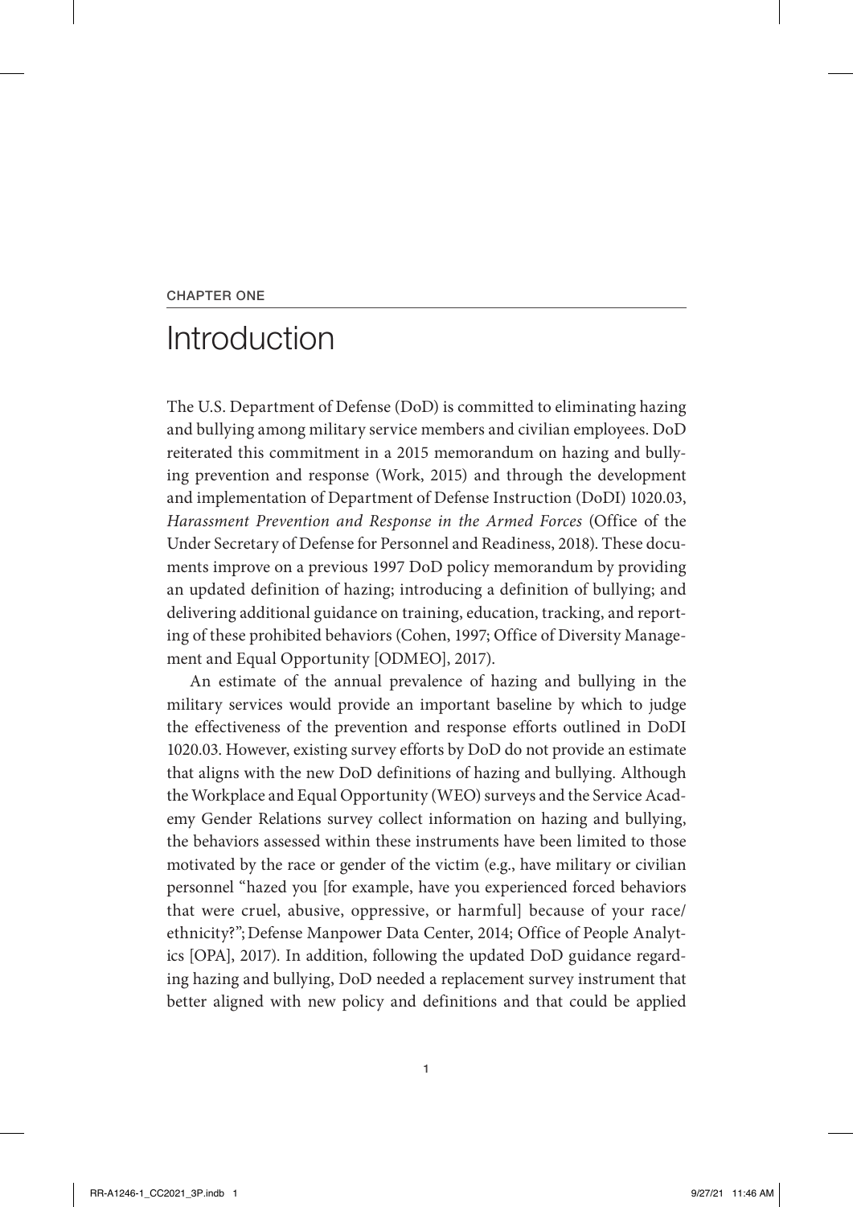CHAPTER ONE

# Introduction

The U.S. Department of Defense (DoD) is committed to eliminating hazing and bullying among military service members and civilian employees. DoD reiterated this commitment in a 2015 memorandum on hazing and bullying prevention and response (Work, 2015) and through the development and implementation of Department of Defense Instruction (DoDI) 1020.03, *Harassment Prevention and Response in the Armed Forces* (Office of the Under Secretary of Defense for Personnel and Readiness, 2018). These documents improve on a previous 1997 DoD policy memorandum by providing an updated definition of hazing; introducing a definition of bullying; and delivering additional guidance on training, education, tracking, and reporting of these prohibited behaviors (Cohen, 1997; Office of Diversity Management and Equal Opportunity [ODMEO], 2017).

An estimate of the annual prevalence of hazing and bullying in the military services would provide an important baseline by which to judge the effectiveness of the prevention and response efforts outlined in DoDI 1020.03. However, existing survey efforts by DoD do not provide an estimate that aligns with the new DoD definitions of hazing and bullying. Although the Workplace and Equal Opportunity (WEO) surveys and the Service Academy Gender Relations survey collect information on hazing and bullying, the behaviors assessed within these instruments have been limited to those motivated by the race or gender of the victim (e.g., have military or civilian personnel "hazed you [for example, have you experienced forced behaviors that were cruel, abusive, oppressive, or harmful] because of your race/ethnicity?"; Defense Manpower Data Center, 2014; Office of People Analytics [OPA], 2017). In addition, following the updated DoD guidance regarding hazing and bullying, DoD needed a replacement survey instrument that better aligned with new policy and definitions and that could be applied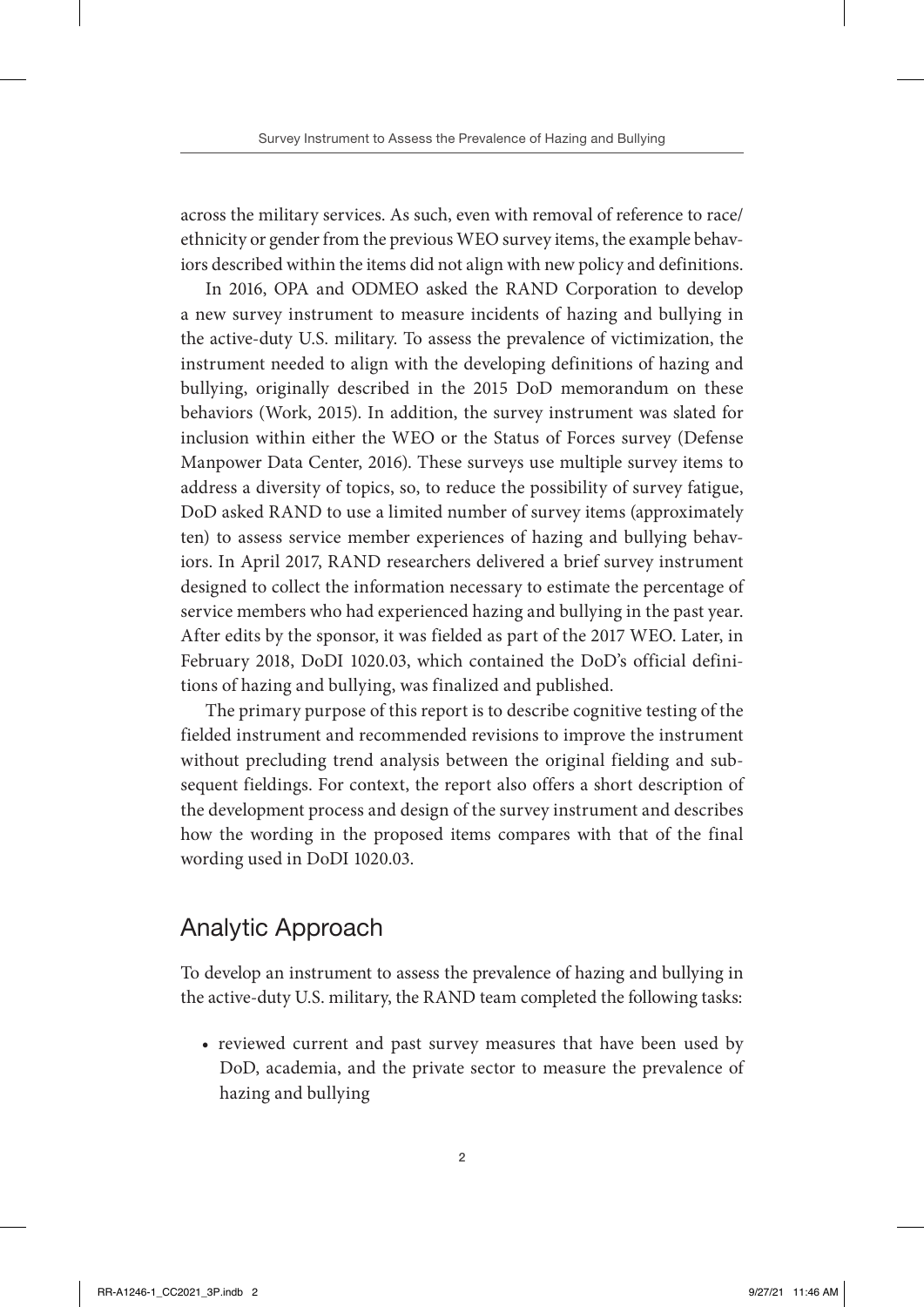across the military services. As such, even with removal of reference to race/ethnicity or gender from the previous WEO survey items, the example behaviors described within the items did not align with new policy and definitions.

In 2016, OPA and ODMEO asked the RAND Corporation to develop a new survey instrument to measure incidents of hazing and bullying in the active-duty U.S. military. To assess the prevalence of victimization, the instrument needed to align with the developing definitions of hazing and bullying, originally described in the 2015 DoD memorandum on these behaviors (Work, 2015). In addition, the survey instrument was slated for inclusion within either the WEO or the Status of Forces survey (Defense Manpower Data Center, 2016). These surveys use multiple survey items to address a diversity of topics, so, to reduce the possibility of survey fatigue, DoD asked RAND to use a limited number of survey items (approximately ten) to assess service member experiences of hazing and bullying behaviors. In April 2017, RAND researchers delivered a brief survey instrument designed to collect the information necessary to estimate the percentage of service members who had experienced hazing and bullying in the past year. After edits by the sponsor, it was fielded as part of the 2017 WEO. Later, in February 2018, DoDI 1020.03, which contained the DoD's official definitions of hazing and bullying, was finalized and published.

The primary purpose of this report is to describe cognitive testing of the fielded instrument and recommended revisions to improve the instrument without precluding trend analysis between the original fielding and subsequent fieldings. For context, the report also offers a short description of the development process and design of the survey instrument and describes how the wording in the proposed items compares with that of the final wording used in DoDI 1020.03.

## Analytic Approach

To develop an instrument to assess the prevalence of hazing and bullying in the active-duty U.S. military, the RAND team completed the following tasks:

- reviewed current and past survey measures that have been used by DoD, academia, and the private sector to measure the prevalence of hazing and bullying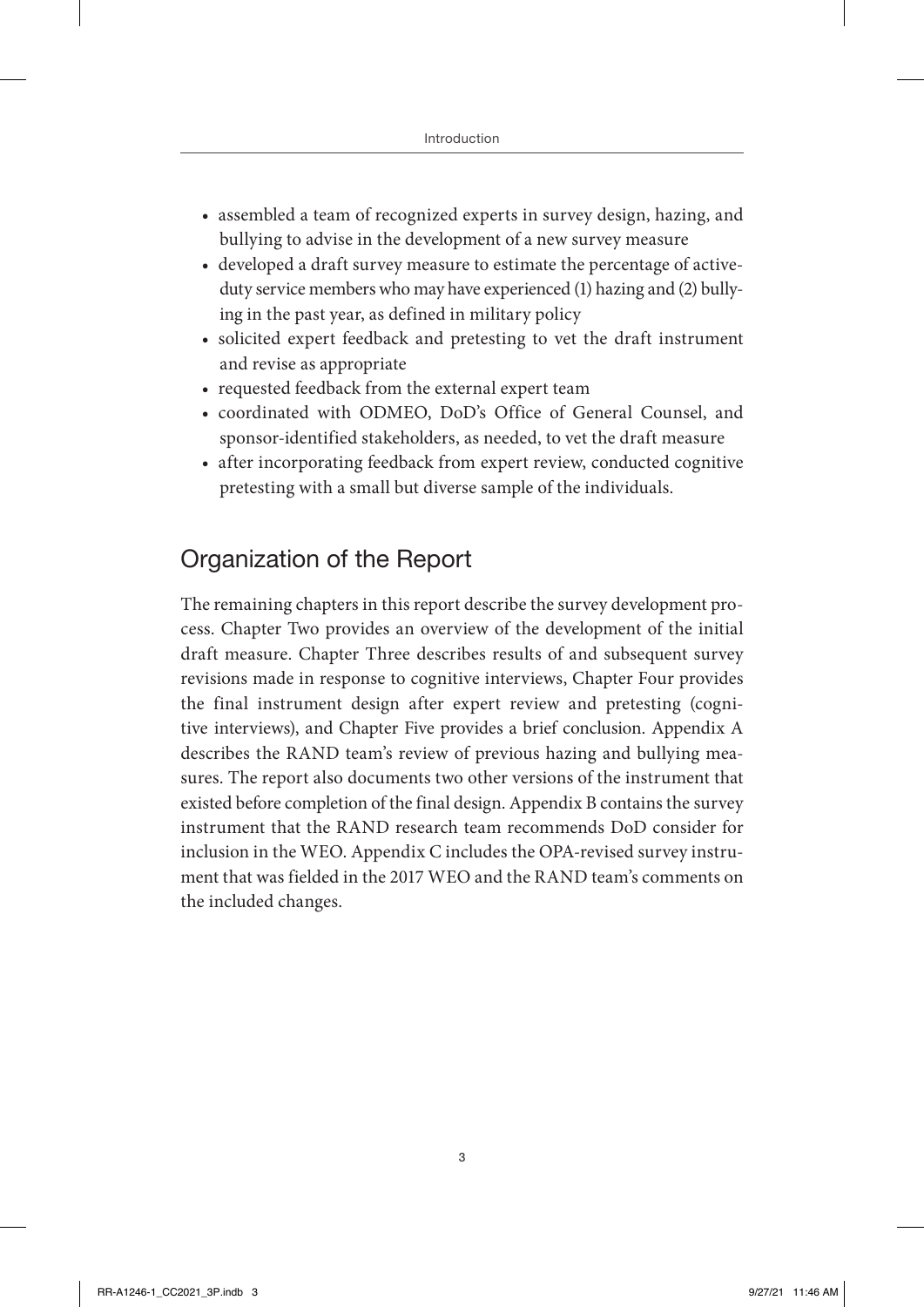- assembled a team of recognized experts in survey design, hazing, and bullying to advise in the development of a new survey measure
- developed a draft survey measure to estimate the percentage of active-duty service members who may have experienced (1) hazing and (2) bullying in the past year, as defined in military policy
- solicited expert feedback and pretesting to vet the draft instrument and revise as appropriate
- requested feedback from the external expert team
- coordinated with ODMEO, DoD's Office of General Counsel, and sponsor-identified stakeholders, as needed, to vet the draft measure
- after incorporating feedback from expert review, conducted cognitive pretesting with a small but diverse sample of the individuals.

## Organization of the Report

The remaining chapters in this report describe the survey development process. Chapter Two provides an overview of the development of the initial draft measure. Chapter Three describes results of and subsequent survey revisions made in response to cognitive interviews, Chapter Four provides the final instrument design after expert review and pretesting (cognitive interviews), and Chapter Five provides a brief conclusion. Appendix A describes the RAND team's review of previous hazing and bullying measures. The report also documents two other versions of the instrument that existed before completion of the final design. Appendix B contains the survey instrument that the RAND research team recommends DoD consider for inclusion in the WEO. Appendix C includes the OPA-revised survey instrument that was fielded in the 2017 WEO and the RAND team's comments on the included changes.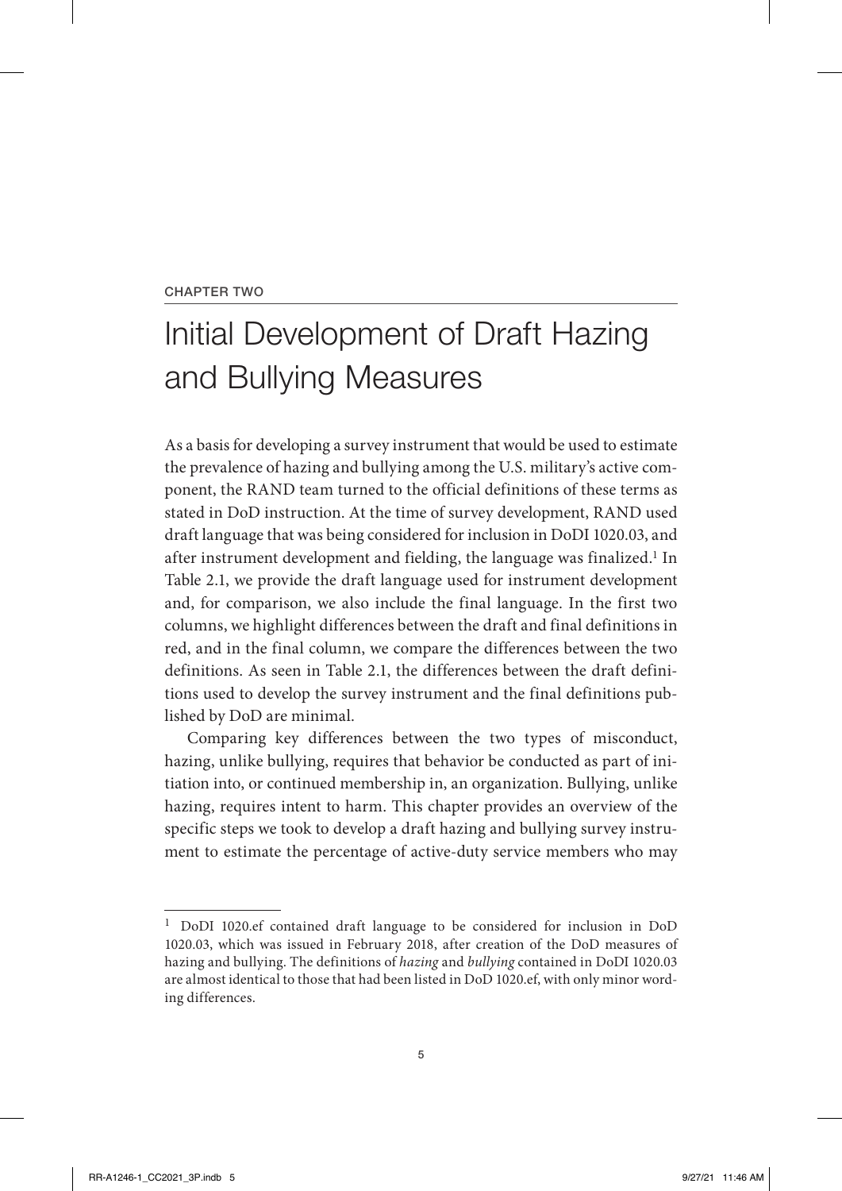CHAPTER TWO

# Initial Development of Draft Hazing and Bullying Measures

As a basis for developing a survey instrument that would be used to estimate the prevalence of hazing and bullying among the U.S. military's active component, the RAND team turned to the official definitions of these terms as stated in DoD instruction. At the time of survey development, RAND used draft language that was being considered for inclusion in DoDI 1020.03, and after instrument development and fielding, the language was finalized.[1] In Table 2.1, we provide the draft language used for instrument development and, for comparison, we also include the final language. In the first two columns, we highlight differences between the draft and final definitions in red, and in the final column, we compare the differences between the two definitions. As seen in Table 2.1, the differences between the draft definitions used to develop the survey instrument and the final definitions published by DoD are minimal.

Comparing key differences between the two types of misconduct, hazing, unlike bullying, requires that behavior be conducted as part of initiation into, or continued membership in, an organization. Bullying, unlike hazing, requires intent to harm. This chapter provides an overview of the specific steps we took to develop a draft hazing and bullying survey instrument to estimate the percentage of active-duty service members who may

---

[1] DoDI 1020.ef contained draft language to be considered for inclusion in DoD 1020.03, which was issued in February 2018, after creation of the DoD measures of hazing and bullying. The definitions of *hazing* and *bullying* contained in DoDI 1020.03 are almost identical to those that had been listed in DoD 1020.ef, with only minor wording differences.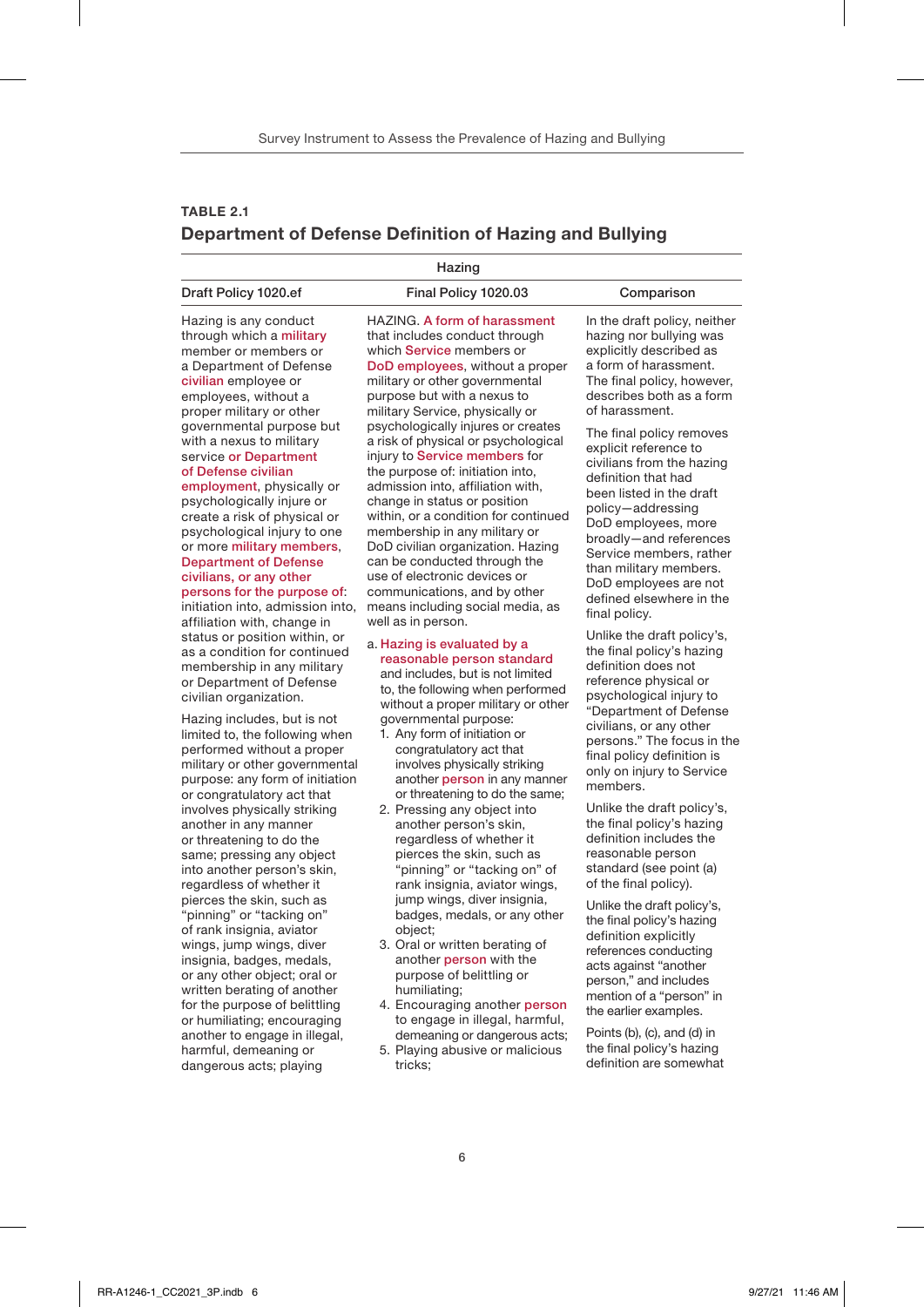**TABLE 2.1**
## Department of Defense Definition of Hazing and Bullying

| Hazing | | |
|---|---|---|
| **Draft Policy 1020.ef** | **Final Policy 1020.03** | **Comparison** |
| Hazing is any conduct through which a military member or members or a Department of Defense civilian employee or employees, without a proper military or other governmental purpose but with a nexus to military service or Department of Defense civilian employment, physically or psychologically injure or create a risk of physical or psychological injury to one or more military members, Department of Defense civilians, or any other persons for the purpose of: initiation into, admission into, affiliation with, change in status or position within, or as a condition for continued membership in any military or Department of Defense civilian organization.<br><br>Hazing includes, but is not limited to, the following when performed without a proper military or other governmental purpose: any form of initiation or congratulatory act that involves physically striking another in any manner or threatening to do the same; pressing any object into another person's skin, regardless of whether it pierces the skin, such as "pinning" or "tacking on" of rank insignia, aviator wings, jump wings, diver insignia, badges, medals, or any other object; oral or written berating of another for the purpose of belittling or humiliating; encouraging another to engage in illegal, harmful, demeaning or dangerous acts; playing | HAZING. A form of harassment that includes conduct through which Service members or DoD employees, without a proper military or other governmental purpose but with a nexus to military Service, physically or psychologically injures or creates a risk of physical or psychological injury to Service members for the purpose of: initiation into, admission into, affiliation with, change in status or position within, or a condition for continued membership in any military or DoD civilian organization. Hazing can be conducted through the use of electronic devices or communications, and by other means including social media, as well as in person.<br><br>a. Hazing is evaluated by a reasonable person standard and includes, but is not limited to, the following when performed without a proper military or other governmental purpose:<br>1. Any form of initiation or congratulatory act that involves physically striking another person in any manner or threatening to do the same;<br>2. Pressing any object into another person's skin, regardless of whether it pierces the skin, such as "pinning" or "tacking on" of rank insignia, aviator wings, jump wings, diver insignia, badges, medals, or any other object;<br>3. Oral or written berating of another person with the purpose of belittling or humiliating;<br>4. Encouraging another person to engage in illegal, harmful, demeaning or dangerous acts;<br>5. Playing abusive or malicious tricks; | In the draft policy, neither hazing nor bullying was explicitly described as a form of harassment. The final policy, however, describes both as a form of harassment.<br><br>The final policy removes explicit reference to civilians from the hazing definition that had been listed in the draft policy—addressing DoD employees, more broadly—and references Service members, rather than military members. DoD employees are not defined elsewhere in the final policy.<br><br>Unlike the draft policy's, the final policy's hazing definition does not reference physical or psychological injury to "Department of Defense civilians, or any other persons." The focus in the final policy definition is only on injury to Service members.<br><br>Unlike the draft policy's, the final policy's hazing definition includes the reasonable person standard (see point (a) of the final policy).<br><br>Unlike the draft policy's, the final policy's hazing definition explicitly references conducting acts against "another person," and includes mention of a "person" in the earlier examples.<br><br>Points (b), (c), and (d) in the final policy's hazing definition are somewhat |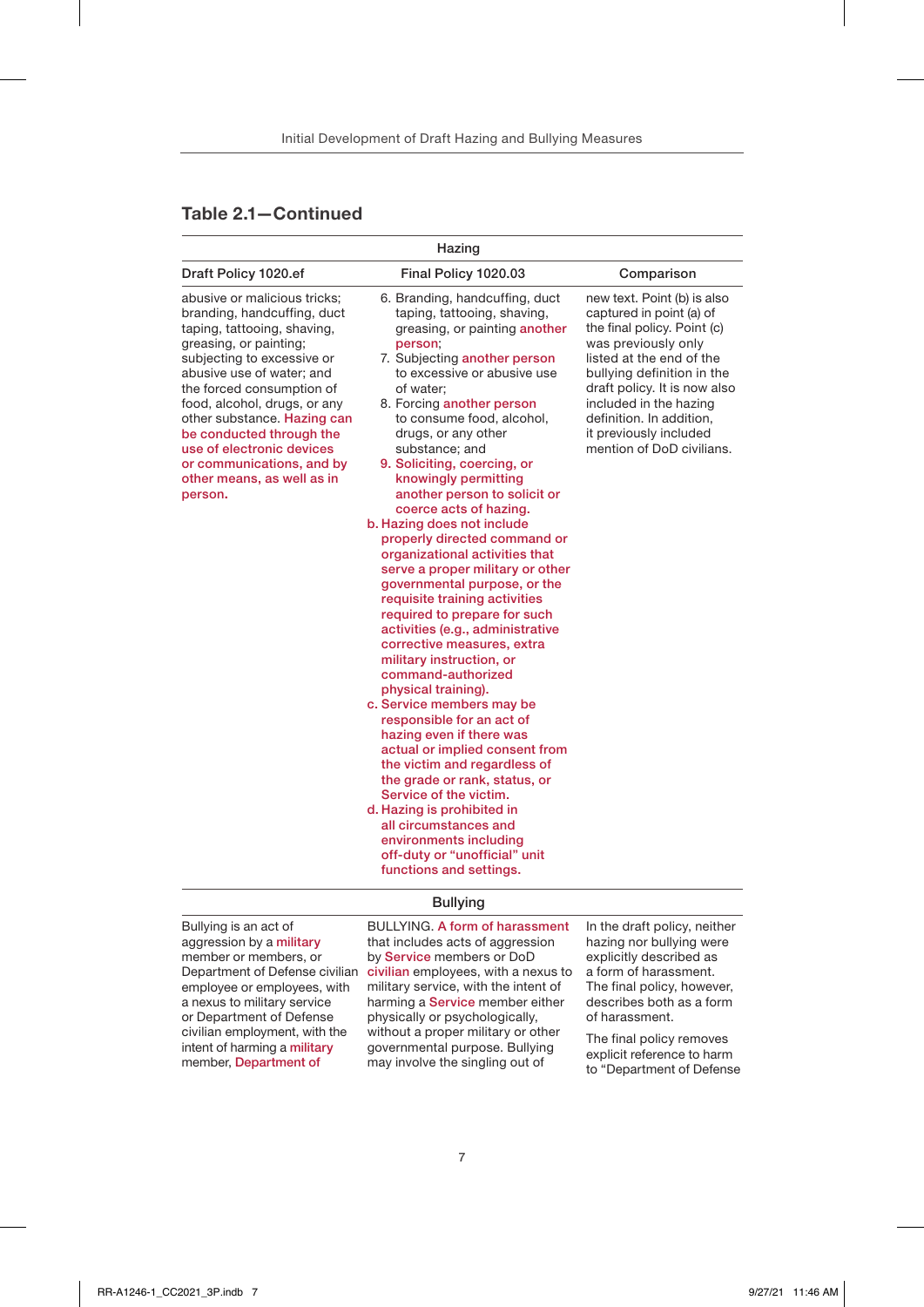## Table 2.1—Continued

| Draft Policy 1020.ef | Final Policy 1020.03 | Comparison |
|---|---|---|
| **Hazing** | | |
| abusive or malicious tricks; branding, handcuffing, duct taping, tattooing, shaving, greasing, or painting; subjecting to excessive or abusive use of water; and the forced consumption of food, alcohol, drugs, or any other substance. Hazing can be conducted through the use of electronic devices or communications, and by other means, as well as in person. | 6. Branding, handcuffing, duct taping, tattooing, shaving, greasing, or painting another person;<br>7. Subjecting another person to excessive or abusive use of water;<br>8. Forcing another person to consume food, alcohol, drugs, or any other substance; and<br>9. Soliciting, coercing, or knowingly permitting another person to solicit or coerce acts of hazing.<br>b. Hazing does not include properly directed command or organizational activities that serve a proper military or other governmental purpose, or the requisite training activities required to prepare for such activities (e.g., administrative corrective measures, extra military instruction, or command-authorized physical training).<br>c. Service members may be responsible for an act of hazing even if there was actual or implied consent from the victim and regardless of the grade or rank, status, or Service of the victim.<br>d. Hazing is prohibited in all circumstances and environments including off-duty or "unofficial" unit functions and settings. | new text. Point (b) is also captured in point (a) of the final policy. Point (c) was previously only listed at the end of the bullying definition in the draft policy. It is now also included in the hazing definition. In addition, it previously included mention of DoD civilians. |
| **Bullying** | | |
| Bullying is an act of aggression by a military member or members, or Department of Defense civilian employee or employees, with a nexus to military service or Department of Defense civilian employment, with the intent of harming a military member, Department of | BULLYING. A form of harassment that includes acts of aggression by Service members or DoD civilian employees, with a nexus to military service, with the intent of harming a Service member either physically or psychologically, without a proper military or other governmental purpose. Bullying may involve the singling out of | In the draft policy, neither hazing nor bullying were explicitly described as a form of harassment. The final policy, however, describes both as a form of harassment.<br><br>The final policy removes explicit reference to harm to "Department of Defense |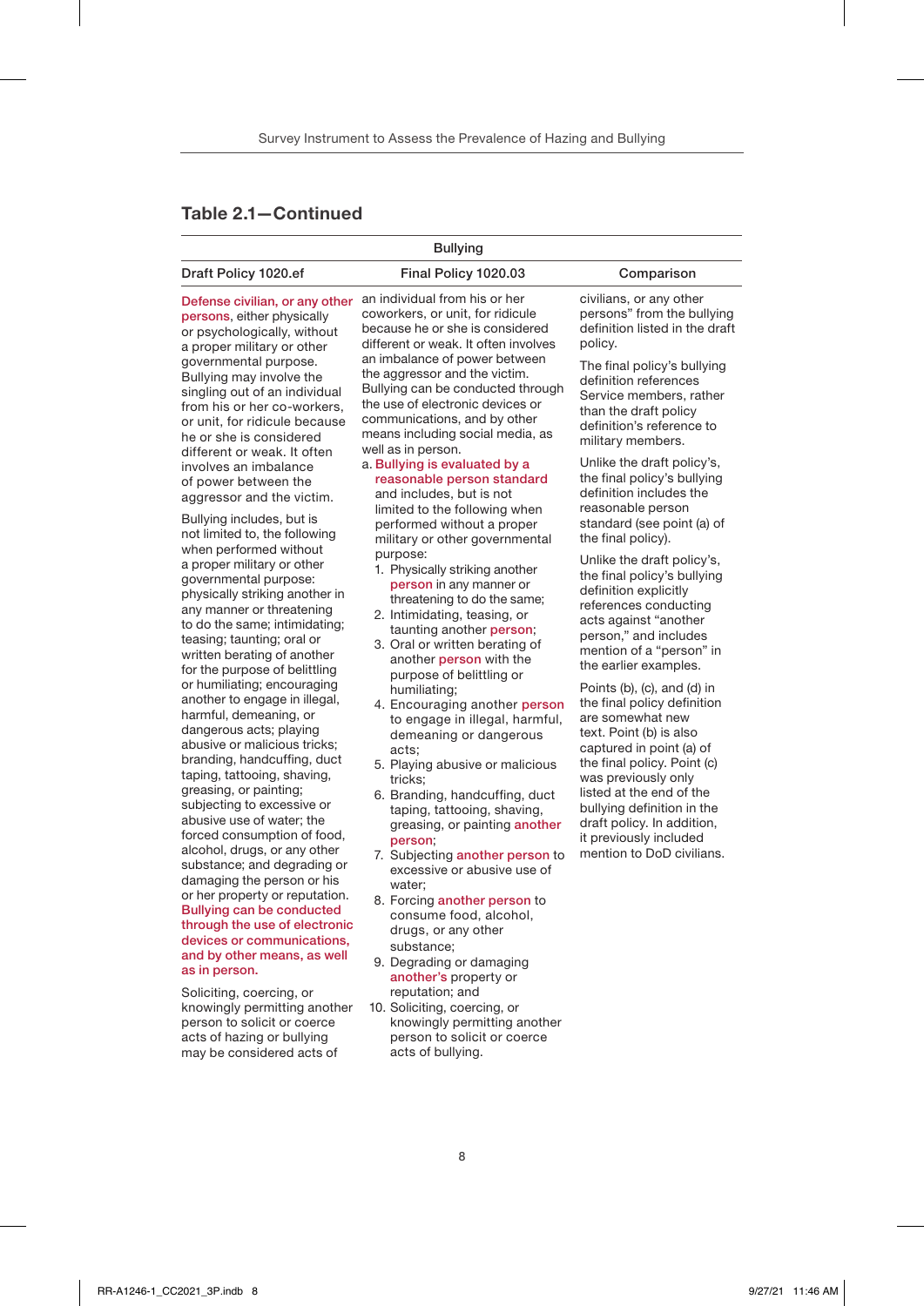## Table 2.1—Continued

| Bullying | | |
|---|---|---|
| **Draft Policy 1020.ef** | **Final Policy 1020.03** | **Comparison** |
| Defense civilian, or any other persons, either physically or psychologically, without a proper military or other governmental purpose. Bullying may involve the singling out of an individual from his or her co-workers, or unit, for ridicule because he or she is considered different or weak. It often involves an imbalance of power between the aggressor and the victim.<br><br>Bullying includes, but is not limited to, the following when performed without a proper military or other governmental purpose: physically striking another in any manner or threatening to do the same; intimidating; teasing; taunting; oral or written berating of another for the purpose of belittling or humiliating; encouraging another to engage in illegal, harmful, demeaning, or dangerous acts; playing abusive or malicious tricks; branding, handcuffing, duct taping, tattooing, shaving, greasing, or painting; subjecting to excessive or abusive use of water; the forced consumption of food, alcohol, drugs, or any other substance; and degrading or damaging the person or his or her property or reputation. Bullying can be conducted through the use of electronic devices or communications, and by other means, as well as in person.<br><br>Soliciting, coercing, or knowingly permitting another person to solicit or coerce acts of hazing or bullying may be considered acts of | an individual from his or her coworkers, or unit, for ridicule because he or she is considered different or weak. It often involves an imbalance of power between the aggressor and the victim. Bullying can be conducted through the use of electronic devices or communications, and by other means including social media, as well as in person.<br>a. Bullying is evaluated by a reasonable person standard and includes, but is not limited to the following when performed without a proper military or other governmental purpose:<br>1. Physically striking another person in any manner or threatening to do the same;<br>2. Intimidating, teasing, or taunting another person;<br>3. Oral or written berating of another person with the purpose of belittling or humiliating;<br>4. Encouraging another person to engage in illegal, harmful, demeaning or dangerous acts;<br>5. Playing abusive or malicious tricks;<br>6. Branding, handcuffing, duct taping, tattooing, shaving, greasing, or painting another person;<br>7. Subjecting another person to excessive or abusive use of water;<br>8. Forcing another person to consume food, alcohol, drugs, or any other substance;<br>9. Degrading or damaging another's property or reputation; and<br>10. Soliciting, coercing, or knowingly permitting another person to solicit or coerce acts of bullying. | civilians, or any other persons" from the bullying definition listed in the draft policy.<br><br>The final policy's bullying definition references Service members, rather than the draft policy definition's reference to military members.<br><br>Unlike the draft policy's, the final policy's bullying definition includes the reasonable person standard (see point (a) of the final policy).<br><br>Unlike the draft policy's, the final policy's bullying definition explicitly references conducting acts against "another person," and includes mention of a "person" in the earlier examples.<br><br>Points (b), (c), and (d) in the final policy definition are somewhat new text. Point (b) is also captured in point (a) of the final policy. Point (c) was previously only listed at the end of the bullying definition in the draft policy. In addition, it previously included mention to DoD civilians. |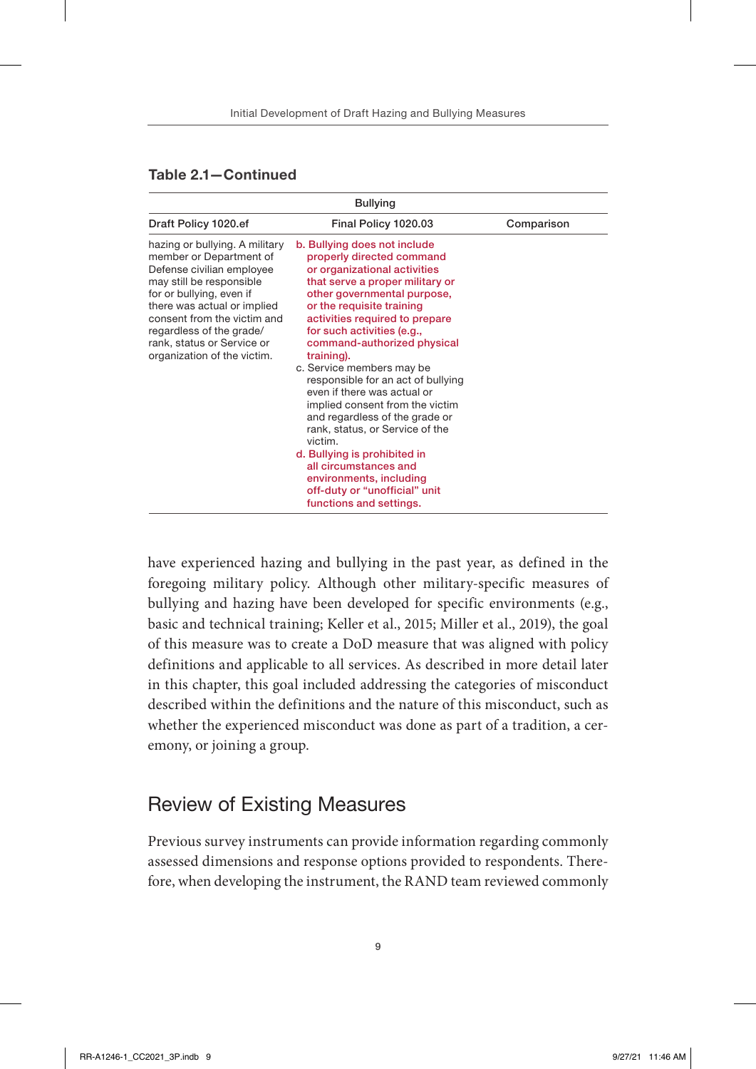**Table 2.1—Continued**

| Bullying | | |
|---|---|---|
| Draft Policy 1020.ef | Final Policy 1020.03 | Comparison |
| hazing or bullying. A military member or Department of Defense civilian employee may still be responsible for or bullying, even if there was actual or implied consent from the victim and regardless of the grade/ rank, status or Service or organization of the victim. | b. Bullying does not include properly directed command or organizational activities that serve a proper military or other governmental purpose, or the requisite training activities required to prepare for such activities (e.g., command-authorized physical training).<br>c. Service members may be responsible for an act of bullying even if there was actual or implied consent from the victim and regardless of the grade or rank, status, or Service of the victim.<br>d. Bullying is prohibited in all circumstances and environments, including off-duty or "unofficial" unit functions and settings. | |

have experienced hazing and bullying in the past year, as defined in the foregoing military policy. Although other military-specific measures of bullying and hazing have been developed for specific environments (e.g., basic and technical training; Keller et al., 2015; Miller et al., 2019), the goal of this measure was to create a DoD measure that was aligned with policy definitions and applicable to all services. As described in more detail later in this chapter, this goal included addressing the categories of misconduct described within the definitions and the nature of this misconduct, such as whether the experienced misconduct was done as part of a tradition, a ceremony, or joining a group.

## Review of Existing Measures

Previous survey instruments can provide information regarding commonly assessed dimensions and response options provided to respondents. Therefore, when developing the instrument, the RAND team reviewed commonly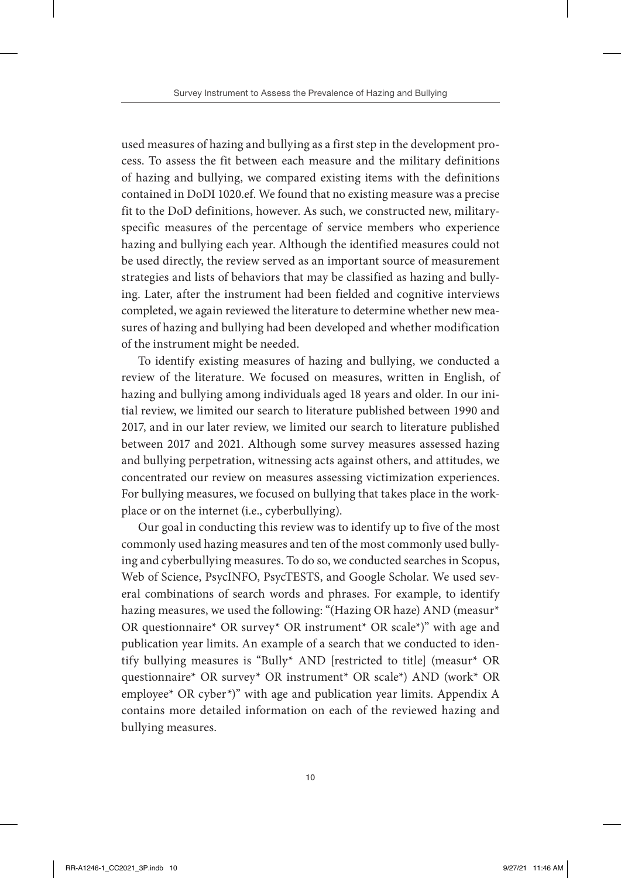used measures of hazing and bullying as a first step in the development process. To assess the fit between each measure and the military definitions of hazing and bullying, we compared existing items with the definitions contained in DoDI 1020.ef. We found that no existing measure was a precise fit to the DoD definitions, however. As such, we constructed new, military-specific measures of the percentage of service members who experience hazing and bullying each year. Although the identified measures could not be used directly, the review served as an important source of measurement strategies and lists of behaviors that may be classified as hazing and bullying. Later, after the instrument had been fielded and cognitive interviews completed, we again reviewed the literature to determine whether new measures of hazing and bullying had been developed and whether modification of the instrument might be needed.

To identify existing measures of hazing and bullying, we conducted a review of the literature. We focused on measures, written in English, of hazing and bullying among individuals aged 18 years and older. In our initial review, we limited our search to literature published between 1990 and 2017, and in our later review, we limited our search to literature published between 2017 and 2021. Although some survey measures assessed hazing and bullying perpetration, witnessing acts against others, and attitudes, we concentrated our review on measures assessing victimization experiences. For bullying measures, we focused on bullying that takes place in the workplace or on the internet (i.e., cyberbullying).

Our goal in conducting this review was to identify up to five of the most commonly used hazing measures and ten of the most commonly used bullying and cyberbullying measures. To do so, we conducted searches in Scopus, Web of Science, PsycINFO, PsycTESTS, and Google Scholar. We used several combinations of search words and phrases. For example, to identify hazing measures, we used the following: "(Hazing OR haze) AND (measur* OR questionnaire* OR survey* OR instrument* OR scale*)" with age and publication year limits. An example of a search that we conducted to identify bullying measures is "Bully* AND [restricted to title] (measur* OR questionnaire* OR survey* OR instrument* OR scale*) AND (work* OR employee* OR cyber*)" with age and publication year limits. Appendix A contains more detailed information on each of the reviewed hazing and bullying measures.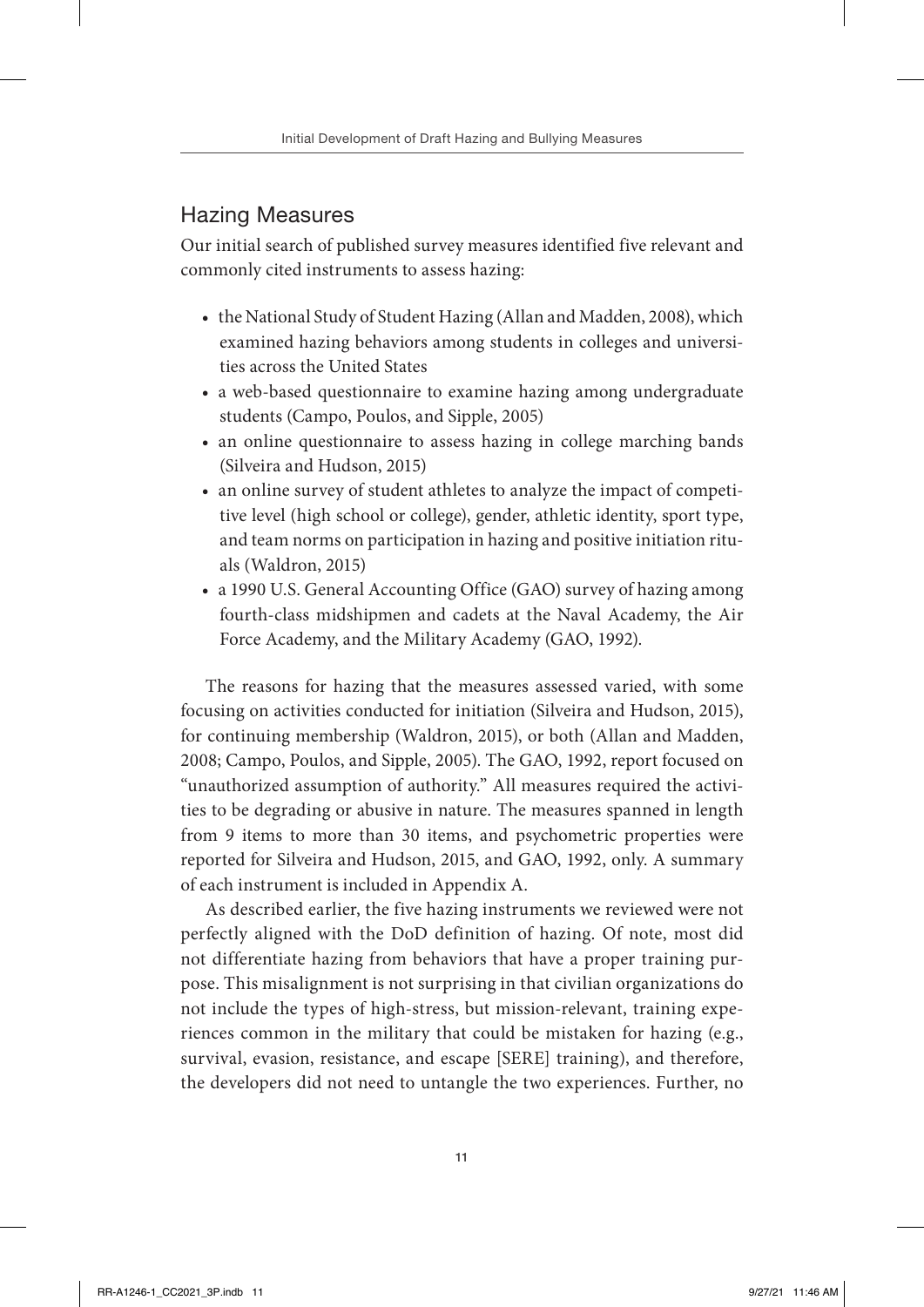## Hazing Measures

Our initial search of published survey measures identified five relevant and commonly cited instruments to assess hazing:

- the National Study of Student Hazing (Allan and Madden, 2008), which examined hazing behaviors among students in colleges and universities across the United States
- a web-based questionnaire to examine hazing among undergraduate students (Campo, Poulos, and Sipple, 2005)
- an online questionnaire to assess hazing in college marching bands (Silveira and Hudson, 2015)
- an online survey of student athletes to analyze the impact of competitive level (high school or college), gender, athletic identity, sport type, and team norms on participation in hazing and positive initiation rituals (Waldron, 2015)
- a 1990 U.S. General Accounting Office (GAO) survey of hazing among fourth-class midshipmen and cadets at the Naval Academy, the Air Force Academy, and the Military Academy (GAO, 1992).

The reasons for hazing that the measures assessed varied, with some focusing on activities conducted for initiation (Silveira and Hudson, 2015), for continuing membership (Waldron, 2015), or both (Allan and Madden, 2008; Campo, Poulos, and Sipple, 2005). The GAO, 1992, report focused on "unauthorized assumption of authority." All measures required the activities to be degrading or abusive in nature. The measures spanned in length from 9 items to more than 30 items, and psychometric properties were reported for Silveira and Hudson, 2015, and GAO, 1992, only. A summary of each instrument is included in Appendix A.

As described earlier, the five hazing instruments we reviewed were not perfectly aligned with the DoD definition of hazing. Of note, most did not differentiate hazing from behaviors that have a proper training purpose. This misalignment is not surprising in that civilian organizations do not include the types of high-stress, but mission-relevant, training experiences common in the military that could be mistaken for hazing (e.g., survival, evasion, resistance, and escape [SERE] training), and therefore, the developers did not need to untangle the two experiences. Further, no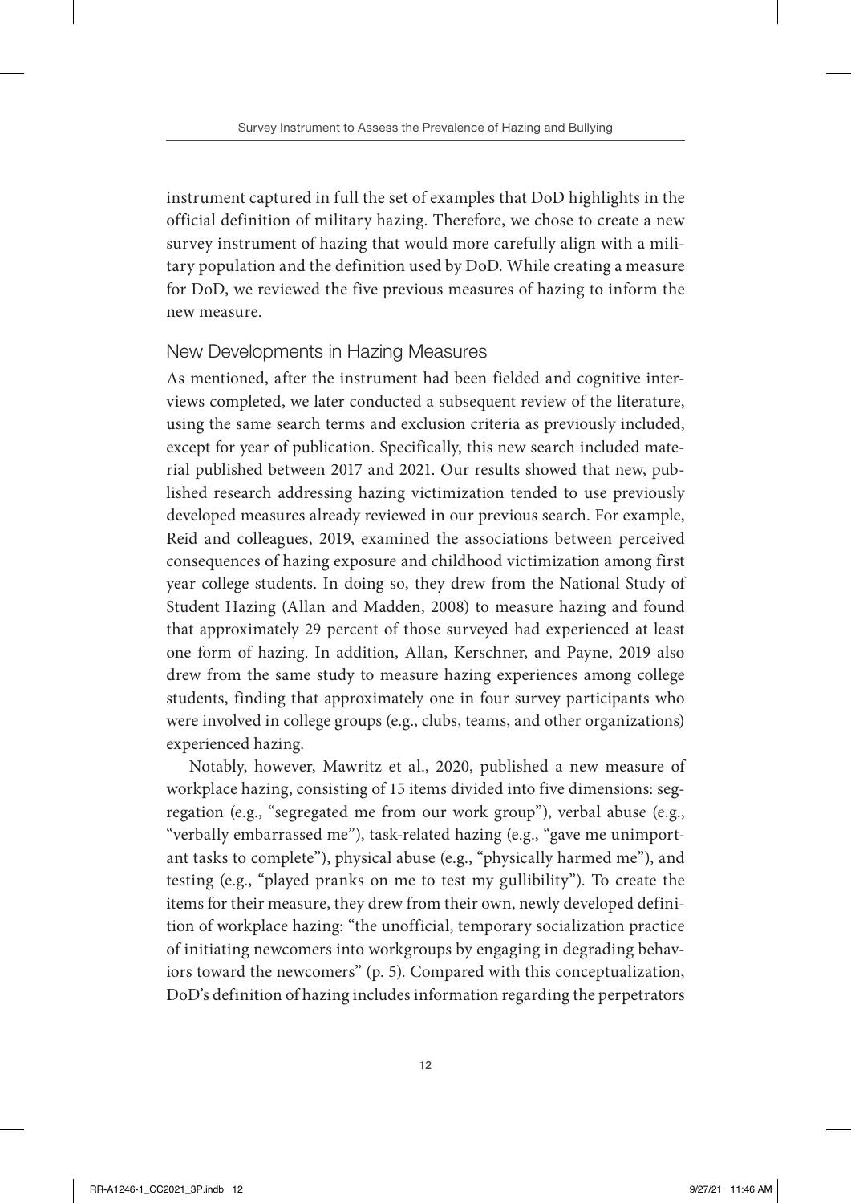instrument captured in full the set of examples that DoD highlights in the official definition of military hazing. Therefore, we chose to create a new survey instrument of hazing that would more carefully align with a military population and the definition used by DoD. While creating a measure for DoD, we reviewed the five previous measures of hazing to inform the new measure.

## New Developments in Hazing Measures

As mentioned, after the instrument had been fielded and cognitive interviews completed, we later conducted a subsequent review of the literature, using the same search terms and exclusion criteria as previously included, except for year of publication. Specifically, this new search included material published between 2017 and 2021. Our results showed that new, published research addressing hazing victimization tended to use previously developed measures already reviewed in our previous search. For example, Reid and colleagues, 2019, examined the associations between perceived consequences of hazing exposure and childhood victimization among first year college students. In doing so, they drew from the National Study of Student Hazing (Allan and Madden, 2008) to measure hazing and found that approximately 29 percent of those surveyed had experienced at least one form of hazing. In addition, Allan, Kerschner, and Payne, 2019 also drew from the same study to measure hazing experiences among college students, finding that approximately one in four survey participants who were involved in college groups (e.g., clubs, teams, and other organizations) experienced hazing.

Notably, however, Mawritz et al., 2020, published a new measure of workplace hazing, consisting of 15 items divided into five dimensions: segregation (e.g., "segregated me from our work group"), verbal abuse (e.g., "verbally embarrassed me"), task-related hazing (e.g., "gave me unimportant tasks to complete"), physical abuse (e.g., "physically harmed me"), and testing (e.g., "played pranks on me to test my gullibility"). To create the items for their measure, they drew from their own, newly developed definition of workplace hazing: "the unofficial, temporary socialization practice of initiating newcomers into workgroups by engaging in degrading behaviors toward the newcomers" (p. 5). Compared with this conceptualization, DoD's definition of hazing includes information regarding the perpetrators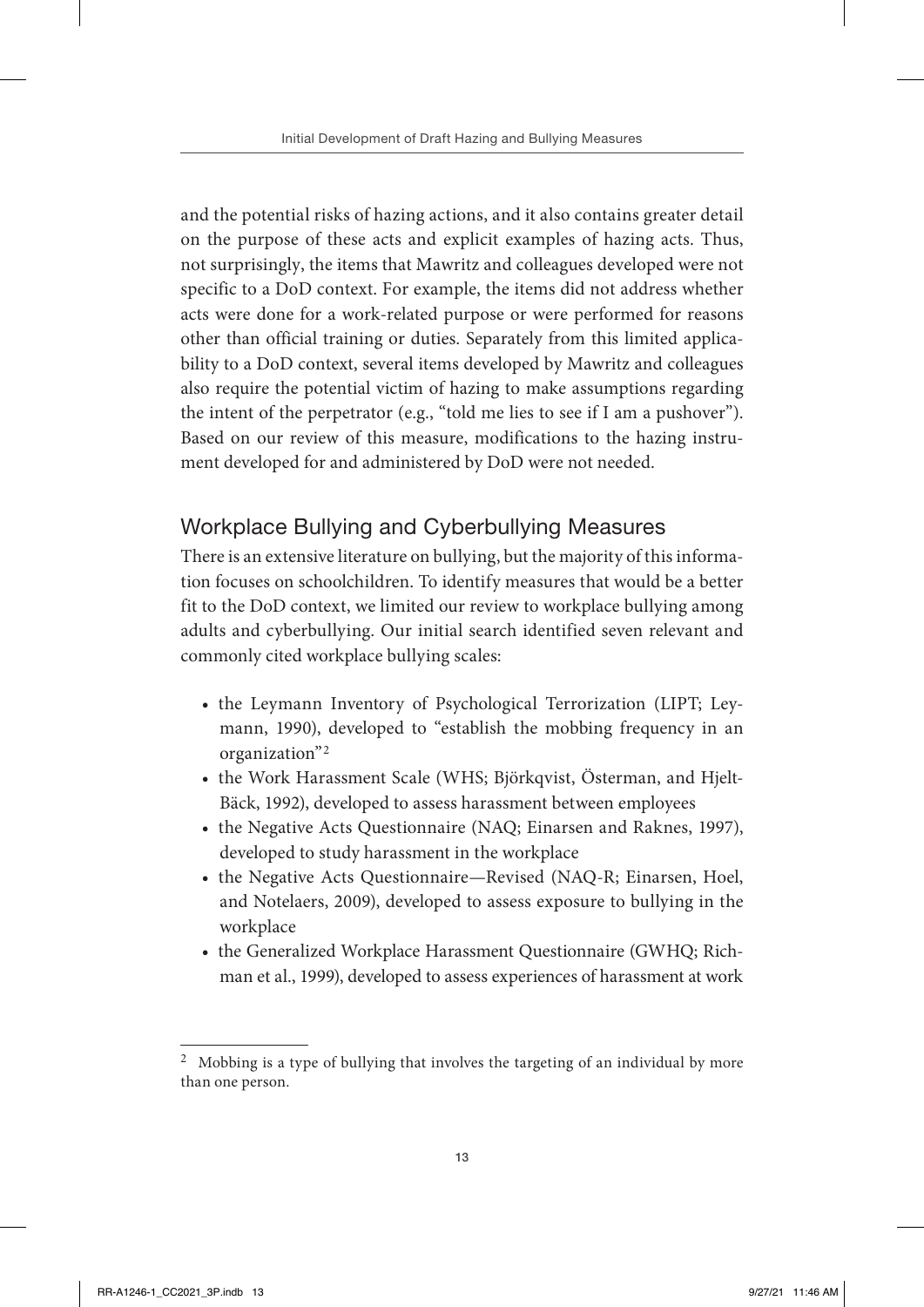and the potential risks of hazing actions, and it also contains greater detail on the purpose of these acts and explicit examples of hazing acts. Thus, not surprisingly, the items that Mawritz and colleagues developed were not specific to a DoD context. For example, the items did not address whether acts were done for a work-related purpose or were performed for reasons other than official training or duties. Separately from this limited applicability to a DoD context, several items developed by Mawritz and colleagues also require the potential victim of hazing to make assumptions regarding the intent of the perpetrator (e.g., "told me lies to see if I am a pushover"). Based on our review of this measure, modifications to the hazing instrument developed for and administered by DoD were not needed.

## Workplace Bullying and Cyberbullying Measures

There is an extensive literature on bullying, but the majority of this information focuses on schoolchildren. To identify measures that would be a better fit to the DoD context, we limited our review to workplace bullying among adults and cyberbullying. Our initial search identified seven relevant and commonly cited workplace bullying scales:

- the Leymann Inventory of Psychological Terrorization (LIPT; Leymann, 1990), developed to "establish the mobbing frequency in an organization"[2]
- the Work Harassment Scale (WHS; Björkqvist, Österman, and Hjelt-Bäck, 1992), developed to assess harassment between employees
- the Negative Acts Questionnaire (NAQ; Einarsen and Raknes, 1997), developed to study harassment in the workplace
- the Negative Acts Questionnaire—Revised (NAQ-R; Einarsen, Hoel, and Notelaers, 2009), developed to assess exposure to bullying in the workplace
- the Generalized Workplace Harassment Questionnaire (GWHQ; Richman et al., 1999), developed to assess experiences of harassment at work

[2] Mobbing is a type of bullying that involves the targeting of an individual by more than one person.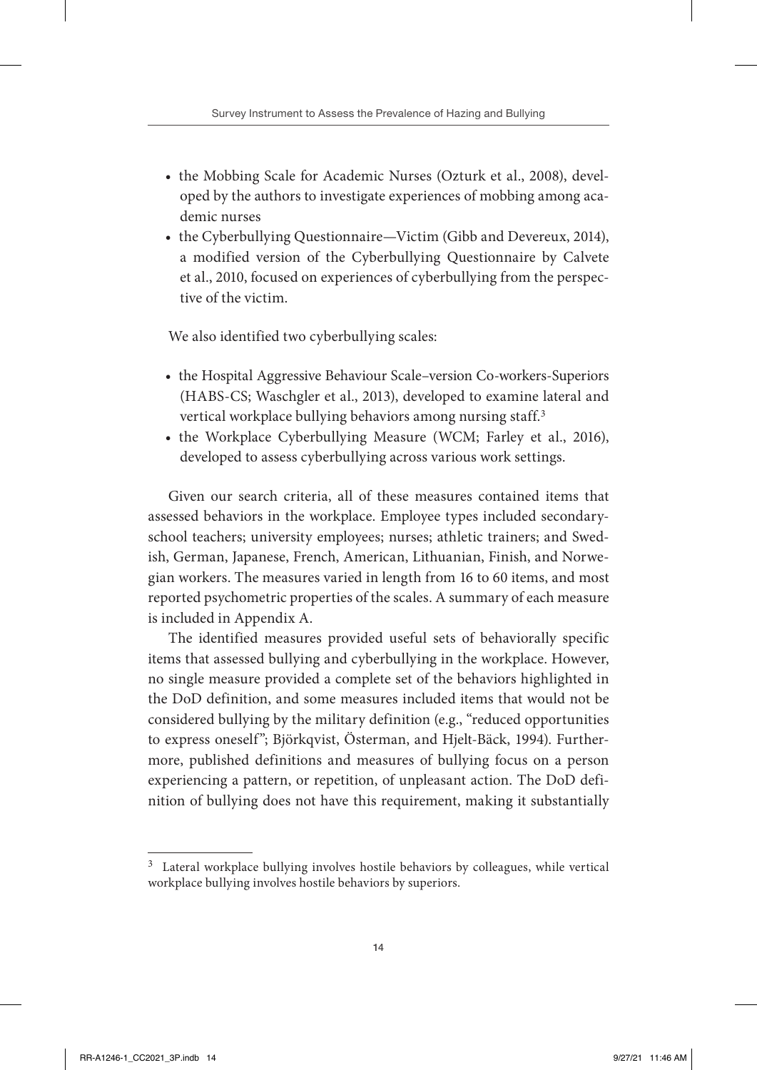- the Mobbing Scale for Academic Nurses (Ozturk et al., 2008), developed by the authors to investigate experiences of mobbing among academic nurses
- the Cyberbullying Questionnaire—Victim (Gibb and Devereux, 2014), a modified version of the Cyberbullying Questionnaire by Calvete et al., 2010, focused on experiences of cyberbullying from the perspective of the victim.

We also identified two cyberbullying scales:

- the Hospital Aggressive Behaviour Scale–version Co-workers-Superiors (HABS-CS; Waschgler et al., 2013), developed to examine lateral and vertical workplace bullying behaviors among nursing staff.[3]
- the Workplace Cyberbullying Measure (WCM; Farley et al., 2016), developed to assess cyberbullying across various work settings.

Given our search criteria, all of these measures contained items that assessed behaviors in the workplace. Employee types included secondary-school teachers; university employees; nurses; athletic trainers; and Swedish, German, Japanese, French, American, Lithuanian, Finish, and Norwegian workers. The measures varied in length from 16 to 60 items, and most reported psychometric properties of the scales. A summary of each measure is included in Appendix A.

The identified measures provided useful sets of behaviorally specific items that assessed bullying and cyberbullying in the workplace. However, no single measure provided a complete set of the behaviors highlighted in the DoD definition, and some measures included items that would not be considered bullying by the military definition (e.g., "reduced opportunities to express oneself"; Björkqvist, Österman, and Hjelt-Bäck, 1994). Furthermore, published definitions and measures of bullying focus on a person experiencing a pattern, or repetition, of unpleasant action. The DoD definition of bullying does not have this requirement, making it substantially

[3] Lateral workplace bullying involves hostile behaviors by colleagues, while vertical workplace bullying involves hostile behaviors by superiors.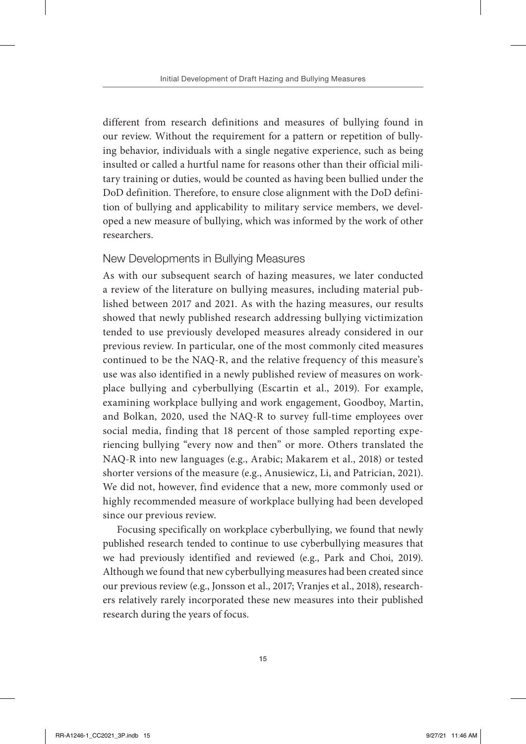different from research definitions and measures of bullying found in our review. Without the requirement for a pattern or repetition of bullying behavior, individuals with a single negative experience, such as being insulted or called a hurtful name for reasons other than their official military training or duties, would be counted as having been bullied under the DoD definition. Therefore, to ensure close alignment with the DoD definition of bullying and applicability to military service members, we developed a new measure of bullying, which was informed by the work of other researchers.

### New Developments in Bullying Measures

As with our subsequent search of hazing measures, we later conducted a review of the literature on bullying measures, including material published between 2017 and 2021. As with the hazing measures, our results showed that newly published research addressing bullying victimization tended to use previously developed measures already considered in our previous review. In particular, one of the most commonly cited measures continued to be the NAQ-R, and the relative frequency of this measure's use was also identified in a newly published review of measures on workplace bullying and cyberbullying (Escartin et al., 2019). For example, examining workplace bullying and work engagement, Goodboy, Martin, and Bolkan, 2020, used the NAQ-R to survey full-time employees over social media, finding that 18 percent of those sampled reporting experiencing bullying "every now and then" or more. Others translated the NAQ-R into new languages (e.g., Arabic; Makarem et al., 2018) or tested shorter versions of the measure (e.g., Anusiewicz, Li, and Patrician, 2021). We did not, however, find evidence that a new, more commonly used or highly recommended measure of workplace bullying had been developed since our previous review.

Focusing specifically on workplace cyberbullying, we found that newly published research tended to continue to use cyberbullying measures that we had previously identified and reviewed (e.g., Park and Choi, 2019). Although we found that new cyberbullying measures had been created since our previous review (e.g., Jonsson et al., 2017; Vranjes et al., 2018), researchers relatively rarely incorporated these new measures into their published research during the years of focus.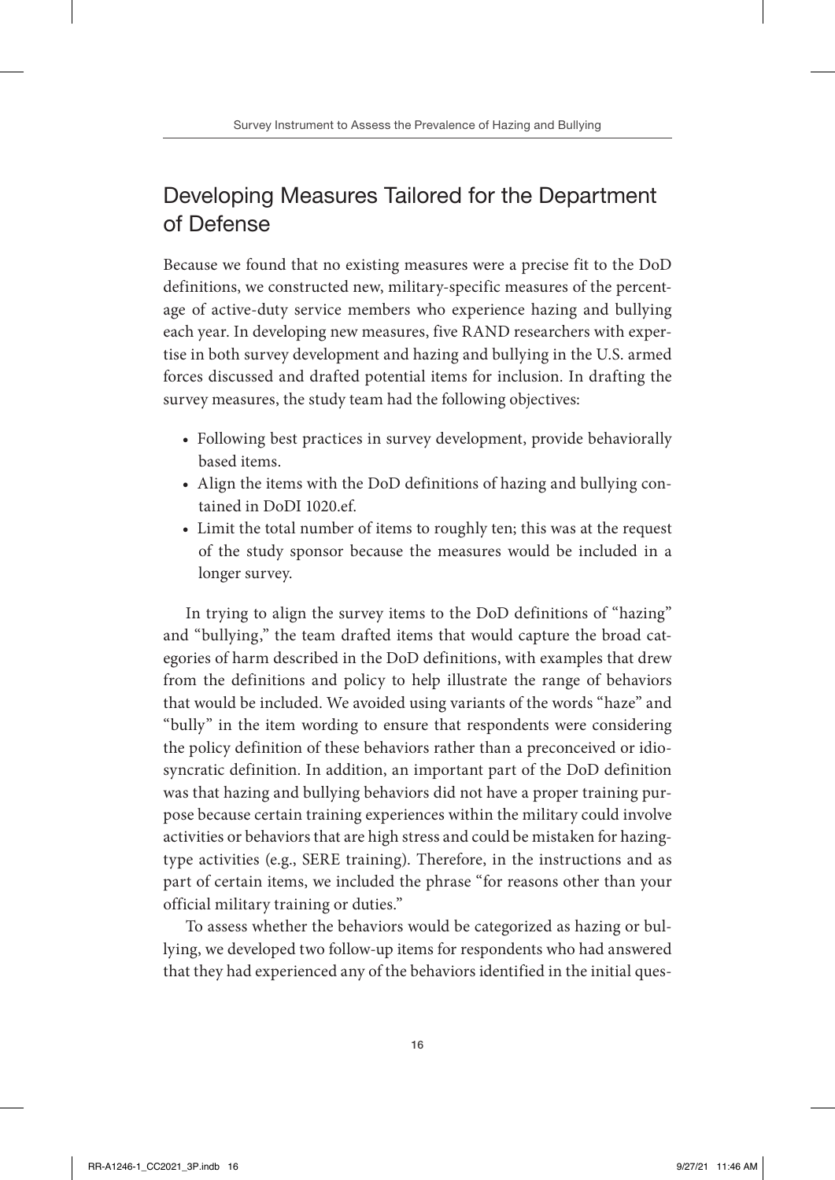## Developing Measures Tailored for the Department of Defense

Because we found that no existing measures were a precise fit to the DoD definitions, we constructed new, military-specific measures of the percentage of active-duty service members who experience hazing and bullying each year. In developing new measures, five RAND researchers with expertise in both survey development and hazing and bullying in the U.S. armed forces discussed and drafted potential items for inclusion. In drafting the survey measures, the study team had the following objectives:

- Following best practices in survey development, provide behaviorally based items.
- Align the items with the DoD definitions of hazing and bullying contained in DoDI 1020.ef.
- Limit the total number of items to roughly ten; this was at the request of the study sponsor because the measures would be included in a longer survey.

In trying to align the survey items to the DoD definitions of "hazing" and "bullying," the team drafted items that would capture the broad categories of harm described in the DoD definitions, with examples that drew from the definitions and policy to help illustrate the range of behaviors that would be included. We avoided using variants of the words "haze" and "bully" in the item wording to ensure that respondents were considering the policy definition of these behaviors rather than a preconceived or idiosyncratic definition. In addition, an important part of the DoD definition was that hazing and bullying behaviors did not have a proper training purpose because certain training experiences within the military could involve activities or behaviors that are high stress and could be mistaken for hazing-type activities (e.g., SERE training). Therefore, in the instructions and as part of certain items, we included the phrase "for reasons other than your official military training or duties."

To assess whether the behaviors would be categorized as hazing or bullying, we developed two follow-up items for respondents who had answered that they had experienced any of the behaviors identified in the initial ques-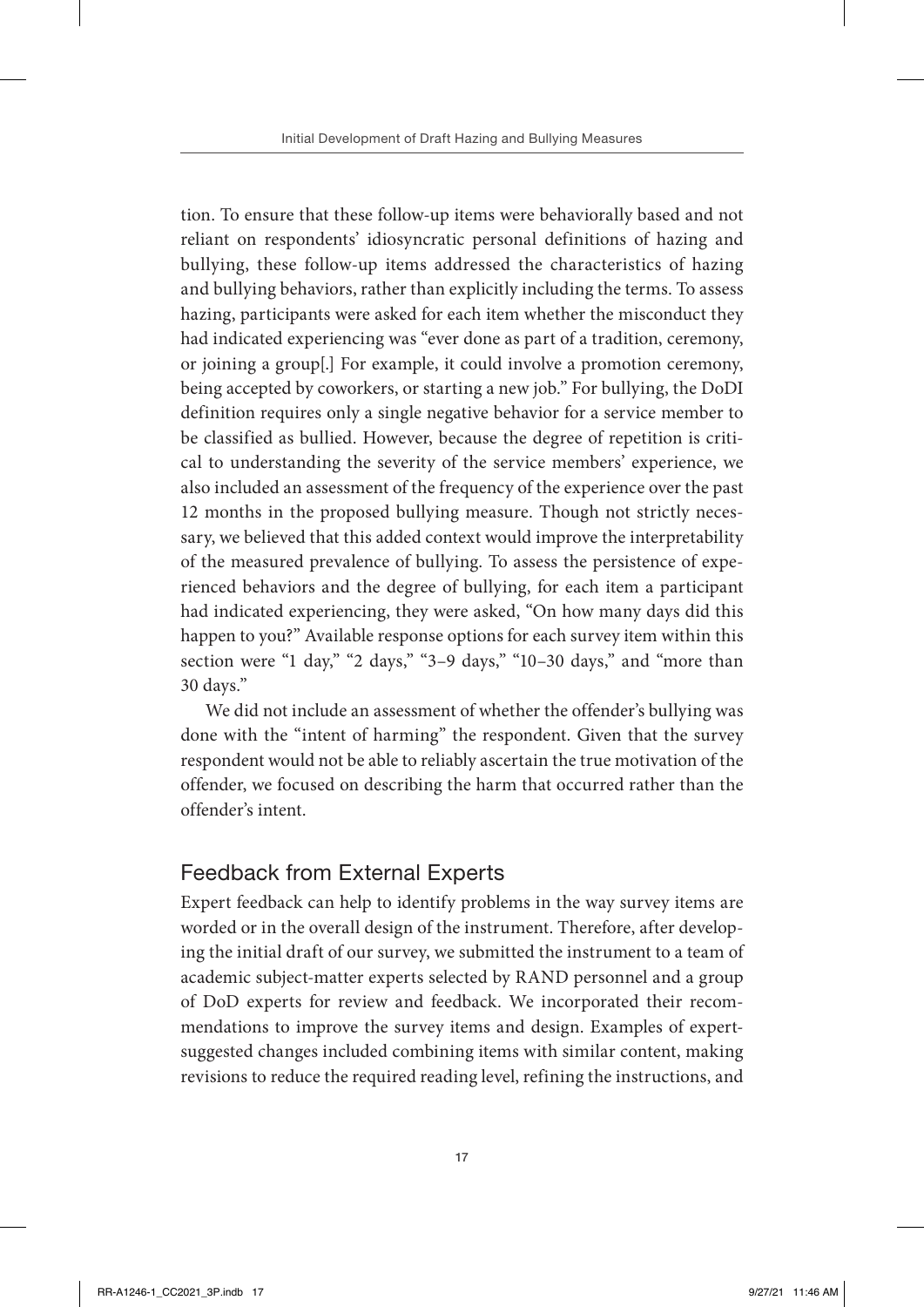tion. To ensure that these follow-up items were behaviorally based and not reliant on respondents' idiosyncratic personal definitions of hazing and bullying, these follow-up items addressed the characteristics of hazing and bullying behaviors, rather than explicitly including the terms. To assess hazing, participants were asked for each item whether the misconduct they had indicated experiencing was "ever done as part of a tradition, ceremony, or joining a group[.] For example, it could involve a promotion ceremony, being accepted by coworkers, or starting a new job." For bullying, the DoDI definition requires only a single negative behavior for a service member to be classified as bullied. However, because the degree of repetition is critical to understanding the severity of the service members' experience, we also included an assessment of the frequency of the experience over the past 12 months in the proposed bullying measure. Though not strictly necessary, we believed that this added context would improve the interpretability of the measured prevalence of bullying. To assess the persistence of experienced behaviors and the degree of bullying, for each item a participant had indicated experiencing, they were asked, "On how many days did this happen to you?" Available response options for each survey item within this section were "1 day," "2 days," "3–9 days," "10–30 days," and "more than 30 days."

We did not include an assessment of whether the offender's bullying was done with the "intent of harming" the respondent. Given that the survey respondent would not be able to reliably ascertain the true motivation of the offender, we focused on describing the harm that occurred rather than the offender's intent.

## Feedback from External Experts

Expert feedback can help to identify problems in the way survey items are worded or in the overall design of the instrument. Therefore, after developing the initial draft of our survey, we submitted the instrument to a team of academic subject-matter experts selected by RAND personnel and a group of DoD experts for review and feedback. We incorporated their recommendations to improve the survey items and design. Examples of expert-suggested changes included combining items with similar content, making revisions to reduce the required reading level, refining the instructions, and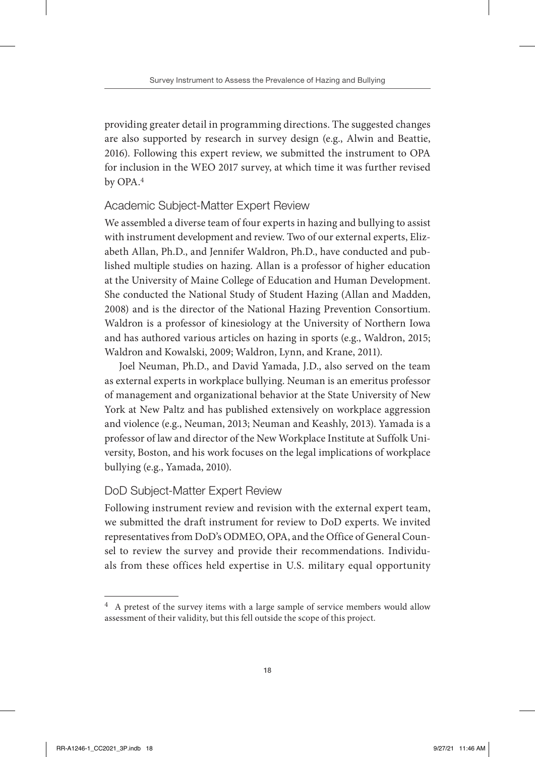providing greater detail in programming directions. The suggested changes are also supported by research in survey design (e.g., Alwin and Beattie, 2016). Following this expert review, we submitted the instrument to OPA for inclusion in the WEO 2017 survey, at which time it was further revised by OPA.[4]

## Academic Subject-Matter Expert Review

We assembled a diverse team of four experts in hazing and bullying to assist with instrument development and review. Two of our external experts, Elizabeth Allan, Ph.D., and Jennifer Waldron, Ph.D., have conducted and published multiple studies on hazing. Allan is a professor of higher education at the University of Maine College of Education and Human Development. She conducted the National Study of Student Hazing (Allan and Madden, 2008) and is the director of the National Hazing Prevention Consortium. Waldron is a professor of kinesiology at the University of Northern Iowa and has authored various articles on hazing in sports (e.g., Waldron, 2015; Waldron and Kowalski, 2009; Waldron, Lynn, and Krane, 2011).

Joel Neuman, Ph.D., and David Yamada, J.D., also served on the team as external experts in workplace bullying. Neuman is an emeritus professor of management and organizational behavior at the State University of New York at New Paltz and has published extensively on workplace aggression and violence (e.g., Neuman, 2013; Neuman and Keashly, 2013). Yamada is a professor of law and director of the New Workplace Institute at Suffolk University, Boston, and his work focuses on the legal implications of workplace bullying (e.g., Yamada, 2010).

## DoD Subject-Matter Expert Review

Following instrument review and revision with the external expert team, we submitted the draft instrument for review to DoD experts. We invited representatives from DoD's ODMEO, OPA, and the Office of General Counsel to review the survey and provide their recommendations. Individuals from these offices held expertise in U.S. military equal opportunity

---

[4] A pretest of the survey items with a large sample of service members would allow assessment of their validity, but this fell outside the scope of this project.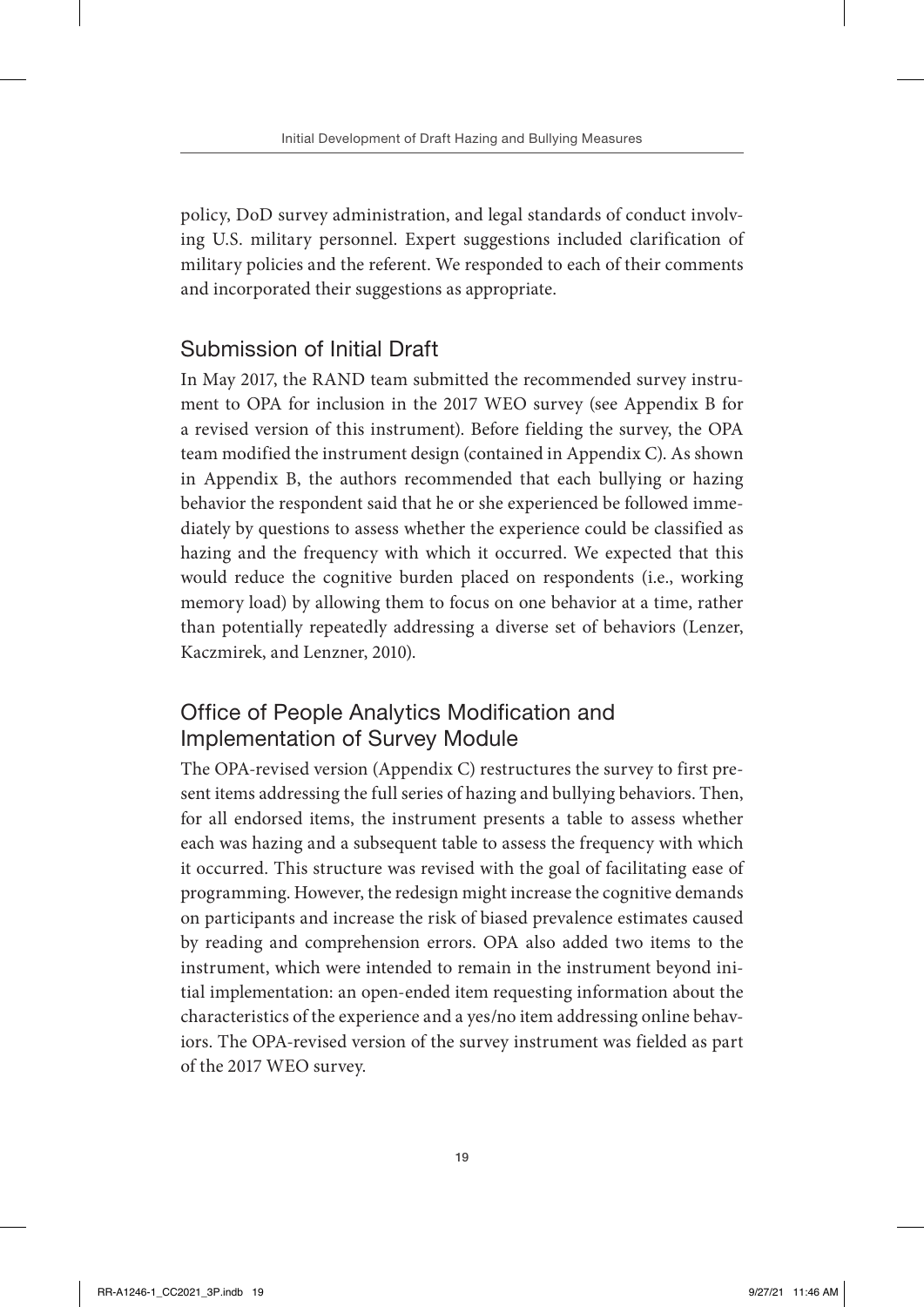policy, DoD survey administration, and legal standards of conduct involving U.S. military personnel. Expert suggestions included clarification of military policies and the referent. We responded to each of their comments and incorporated their suggestions as appropriate.

## Submission of Initial Draft

In May 2017, the RAND team submitted the recommended survey instrument to OPA for inclusion in the 2017 WEO survey (see Appendix B for a revised version of this instrument). Before fielding the survey, the OPA team modified the instrument design (contained in Appendix C). As shown in Appendix B, the authors recommended that each bullying or hazing behavior the respondent said that he or she experienced be followed immediately by questions to assess whether the experience could be classified as hazing and the frequency with which it occurred. We expected that this would reduce the cognitive burden placed on respondents (i.e., working memory load) by allowing them to focus on one behavior at a time, rather than potentially repeatedly addressing a diverse set of behaviors (Lenzer, Kaczmirek, and Lenzner, 2010).

## Office of People Analytics Modification and Implementation of Survey Module

The OPA-revised version (Appendix C) restructures the survey to first present items addressing the full series of hazing and bullying behaviors. Then, for all endorsed items, the instrument presents a table to assess whether each was hazing and a subsequent table to assess the frequency with which it occurred. This structure was revised with the goal of facilitating ease of programming. However, the redesign might increase the cognitive demands on participants and increase the risk of biased prevalence estimates caused by reading and comprehension errors. OPA also added two items to the instrument, which were intended to remain in the instrument beyond initial implementation: an open-ended item requesting information about the characteristics of the experience and a yes/no item addressing online behaviors. The OPA-revised version of the survey instrument was fielded as part of the 2017 WEO survey.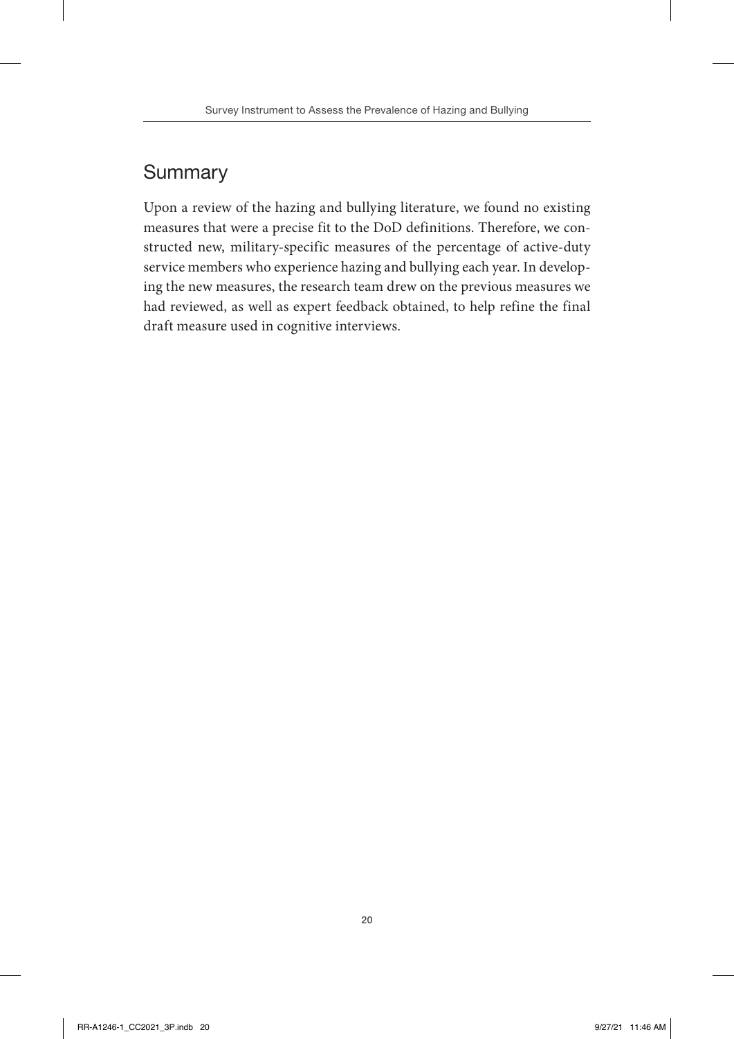## Summary

Upon a review of the hazing and bullying literature, we found no existing measures that were a precise fit to the DoD definitions. Therefore, we constructed new, military-specific measures of the percentage of active-duty service members who experience hazing and bullying each year. In developing the new measures, the research team drew on the previous measures we had reviewed, as well as expert feedback obtained, to help refine the final draft measure used in cognitive interviews.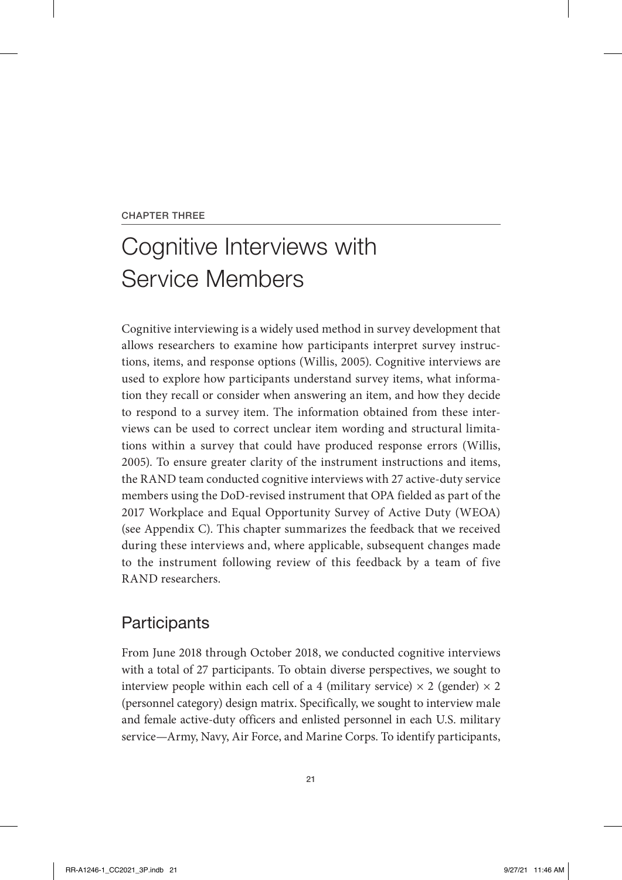CHAPTER THREE

# Cognitive Interviews with Service Members

Cognitive interviewing is a widely used method in survey development that allows researchers to examine how participants interpret survey instructions, items, and response options (Willis, 2005). Cognitive interviews are used to explore how participants understand survey items, what information they recall or consider when answering an item, and how they decide to respond to a survey item. The information obtained from these interviews can be used to correct unclear item wording and structural limitations within a survey that could have produced response errors (Willis, 2005). To ensure greater clarity of the instrument instructions and items, the RAND team conducted cognitive interviews with 27 active-duty service members using the DoD-revised instrument that OPA fielded as part of the 2017 Workplace and Equal Opportunity Survey of Active Duty (WEOA) (see Appendix C). This chapter summarizes the feedback that we received during these interviews and, where applicable, subsequent changes made to the instrument following review of this feedback by a team of five RAND researchers.

## Participants

From June 2018 through October 2018, we conducted cognitive interviews with a total of 27 participants. To obtain diverse perspectives, we sought to interview people within each cell of a 4 (military service) × 2 (gender) × 2 (personnel category) design matrix. Specifically, we sought to interview male and female active-duty officers and enlisted personnel in each U.S. military service—Army, Navy, Air Force, and Marine Corps. To identify participants,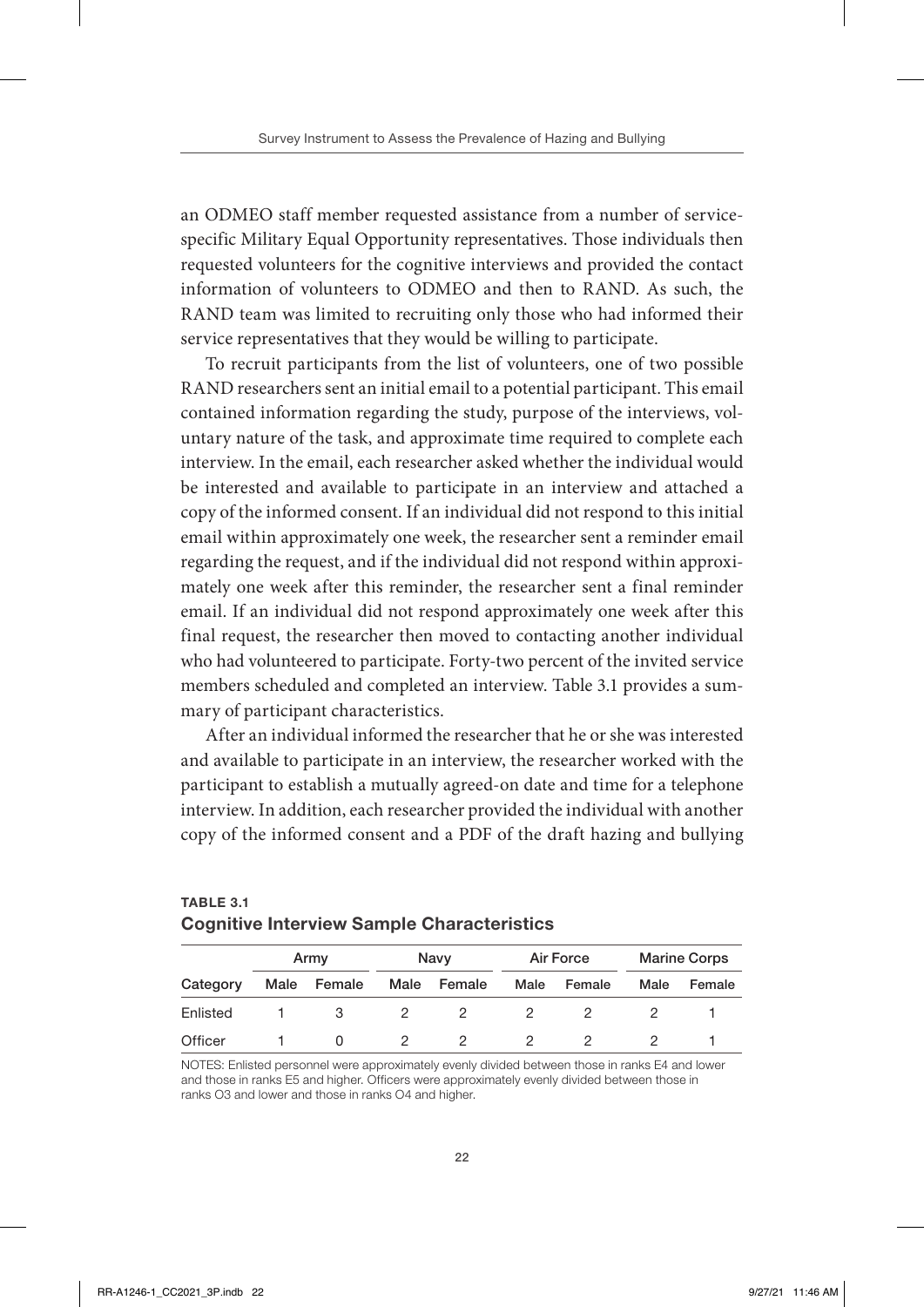an ODMEO staff member requested assistance from a number of service-specific Military Equal Opportunity representatives. Those individuals then requested volunteers for the cognitive interviews and provided the contact information of volunteers to ODMEO and then to RAND. As such, the RAND team was limited to recruiting only those who had informed their service representatives that they would be willing to participate.

To recruit participants from the list of volunteers, one of two possible RAND researchers sent an initial email to a potential participant. This email contained information regarding the study, purpose of the interviews, voluntary nature of the task, and approximate time required to complete each interview. In the email, each researcher asked whether the individual would be interested and available to participate in an interview and attached a copy of the informed consent. If an individual did not respond to this initial email within approximately one week, the researcher sent a reminder email regarding the request, and if the individual did not respond within approximately one week after this reminder, the researcher sent a final reminder email. If an individual did not respond approximately one week after this final request, the researcher then moved to contacting another individual who had volunteered to participate. Forty-two percent of the invited service members scheduled and completed an interview. Table 3.1 provides a summary of participant characteristics.

After an individual informed the researcher that he or she was interested and available to participate in an interview, the researcher worked with the participant to establish a mutually agreed-on date and time for a telephone interview. In addition, each researcher provided the individual with another copy of the informed consent and a PDF of the draft hazing and bullying

**TABLE 3.1**
**Cognitive Interview Sample Characteristics**

| | Army | | Navy | | Air Force | | Marine Corps | |
|---|---|---|---|---|---|---|---|---|
| Category | Male | Female | Male | Female | Male | Female | Male | Female |
| Enlisted | 1 | 3 | 2 | 2 | 2 | 2 | 2 | 1 |
| Officer | 1 | 0 | 2 | 2 | 2 | 2 | 2 | 1 |

NOTES: Enlisted personnel were approximately evenly divided between those in ranks E4 and lower and those in ranks E5 and higher. Officers were approximately evenly divided between those in ranks O3 and lower and those in ranks O4 and higher.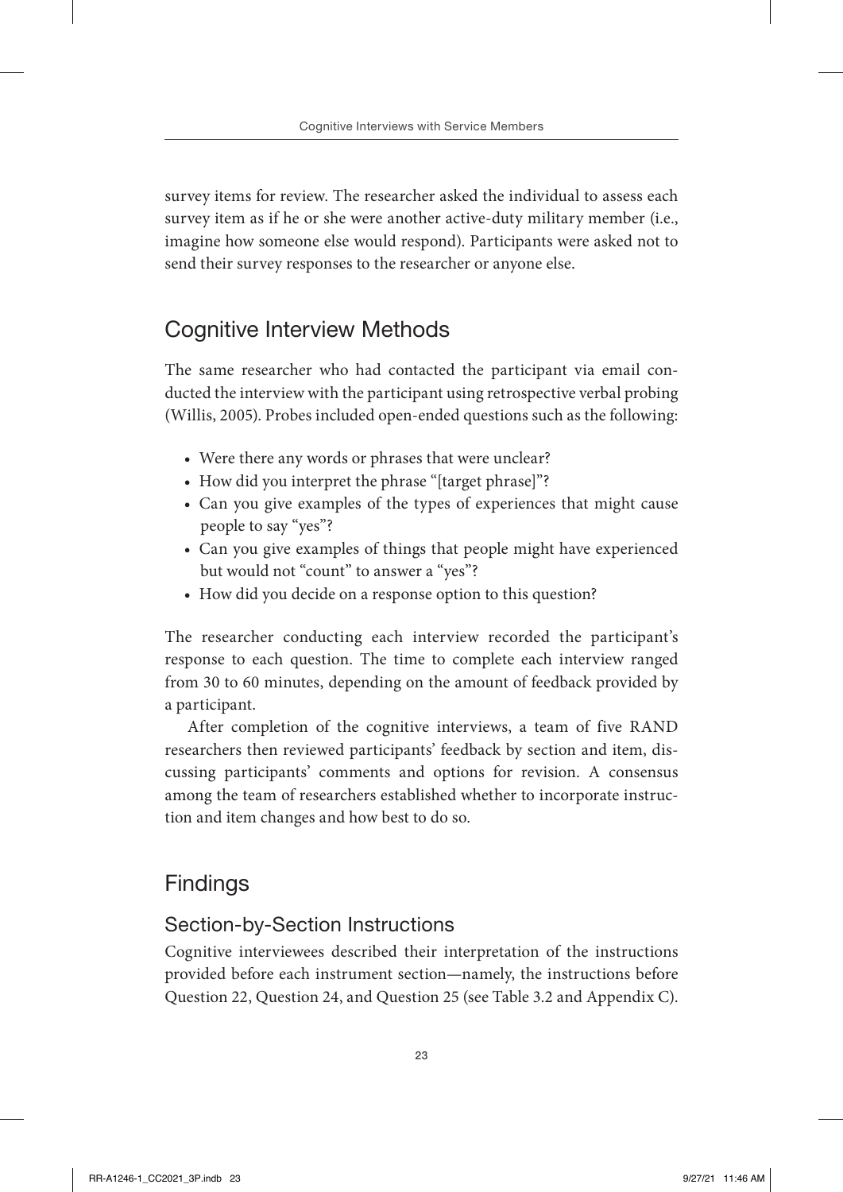survey items for review. The researcher asked the individual to assess each survey item as if he or she were another active-duty military member (i.e., imagine how someone else would respond). Participants were asked not to send their survey responses to the researcher or anyone else.

## Cognitive Interview Methods

The same researcher who had contacted the participant via email conducted the interview with the participant using retrospective verbal probing (Willis, 2005). Probes included open-ended questions such as the following:

- Were there any words or phrases that were unclear?
- How did you interpret the phrase "[target phrase]"?
- Can you give examples of the types of experiences that might cause people to say "yes"?
- Can you give examples of things that people might have experienced but would not "count" to answer a "yes"?
- How did you decide on a response option to this question?

The researcher conducting each interview recorded the participant's response to each question. The time to complete each interview ranged from 30 to 60 minutes, depending on the amount of feedback provided by a participant.

After completion of the cognitive interviews, a team of five RAND researchers then reviewed participants' feedback by section and item, discussing participants' comments and options for revision. A consensus among the team of researchers established whether to incorporate instruction and item changes and how best to do so.

## Findings

### Section-by-Section Instructions

Cognitive interviewees described their interpretation of the instructions provided before each instrument section—namely, the instructions before Question 22, Question 24, and Question 25 (see Table 3.2 and Appendix C).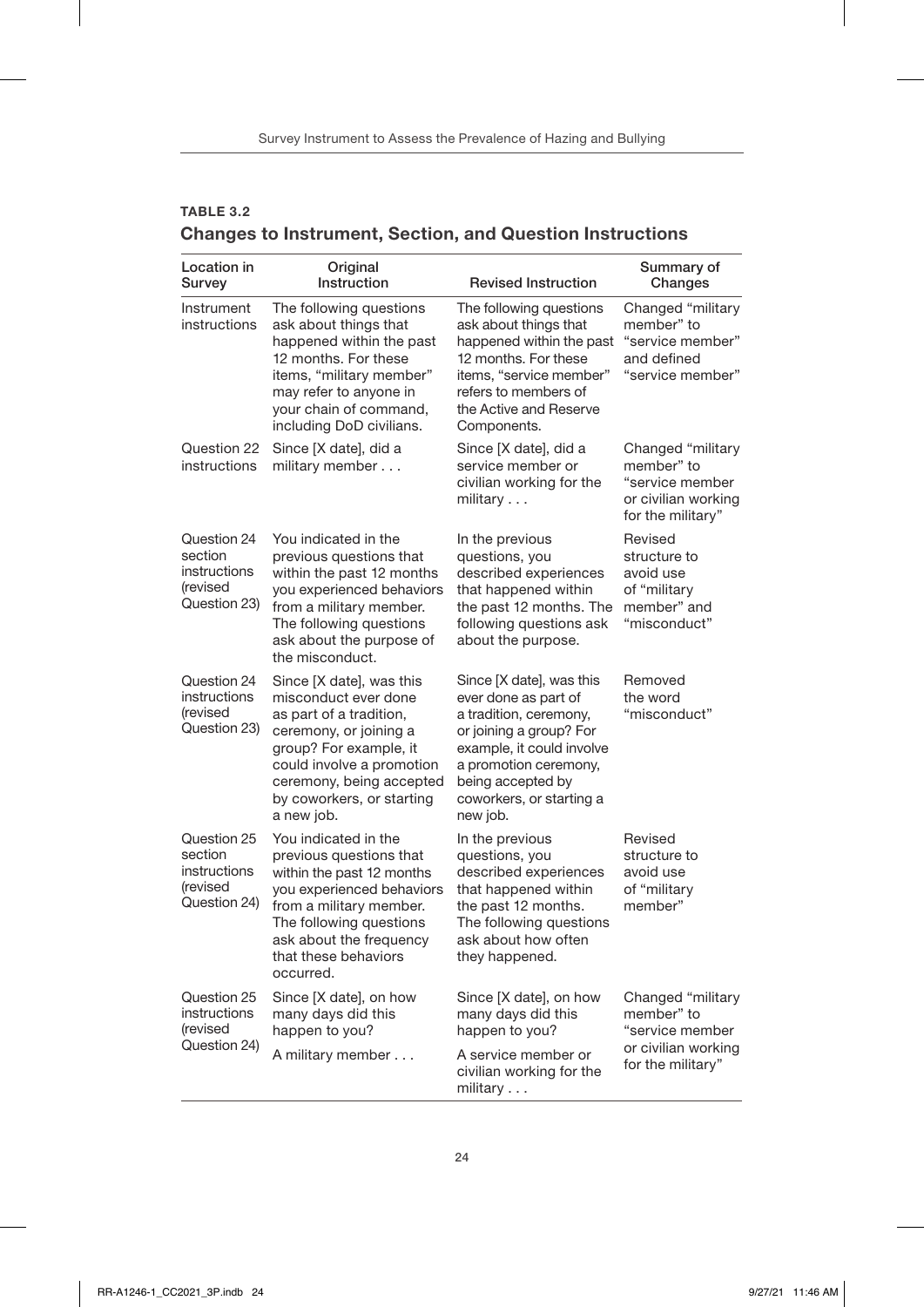**TABLE 3.2**

## Changes to Instrument, Section, and Question Instructions

| Location in Survey | Original Instruction | Revised Instruction | Summary of Changes |
|---|---|---|---|
| Instrument instructions | The following questions ask about things that happened within the past 12 months. For these items, "military member" may refer to anyone in your chain of command, including DoD civilians. | The following questions ask about things that happened within the past 12 months. For these items, "service member" refers to members of the Active and Reserve Components. | Changed "military member" to "service member" and defined "service member" |
| Question 22 instructions | Since [X date], did a military member . . . | Since [X date], did a service member or civilian working for the military . . . | Changed "military member" to "service member or civilian working for the military" |
| Question 24 section instructions (revised Question 23) | You indicated in the previous questions that within the past 12 months you experienced behaviors from a military member. The following questions ask about the purpose of the misconduct. | In the previous questions, you described experiences that happened within the past 12 months. The following questions ask about the purpose. | Revised structure to avoid use of "military member" and "misconduct" |
| Question 24 instructions (revised Question 23) | Since [X date], was this misconduct ever done as part of a tradition, ceremony, or joining a group? For example, it could involve a promotion ceremony, being accepted by coworkers, or starting a new job. | Since [X date], was this ever done as part of a tradition, ceremony, or joining a group? For example, it could involve a promotion ceremony, being accepted by coworkers, or starting a new job. | Removed the word "misconduct" |
| Question 25 section instructions (revised Question 24) | You indicated in the previous questions that within the past 12 months you experienced behaviors from a military member. The following questions ask about the frequency that these behaviors occurred. | In the previous questions, you described experiences that happened within the past 12 months. The following questions ask about how often they happened. | Revised structure to avoid use of "military member" |
| Question 25 instructions (revised Question 24) | Since [X date], on how many days did this happen to you?<br>A military member . . . | Since [X date], on how many days did this happen to you?<br>A service member or civilian working for the military . . . | Changed "military member" to "service member or civilian working for the military" |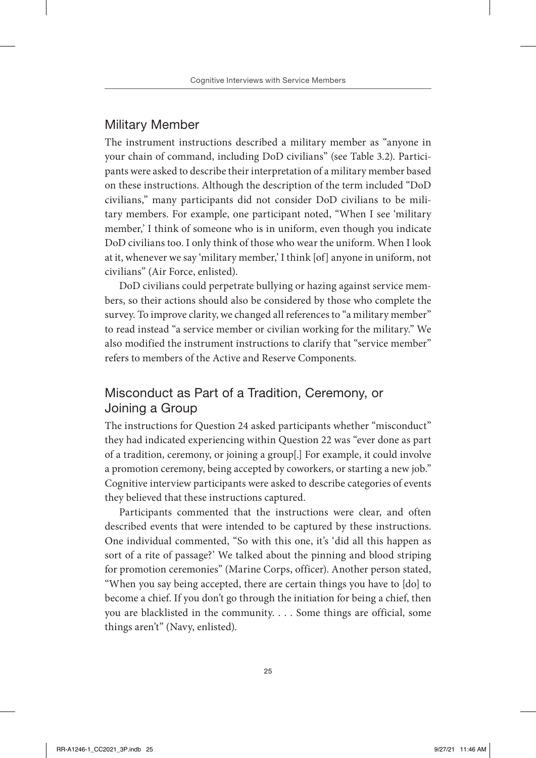## Military Member

The instrument instructions described a military member as "anyone in your chain of command, including DoD civilians" (see Table 3.2). Participants were asked to describe their interpretation of a military member based on these instructions. Although the description of the term included "DoD civilians," many participants did not consider DoD civilians to be military members. For example, one participant noted, "When I see 'military member,' I think of someone who is in uniform, even though you indicate DoD civilians too. I only think of those who wear the uniform. When I look at it, whenever we say 'military member,' I think [of] anyone in uniform, not civilians" (Air Force, enlisted).

DoD civilians could perpetrate bullying or hazing against service members, so their actions should also be considered by those who complete the survey. To improve clarity, we changed all references to "a military member" to read instead "a service member or civilian working for the military." We also modified the instrument instructions to clarify that "service member" refers to members of the Active and Reserve Components.

## Misconduct as Part of a Tradition, Ceremony, or Joining a Group

The instructions for Question 24 asked participants whether "misconduct" they had indicated experiencing within Question 22 was "ever done as part of a tradition, ceremony, or joining a group[.] For example, it could involve a promotion ceremony, being accepted by coworkers, or starting a new job." Cognitive interview participants were asked to describe categories of events they believed that these instructions captured.

Participants commented that the instructions were clear, and often described events that were intended to be captured by these instructions. One individual commented, "So with this one, it's 'did all this happen as sort of a rite of passage?' We talked about the pinning and blood striping for promotion ceremonies" (Marine Corps, officer). Another person stated, "When you say being accepted, there are certain things you have to [do] to become a chief. If you don't go through the initiation for being a chief, then you are blacklisted in the community. . . . Some things are official, some things aren't" (Navy, enlisted).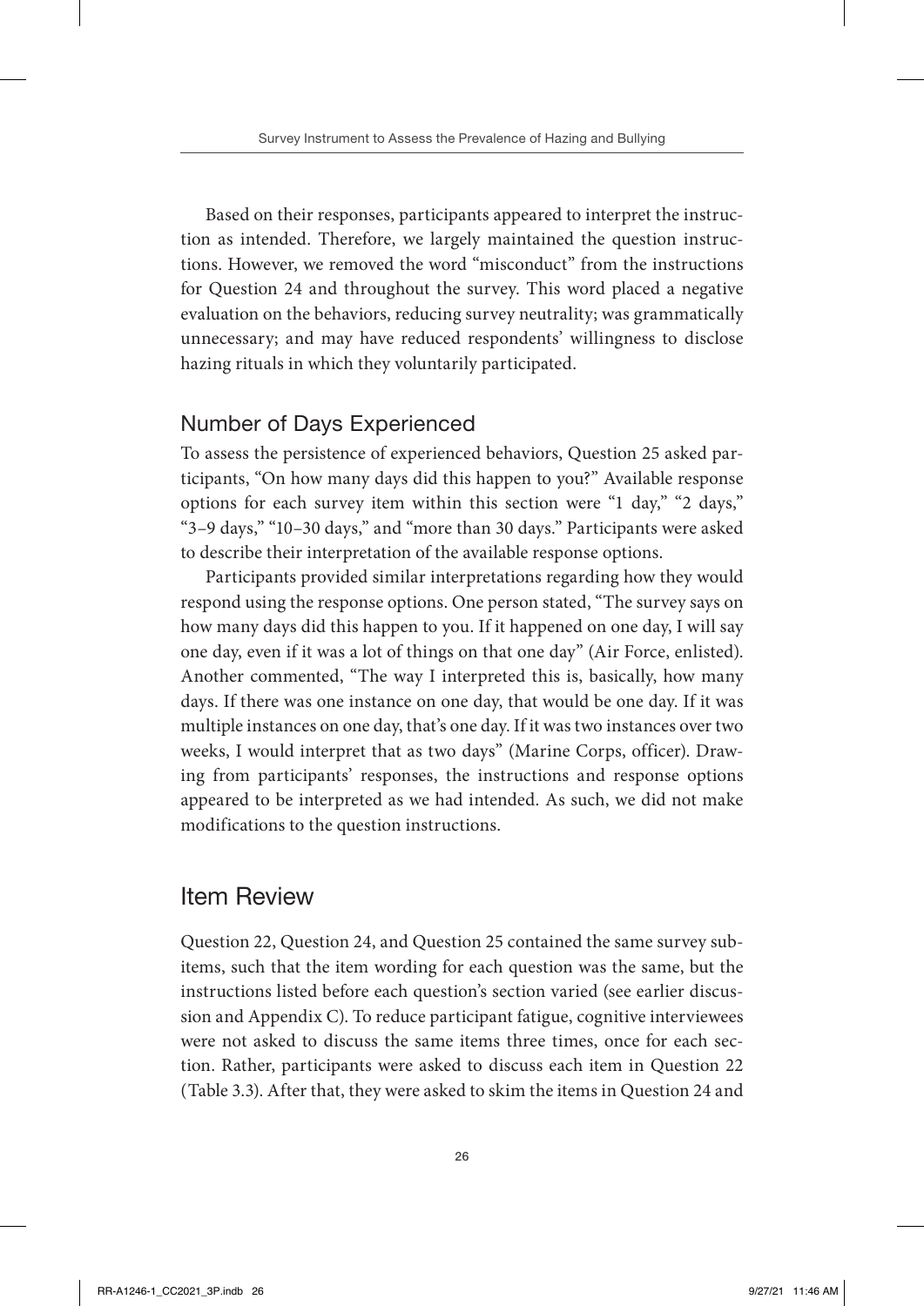Based on their responses, participants appeared to interpret the instruction as intended. Therefore, we largely maintained the question instructions. However, we removed the word "misconduct" from the instructions for Question 24 and throughout the survey. This word placed a negative evaluation on the behaviors, reducing survey neutrality; was grammatically unnecessary; and may have reduced respondents' willingness to disclose hazing rituals in which they voluntarily participated.

### Number of Days Experienced

To assess the persistence of experienced behaviors, Question 25 asked participants, "On how many days did this happen to you?" Available response options for each survey item within this section were "1 day," "2 days," "3–9 days," "10–30 days," and "more than 30 days." Participants were asked to describe their interpretation of the available response options.

Participants provided similar interpretations regarding how they would respond using the response options. One person stated, "The survey says on how many days did this happen to you. If it happened on one day, I will say one day, even if it was a lot of things on that one day" (Air Force, enlisted). Another commented, "The way I interpreted this is, basically, how many days. If there was one instance on one day, that would be one day. If it was multiple instances on one day, that's one day. If it was two instances over two weeks, I would interpret that as two days" (Marine Corps, officer). Drawing from participants' responses, the instructions and response options appeared to be interpreted as we had intended. As such, we did not make modifications to the question instructions.

## Item Review

Question 22, Question 24, and Question 25 contained the same survey subitems, such that the item wording for each question was the same, but the instructions listed before each question's section varied (see earlier discussion and Appendix C). To reduce participant fatigue, cognitive interviewees were not asked to discuss the same items three times, once for each section. Rather, participants were asked to discuss each item in Question 22 (Table 3.3). After that, they were asked to skim the items in Question 24 and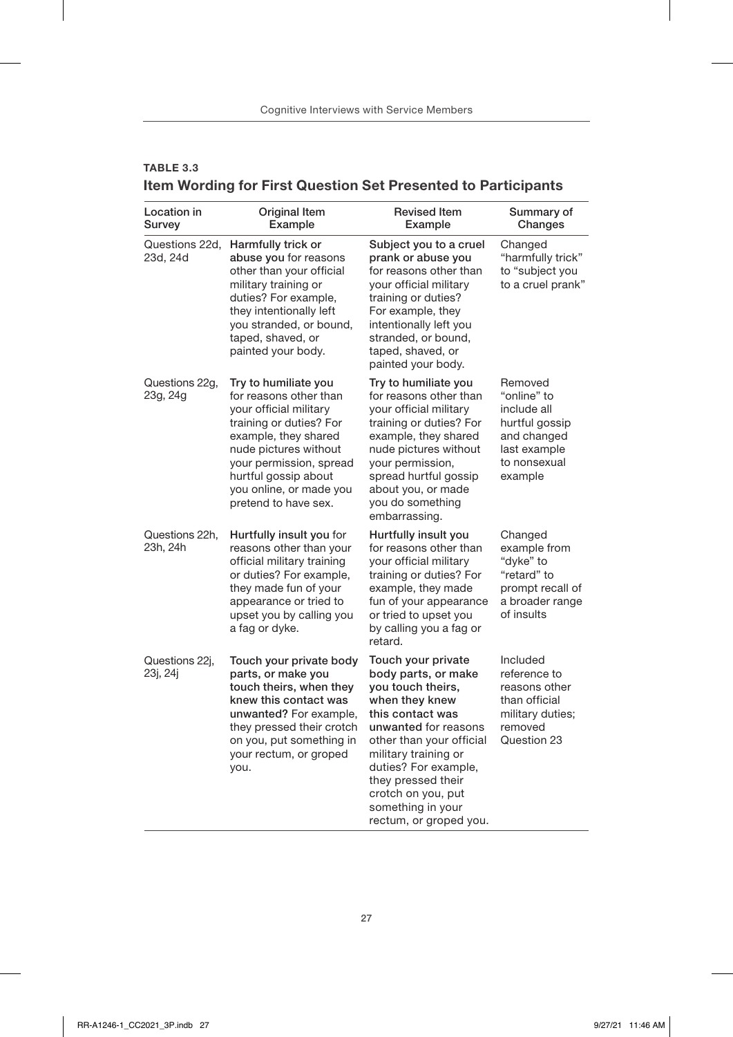**TABLE 3.3**
**Item Wording for First Question Set Presented to Participants**

| Location in Survey | Original Item Example | Revised Item Example | Summary of Changes |
|---|---|---|---|
| Questions 22d, 23d, 24d | **Harmfully trick or abuse you** for reasons other than your official military training or duties? For example, they intentionally left you stranded, or bound, taped, shaved, or painted your body. | **Subject you to a cruel prank or abuse you** for reasons other than your official military training or duties? For example, they intentionally left you stranded, or bound, taped, shaved, or painted your body. | Changed "harmfully trick" to "subject you to a cruel prank" |
| Questions 22g, 23g, 24g | **Try to humiliate you** for reasons other than your official military training or duties? For example, they shared nude pictures without your permission, spread hurtful gossip about you online, or made you pretend to have sex. | **Try to humiliate you** for reasons other than your official military training or duties? For example, they shared nude pictures without your permission, spread hurtful gossip about you, or made you do something embarrassing. | Removed "online" to include all hurtful gossip and changed last example to nonsexual example |
| Questions 22h, 23h, 24h | **Hurtfully insult you** for reasons other than your official military training or duties? For example, they made fun of your appearance or tried to upset you by calling you a fag or dyke. | **Hurtfully insult you** for reasons other than your official military training or duties? For example, they made fun of your appearance or tried to upset you by calling you a fag or retard. | Changed example from "dyke" to "retard" to prompt recall of a broader range of insults |
| Questions 22j, 23j, 24j | **Touch your private body parts, or make you touch theirs, when they knew this contact was unwanted?** For example, they pressed their crotch on you, put something in your rectum, or groped you. | **Touch your private body parts, or make you touch theirs, when they knew this contact was unwanted** for reasons other than your official military training or duties? For example, they pressed their crotch on you, put something in your rectum, or groped you. | Included reference to reasons other than official military duties; removed Question 23 |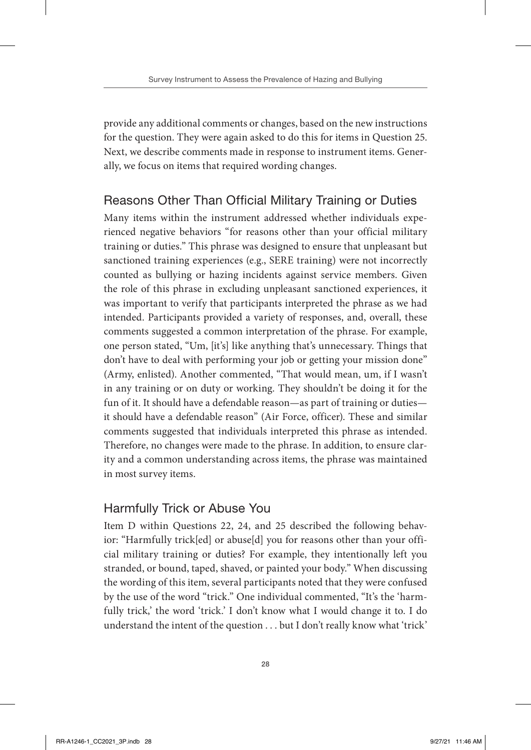provide any additional comments or changes, based on the new instructions for the question. They were again asked to do this for items in Question 25. Next, we describe comments made in response to instrument items. Generally, we focus on items that required wording changes.

## Reasons Other Than Official Military Training or Duties

Many items within the instrument addressed whether individuals experienced negative behaviors "for reasons other than your official military training or duties." This phrase was designed to ensure that unpleasant but sanctioned training experiences (e.g., SERE training) were not incorrectly counted as bullying or hazing incidents against service members. Given the role of this phrase in excluding unpleasant sanctioned experiences, it was important to verify that participants interpreted the phrase as we had intended. Participants provided a variety of responses, and, overall, these comments suggested a common interpretation of the phrase. For example, one person stated, "Um, [it's] like anything that's unnecessary. Things that don't have to deal with performing your job or getting your mission done" (Army, enlisted). Another commented, "That would mean, um, if I wasn't in any training or on duty or working. They shouldn't be doing it for the fun of it. It should have a defendable reason—as part of training or duties—it should have a defendable reason" (Air Force, officer). These and similar comments suggested that individuals interpreted this phrase as intended. Therefore, no changes were made to the phrase. In addition, to ensure clarity and a common understanding across items, the phrase was maintained in most survey items.

## Harmfully Trick or Abuse You

Item D within Questions 22, 24, and 25 described the following behavior: "Harmfully trick[ed] or abuse[d] you for reasons other than your official military training or duties? For example, they intentionally left you stranded, or bound, taped, shaved, or painted your body." When discussing the wording of this item, several participants noted that they were confused by the use of the word "trick." One individual commented, "It's the 'harmfully trick,' the word 'trick.' I don't know what I would change it to. I do understand the intent of the question . . . but I don't really know what 'trick'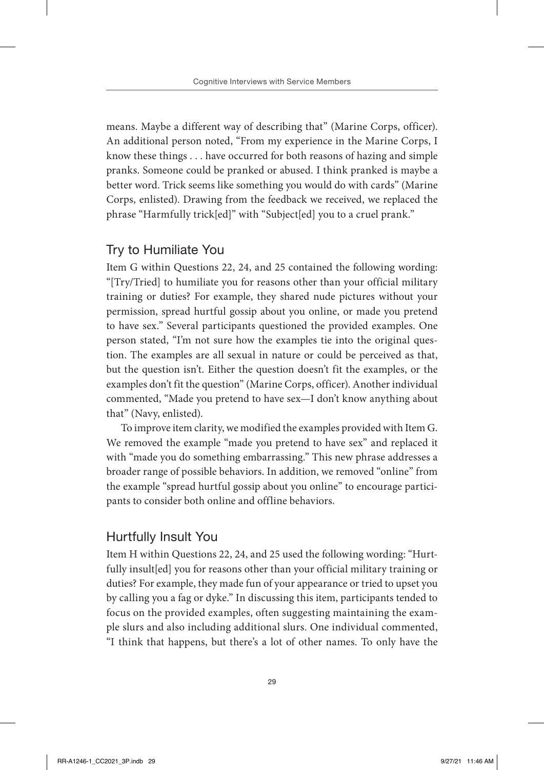means. Maybe a different way of describing that" (Marine Corps, officer). An additional person noted, "From my experience in the Marine Corps, I know these things . . . have occurred for both reasons of hazing and simple pranks. Someone could be pranked or abused. I think pranked is maybe a better word. Trick seems like something you would do with cards" (Marine Corps, enlisted). Drawing from the feedback we received, we replaced the phrase "Harmfully trick[ed]" with "Subject[ed] you to a cruel prank."

## Try to Humiliate You

Item G within Questions 22, 24, and 25 contained the following wording: "[Try/Tried] to humiliate you for reasons other than your official military training or duties? For example, they shared nude pictures without your permission, spread hurtful gossip about you online, or made you pretend to have sex." Several participants questioned the provided examples. One person stated, "I'm not sure how the examples tie into the original question. The examples are all sexual in nature or could be perceived as that, but the question isn't. Either the question doesn't fit the examples, or the examples don't fit the question" (Marine Corps, officer). Another individual commented, "Made you pretend to have sex—I don't know anything about that" (Navy, enlisted).

To improve item clarity, we modified the examples provided with Item G. We removed the example "made you pretend to have sex" and replaced it with "made you do something embarrassing." This new phrase addresses a broader range of possible behaviors. In addition, we removed "online" from the example "spread hurtful gossip about you online" to encourage participants to consider both online and offline behaviors.

## Hurtfully Insult You

Item H within Questions 22, 24, and 25 used the following wording: "Hurtfully insult[ed] you for reasons other than your official military training or duties? For example, they made fun of your appearance or tried to upset you by calling you a fag or dyke." In discussing this item, participants tended to focus on the provided examples, often suggesting maintaining the example slurs and also including additional slurs. One individual commented, "I think that happens, but there's a lot of other names. To only have the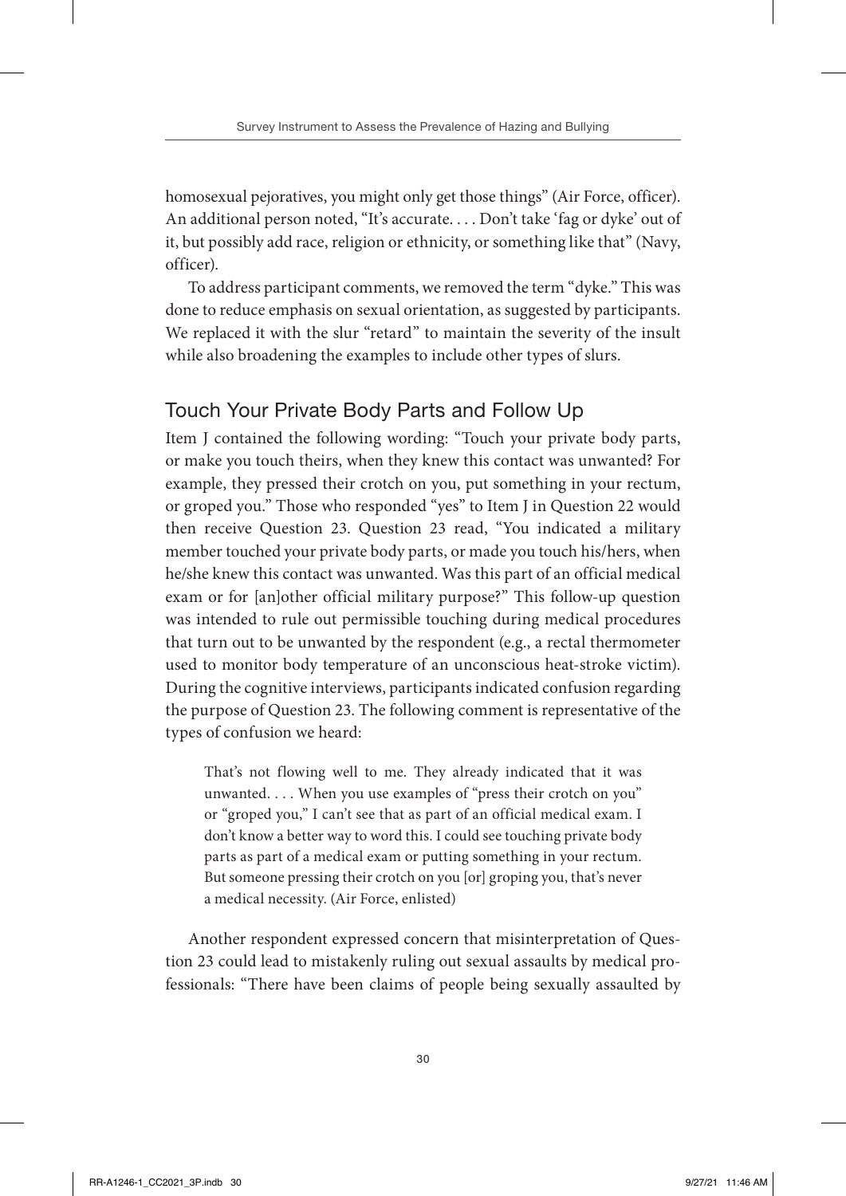homosexual pejoratives, you might only get those things" (Air Force, officer). An additional person noted, "It's accurate. . . . Don't take 'fag or dyke' out of it, but possibly add race, religion or ethnicity, or something like that" (Navy, officer).

To address participant comments, we removed the term "dyke." This was done to reduce emphasis on sexual orientation, as suggested by participants. We replaced it with the slur "retard" to maintain the severity of the insult while also broadening the examples to include other types of slurs.

## Touch Your Private Body Parts and Follow Up

Item J contained the following wording: "Touch your private body parts, or make you touch theirs, when they knew this contact was unwanted? For example, they pressed their crotch on you, put something in your rectum, or groped you." Those who responded "yes" to Item J in Question 22 would then receive Question 23. Question 23 read, "You indicated a military member touched your private body parts, or made you touch his/hers, when he/she knew this contact was unwanted. Was this part of an official medical exam or for [an]other official military purpose?" This follow-up question was intended to rule out permissible touching during medical procedures that turn out to be unwanted by the respondent (e.g., a rectal thermometer used to monitor body temperature of an unconscious heat-stroke victim). During the cognitive interviews, participants indicated confusion regarding the purpose of Question 23. The following comment is representative of the types of confusion we heard:

> That's not flowing well to me. They already indicated that it was unwanted. . . . When you use examples of "press their crotch on you" or "groped you," I can't see that as part of an official medical exam. I don't know a better way to word this. I could see touching private body parts as part of a medical exam or putting something in your rectum. But someone pressing their crotch on you [or] groping you, that's never a medical necessity. (Air Force, enlisted)

Another respondent expressed concern that misinterpretation of Question 23 could lead to mistakenly ruling out sexual assaults by medical professionals: "There have been claims of people being sexually assaulted by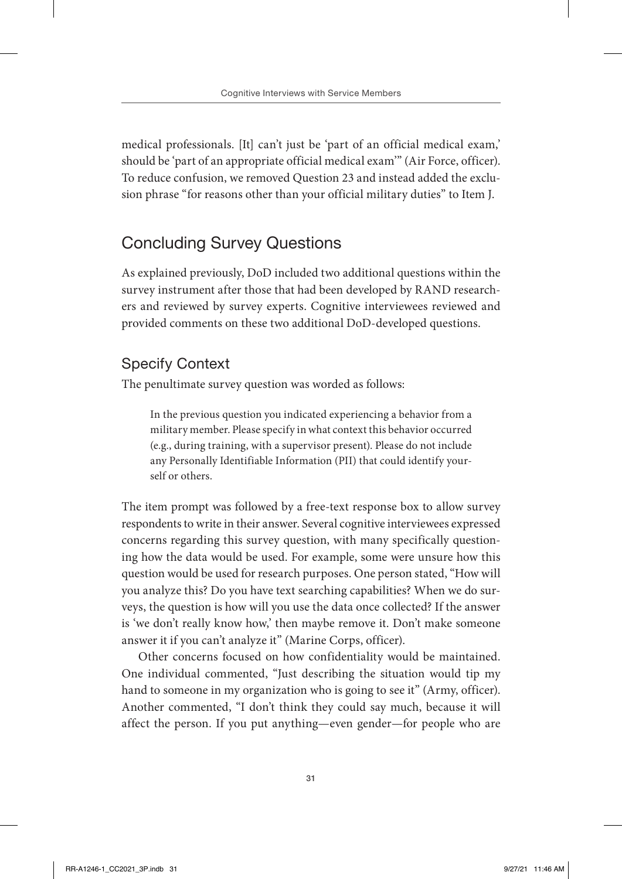medical professionals. [It] can't just be 'part of an official medical exam,' should be 'part of an appropriate official medical exam'" (Air Force, officer). To reduce confusion, we removed Question 23 and instead added the exclusion phrase "for reasons other than your official military duties" to Item J.

## Concluding Survey Questions

As explained previously, DoD included two additional questions within the survey instrument after those that had been developed by RAND researchers and reviewed by survey experts. Cognitive interviewees reviewed and provided comments on these two additional DoD-developed questions.

### Specify Context

The penultimate survey question was worded as follows:

> In the previous question you indicated experiencing a behavior from a military member. Please specify in what context this behavior occurred (e.g., during training, with a supervisor present). Please do not include any Personally Identifiable Information (PII) that could identify yourself or others.

The item prompt was followed by a free-text response box to allow survey respondents to write in their answer. Several cognitive interviewees expressed concerns regarding this survey question, with many specifically questioning how the data would be used. For example, some were unsure how this question would be used for research purposes. One person stated, "How will you analyze this? Do you have text searching capabilities? When we do surveys, the question is how will you use the data once collected? If the answer is 'we don't really know how,' then maybe remove it. Don't make someone answer it if you can't analyze it" (Marine Corps, officer).

Other concerns focused on how confidentiality would be maintained. One individual commented, "Just describing the situation would tip my hand to someone in my organization who is going to see it" (Army, officer). Another commented, "I don't think they could say much, because it will affect the person. If you put anything—even gender—for people who are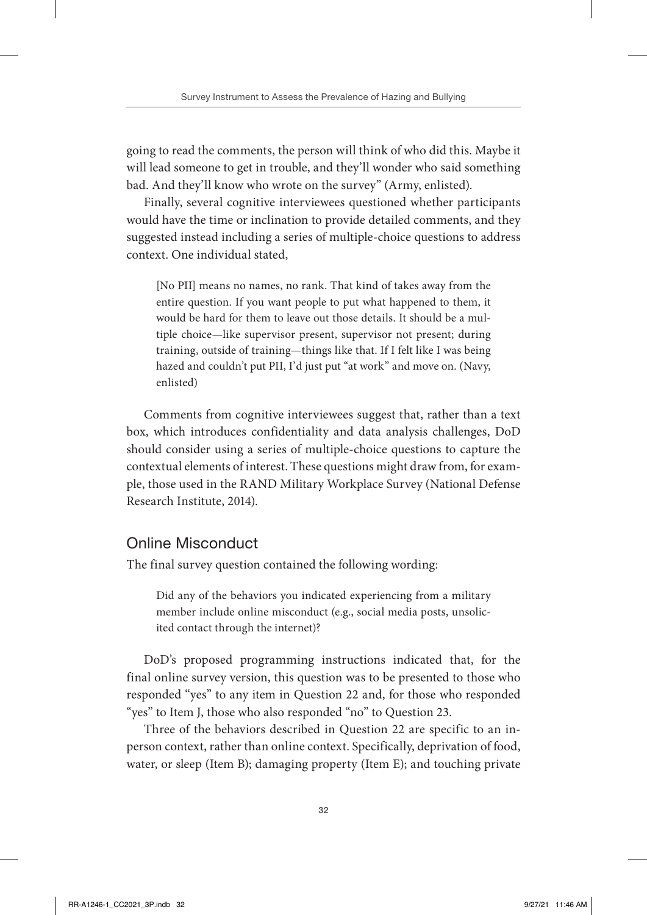going to read the comments, the person will think of who did this. Maybe it will lead someone to get in trouble, and they'll wonder who said something bad. And they'll know who wrote on the survey" (Army, enlisted).

Finally, several cognitive interviewees questioned whether participants would have the time or inclination to provide detailed comments, and they suggested instead including a series of multiple-choice questions to address context. One individual stated,

> [No PII] means no names, no rank. That kind of takes away from the entire question. If you want people to put what happened to them, it would be hard for them to leave out those details. It should be a multiple choice—like supervisor present, supervisor not present; during training, outside of training—things like that. If I felt like I was being hazed and couldn't put PII, I'd just put "at work" and move on. (Navy, enlisted)

Comments from cognitive interviewees suggest that, rather than a text box, which introduces confidentiality and data analysis challenges, DoD should consider using a series of multiple-choice questions to capture the contextual elements of interest. These questions might draw from, for example, those used in the RAND Military Workplace Survey (National Defense Research Institute, 2014).

## Online Misconduct

The final survey question contained the following wording:

> Did any of the behaviors you indicated experiencing from a military member include online misconduct (e.g., social media posts, unsolicited contact through the internet)?

DoD's proposed programming instructions indicated that, for the final online survey version, this question was to be presented to those who responded "yes" to any item in Question 22 and, for those who responded "yes" to Item J, those who also responded "no" to Question 23.

Three of the behaviors described in Question 22 are specific to an in-person context, rather than online context. Specifically, deprivation of food, water, or sleep (Item B); damaging property (Item E); and touching private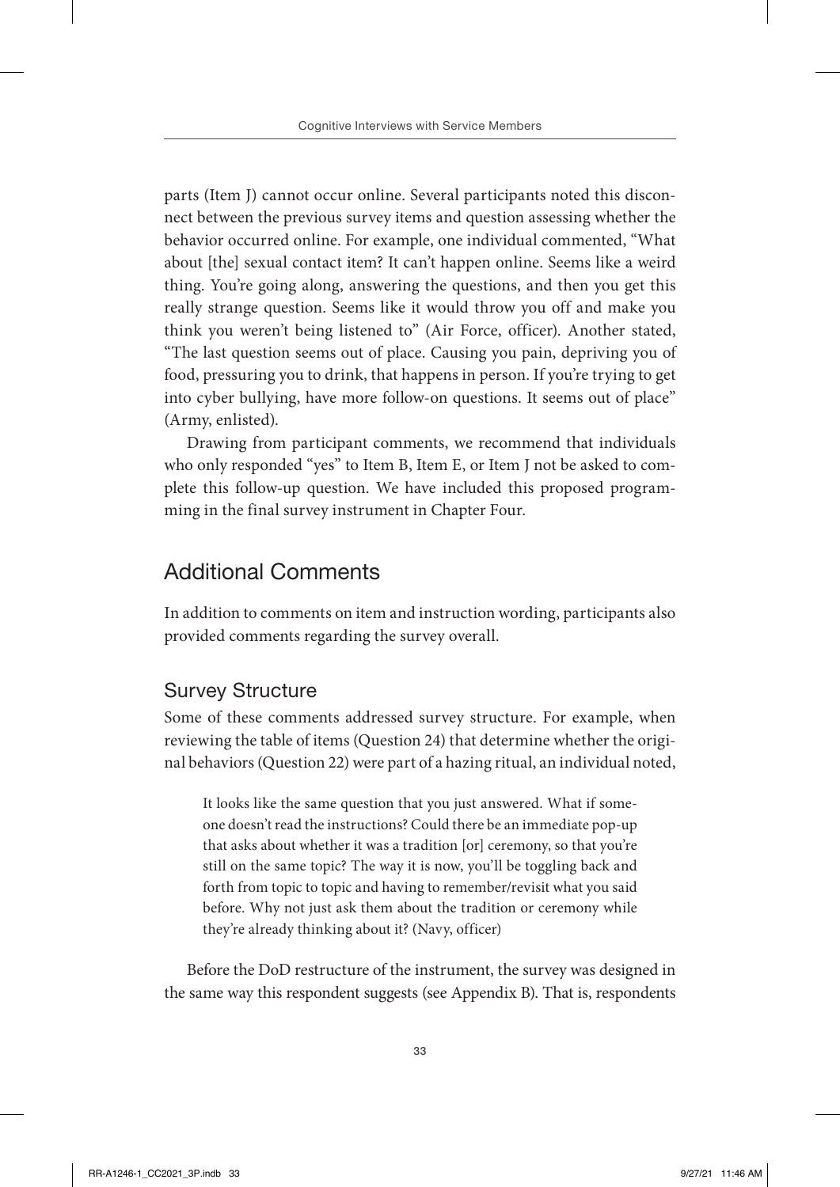parts (Item J) cannot occur online. Several participants noted this disconnect between the previous survey items and question assessing whether the behavior occurred online. For example, one individual commented, "What about [the] sexual contact item? It can't happen online. Seems like a weird thing. You're going along, answering the questions, and then you get this really strange question. Seems like it would throw you off and make you think you weren't being listened to" (Air Force, officer). Another stated, "The last question seems out of place. Causing you pain, depriving you of food, pressuring you to drink, that happens in person. If you're trying to get into cyber bullying, have more follow-on questions. It seems out of place" (Army, enlisted).

Drawing from participant comments, we recommend that individuals who only responded "yes" to Item B, Item E, or Item J not be asked to complete this follow-up question. We have included this proposed programming in the final survey instrument in Chapter Four.

## Additional Comments

In addition to comments on item and instruction wording, participants also provided comments regarding the survey overall.

### Survey Structure

Some of these comments addressed survey structure. For example, when reviewing the table of items (Question 24) that determine whether the original behaviors (Question 22) were part of a hazing ritual, an individual noted,

> It looks like the same question that you just answered. What if someone doesn't read the instructions? Could there be an immediate pop-up that asks about whether it was a tradition [or] ceremony, so that you're still on the same topic? The way it is now, you'll be toggling back and forth from topic to topic and having to remember/revisit what you said before. Why not just ask them about the tradition or ceremony while they're already thinking about it? (Navy, officer)

Before the DoD restructure of the instrument, the survey was designed in the same way this respondent suggests (see Appendix B). That is, respondents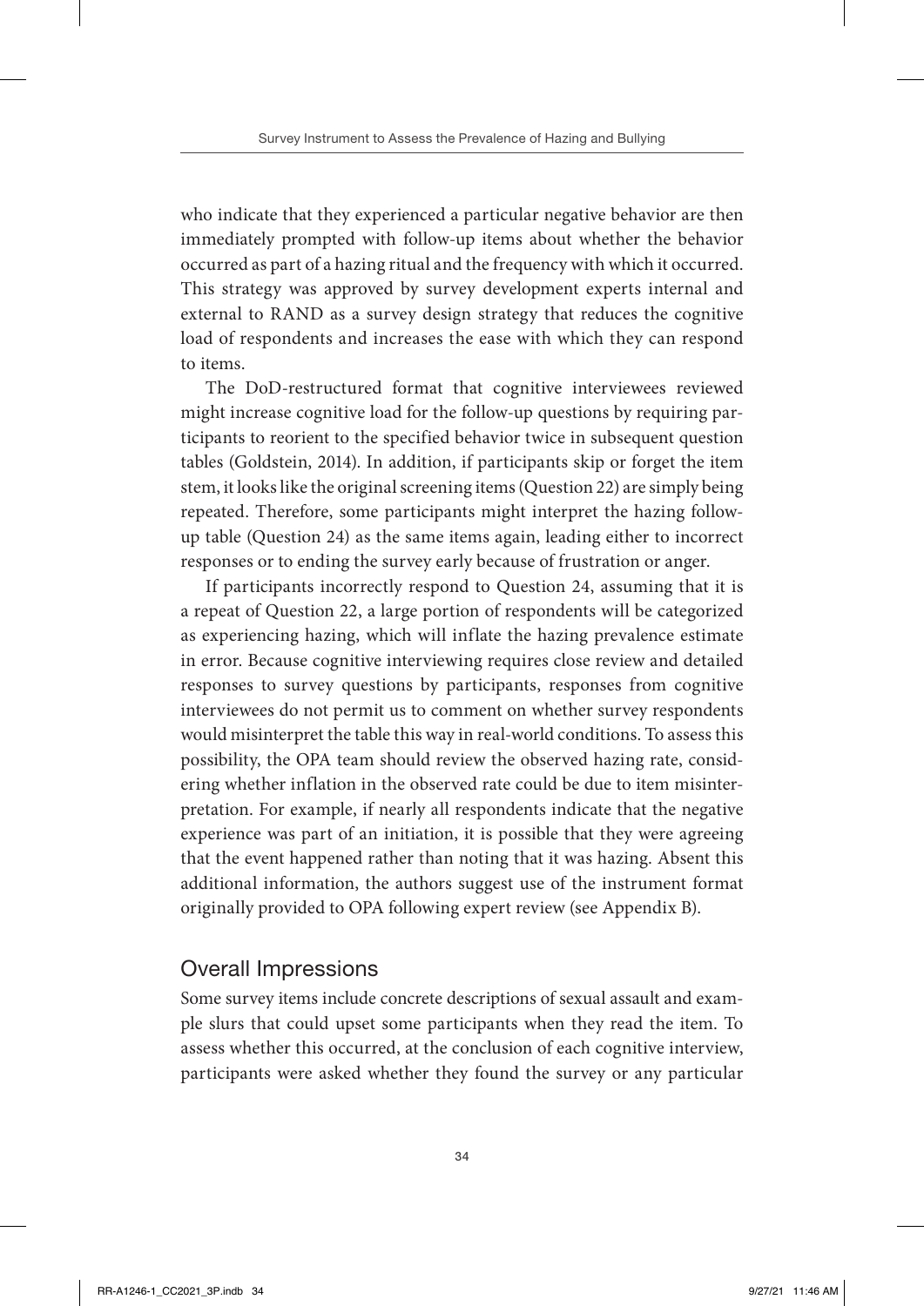who indicate that they experienced a particular negative behavior are then immediately prompted with follow-up items about whether the behavior occurred as part of a hazing ritual and the frequency with which it occurred. This strategy was approved by survey development experts internal and external to RAND as a survey design strategy that reduces the cognitive load of respondents and increases the ease with which they can respond to items.

The DoD-restructured format that cognitive interviewees reviewed might increase cognitive load for the follow-up questions by requiring participants to reorient to the specified behavior twice in subsequent question tables (Goldstein, 2014). In addition, if participants skip or forget the item stem, it looks like the original screening items (Question 22) are simply being repeated. Therefore, some participants might interpret the hazing follow-up table (Question 24) as the same items again, leading either to incorrect responses or to ending the survey early because of frustration or anger.

If participants incorrectly respond to Question 24, assuming that it is a repeat of Question 22, a large portion of respondents will be categorized as experiencing hazing, which will inflate the hazing prevalence estimate in error. Because cognitive interviewing requires close review and detailed responses to survey questions by participants, responses from cognitive interviewees do not permit us to comment on whether survey respondents would misinterpret the table this way in real-world conditions. To assess this possibility, the OPA team should review the observed hazing rate, considering whether inflation in the observed rate could be due to item misinterpretation. For example, if nearly all respondents indicate that the negative experience was part of an initiation, it is possible that they were agreeing that the event happened rather than noting that it was hazing. Absent this additional information, the authors suggest use of the instrument format originally provided to OPA following expert review (see Appendix B).

## Overall Impressions

Some survey items include concrete descriptions of sexual assault and example slurs that could upset some participants when they read the item. To assess whether this occurred, at the conclusion of each cognitive interview, participants were asked whether they found the survey or any particular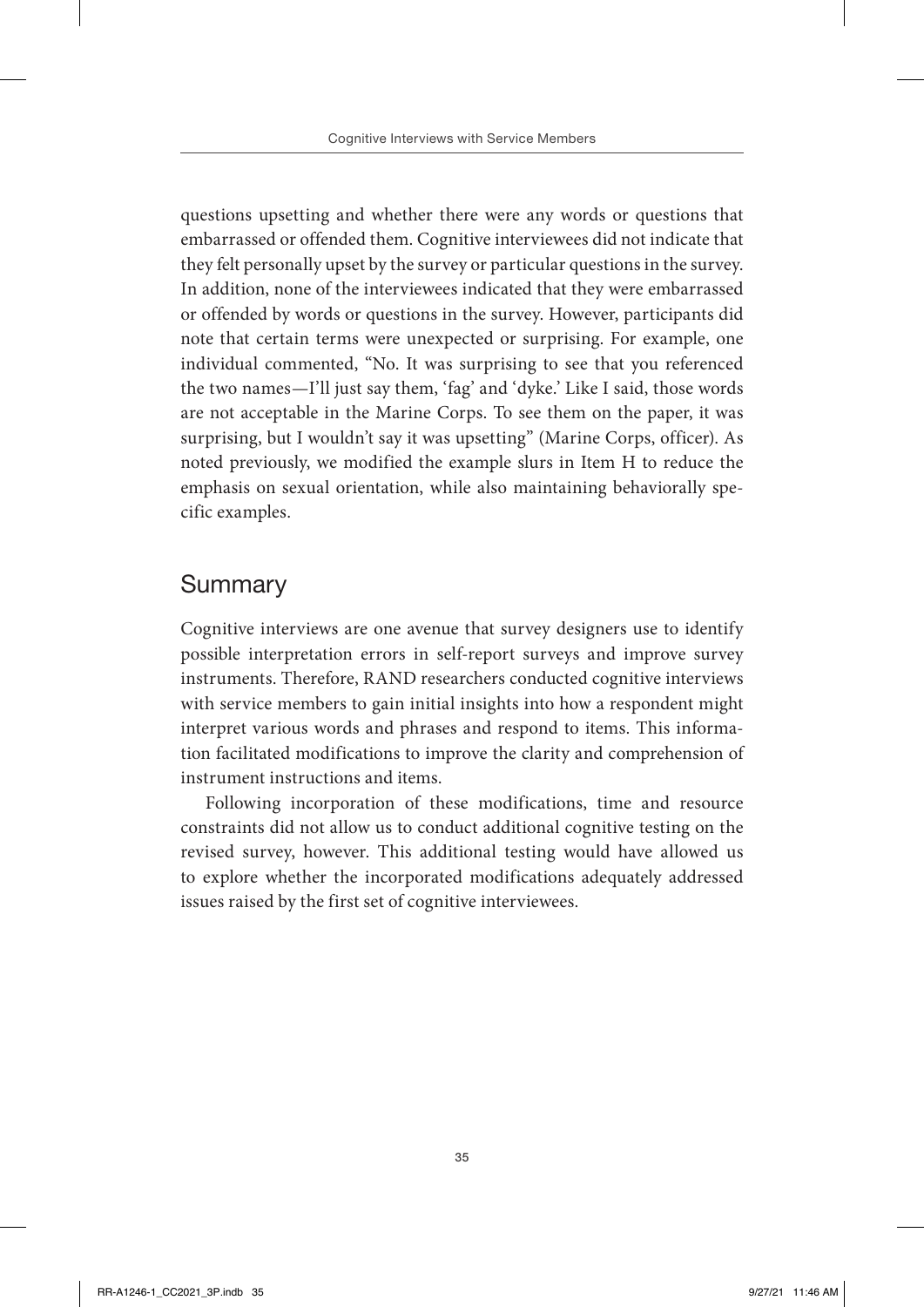questions upsetting and whether there were any words or questions that embarrassed or offended them. Cognitive interviewees did not indicate that they felt personally upset by the survey or particular questions in the survey. In addition, none of the interviewees indicated that they were embarrassed or offended by words or questions in the survey. However, participants did note that certain terms were unexpected or surprising. For example, one individual commented, "No. It was surprising to see that you referenced the two names—I'll just say them, 'fag' and 'dyke.' Like I said, those words are not acceptable in the Marine Corps. To see them on the paper, it was surprising, but I wouldn't say it was upsetting" (Marine Corps, officer). As noted previously, we modified the example slurs in Item H to reduce the emphasis on sexual orientation, while also maintaining behaviorally specific examples.

## Summary

Cognitive interviews are one avenue that survey designers use to identify possible interpretation errors in self-report surveys and improve survey instruments. Therefore, RAND researchers conducted cognitive interviews with service members to gain initial insights into how a respondent might interpret various words and phrases and respond to items. This information facilitated modifications to improve the clarity and comprehension of instrument instructions and items.

Following incorporation of these modifications, time and resource constraints did not allow us to conduct additional cognitive testing on the revised survey, however. This additional testing would have allowed us to explore whether the incorporated modifications adequately addressed issues raised by the first set of cognitive interviewees.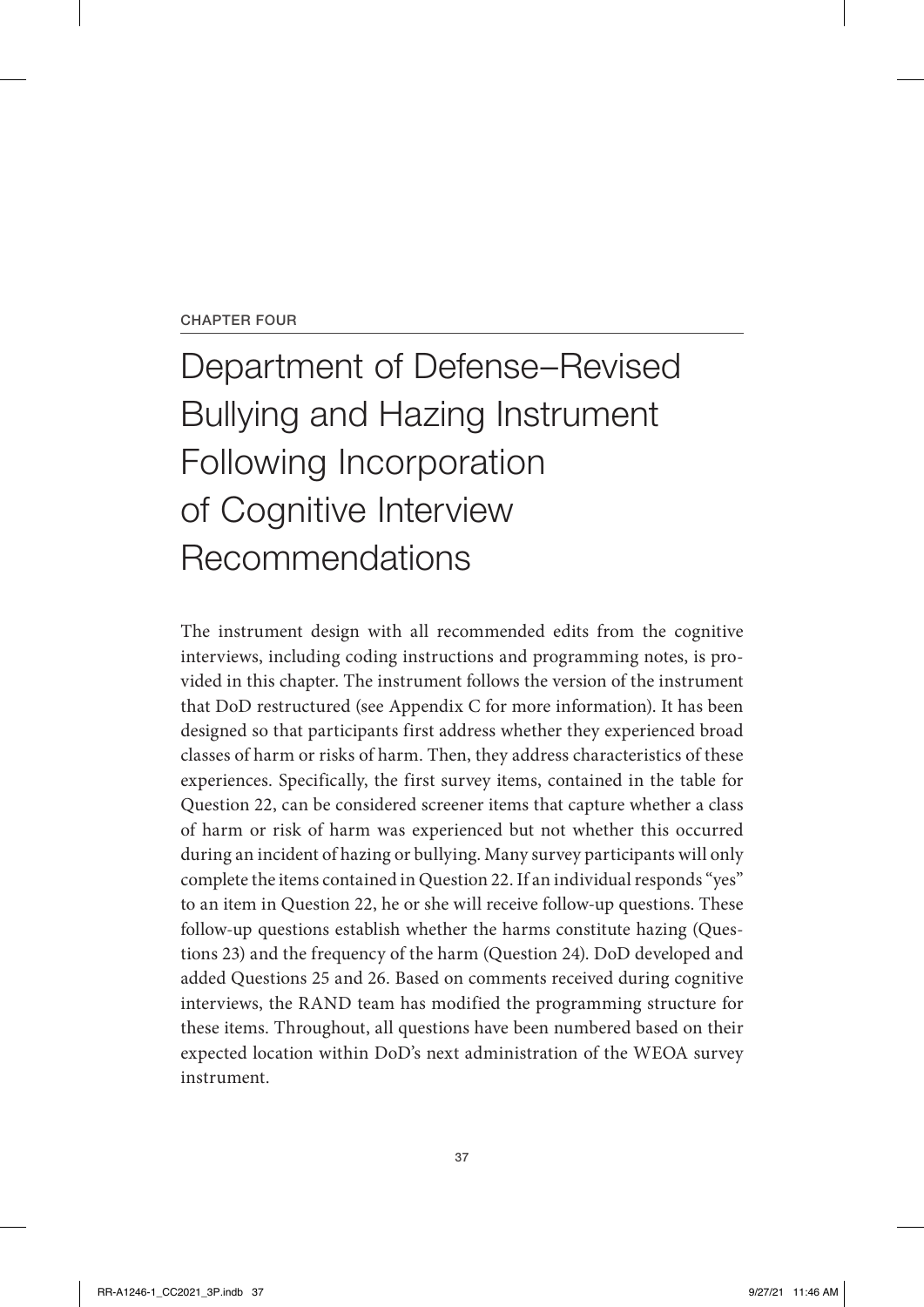CHAPTER FOUR

# Department of Defense–Revised Bullying and Hazing Instrument Following Incorporation of Cognitive Interview Recommendations

The instrument design with all recommended edits from the cognitive interviews, including coding instructions and programming notes, is provided in this chapter. The instrument follows the version of the instrument that DoD restructured (see Appendix C for more information). It has been designed so that participants first address whether they experienced broad classes of harm or risks of harm. Then, they address characteristics of these experiences. Specifically, the first survey items, contained in the table for Question 22, can be considered screener items that capture whether a class of harm or risk of harm was experienced but not whether this occurred during an incident of hazing or bullying. Many survey participants will only complete the items contained in Question 22. If an individual responds "yes" to an item in Question 22, he or she will receive follow-up questions. These follow-up questions establish whether the harms constitute hazing (Questions 23) and the frequency of the harm (Question 24). DoD developed and added Questions 25 and 26. Based on comments received during cognitive interviews, the RAND team has modified the programming structure for these items. Throughout, all questions have been numbered based on their expected location within DoD's next administration of the WEOA survey instrument.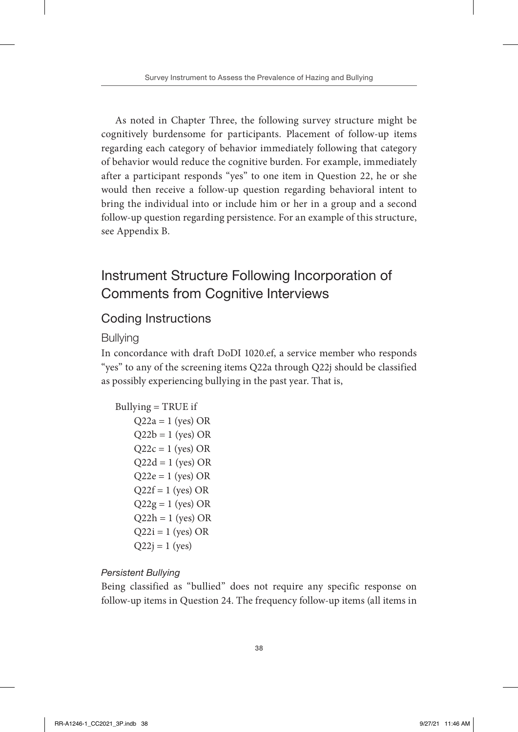As noted in Chapter Three, the following survey structure might be cognitively burdensome for participants. Placement of follow-up items regarding each category of behavior immediately following that category of behavior would reduce the cognitive burden. For example, immediately after a participant responds "yes" to one item in Question 22, he or she would then receive a follow-up question regarding behavioral intent to bring the individual into or include him or her in a group and a second follow-up question regarding persistence. For an example of this structure, see Appendix B.

## Instrument Structure Following Incorporation of Comments from Cognitive Interviews

### Coding Instructions

#### Bullying

In concordance with draft DoDI 1020.ef, a service member who responds "yes" to any of the screening items Q22a through Q22j should be classified as possibly experiencing bullying in the past year. That is,

Bullying = TRUE if
Q22a = 1 (yes) OR
Q22b = 1 (yes) OR
Q22c = 1 (yes) OR
Q22d = 1 (yes) OR
Q22e = 1 (yes) OR
Q22f = 1 (yes) OR
Q22g = 1 (yes) OR
Q22h = 1 (yes) OR
Q22i = 1 (yes) OR
Q22j = 1 (yes)

##### *Persistent Bullying*

Being classified as "bullied" does not require any specific response on follow-up items in Question 24. The frequency follow-up items (all items in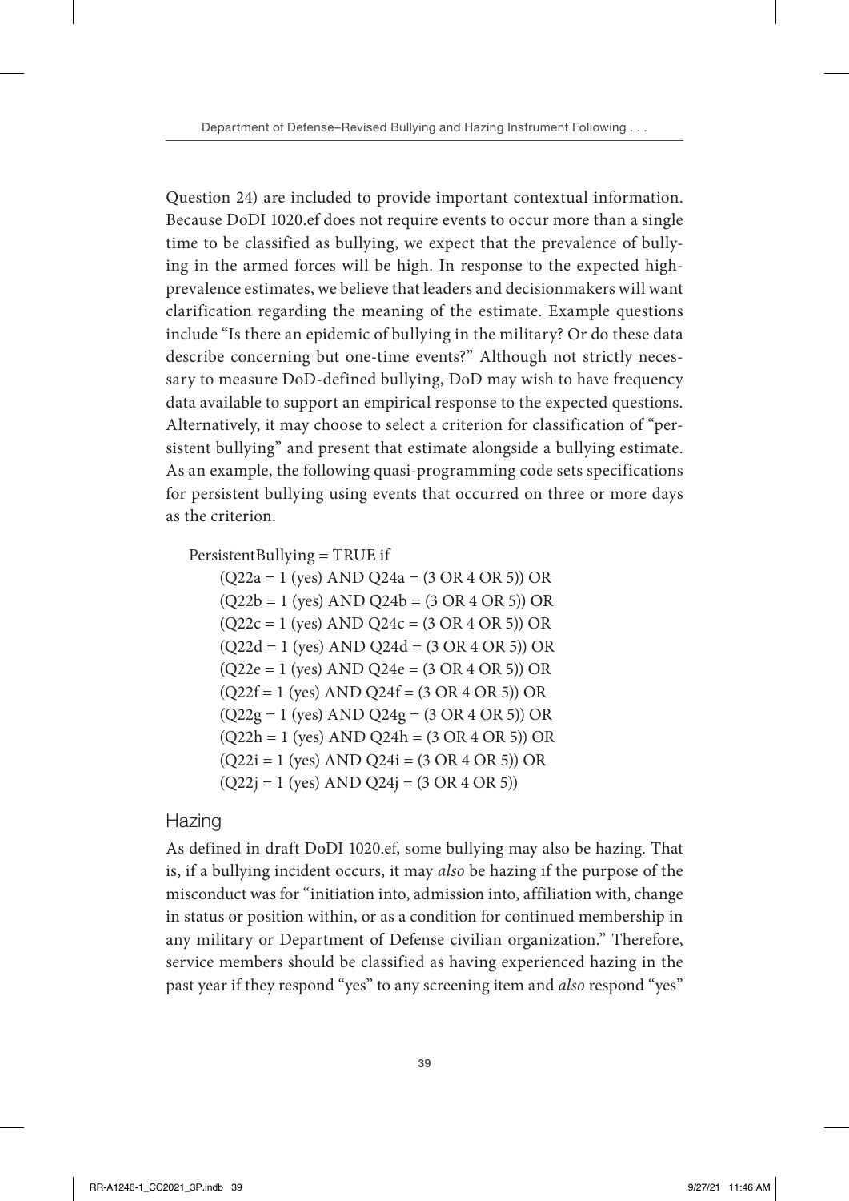Question 24) are included to provide important contextual information. Because DoDI 1020.ef does not require events to occur more than a single time to be classified as bullying, we expect that the prevalence of bullying in the armed forces will be high. In response to the expected high-prevalence estimates, we believe that leaders and decisionmakers will want clarification regarding the meaning of the estimate. Example questions include "Is there an epidemic of bullying in the military? Or do these data describe concerning but one-time events?" Although not strictly necessary to measure DoD-defined bullying, DoD may wish to have frequency data available to support an empirical response to the expected questions. Alternatively, it may choose to select a criterion for classification of "persistent bullying" and present that estimate alongside a bullying estimate. As an example, the following quasi-programming code sets specifications for persistent bullying using events that occurred on three or more days as the criterion.

```
PersistentBullying = TRUE if
    (Q22a = 1 (yes) AND Q24a = (3 OR 4 OR 5)) OR
    (Q22b = 1 (yes) AND Q24b = (3 OR 4 OR 5)) OR
    (Q22c = 1 (yes) AND Q24c = (3 OR 4 OR 5)) OR
    (Q22d = 1 (yes) AND Q24d = (3 OR 4 OR 5)) OR
    (Q22e = 1 (yes) AND Q24e = (3 OR 4 OR 5)) OR
    (Q22f = 1 (yes) AND Q24f = (3 OR 4 OR 5)) OR
    (Q22g = 1 (yes) AND Q24g = (3 OR 4 OR 5)) OR
    (Q22h = 1 (yes) AND Q24h = (3 OR 4 OR 5)) OR
    (Q22i = 1 (yes) AND Q24i = (3 OR 4 OR 5)) OR
    (Q22j = 1 (yes) AND Q24j = (3 OR 4 OR 5))
```

## Hazing

As defined in draft DoDI 1020.ef, some bullying may also be hazing. That is, if a bullying incident occurs, it may *also* be hazing if the purpose of the misconduct was for "initiation into, admission into, affiliation with, change in status or position within, or as a condition for continued membership in any military or Department of Defense civilian organization." Therefore, service members should be classified as having experienced hazing in the past year if they respond "yes" to any screening item and *also* respond "yes"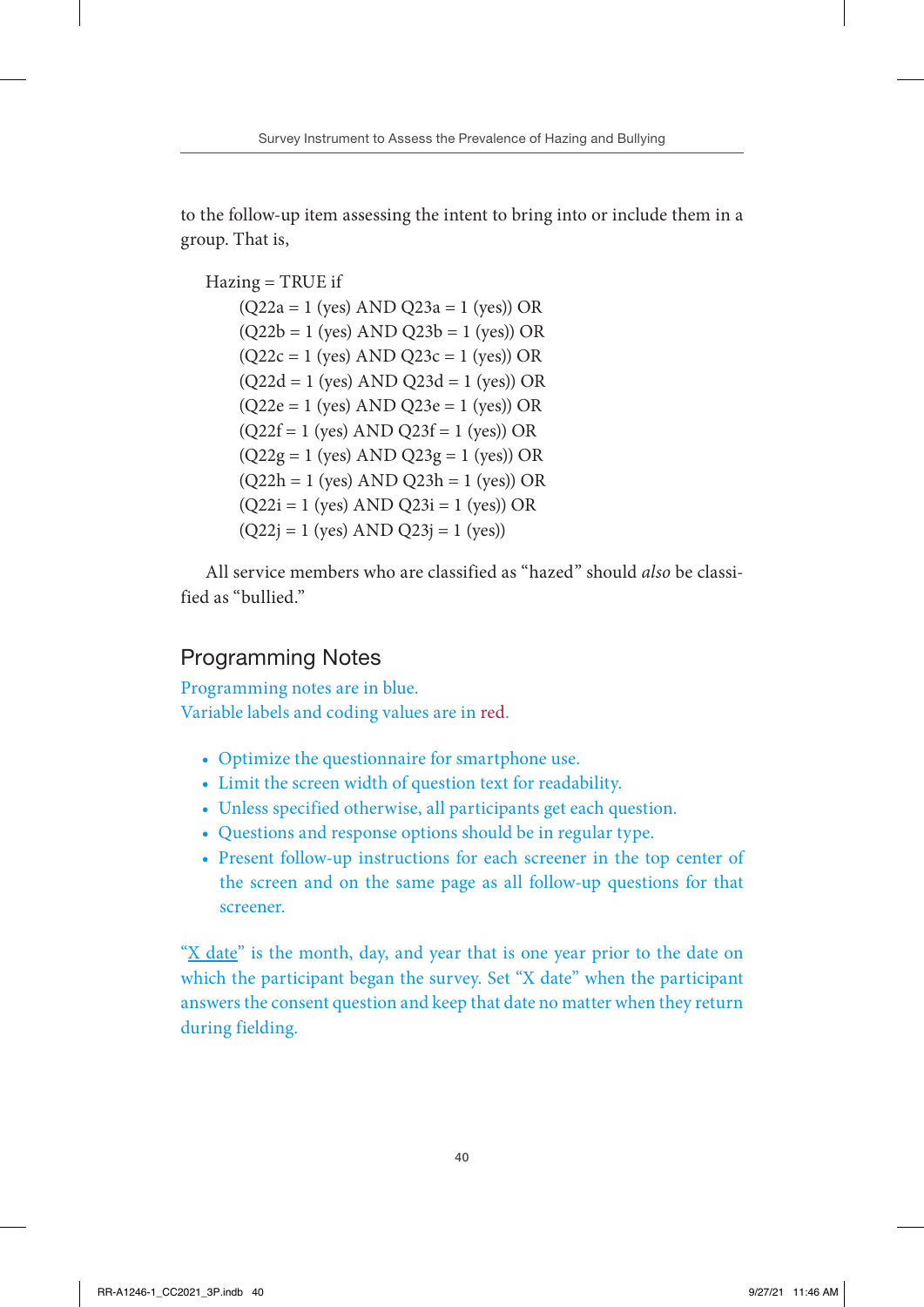to the follow-up item assessing the intent to bring into or include them in a group. That is,

Hazing = TRUE if
(Q22a = 1 (yes) AND Q23a = 1 (yes)) OR
(Q22b = 1 (yes) AND Q23b = 1 (yes)) OR
(Q22c = 1 (yes) AND Q23c = 1 (yes)) OR
(Q22d = 1 (yes) AND Q23d = 1 (yes)) OR
(Q22e = 1 (yes) AND Q23e = 1 (yes)) OR
(Q22f = 1 (yes) AND Q23f = 1 (yes)) OR
(Q22g = 1 (yes) AND Q23g = 1 (yes)) OR
(Q22h = 1 (yes) AND Q23h = 1 (yes)) OR
(Q22i = 1 (yes) AND Q23i = 1 (yes)) OR
(Q22j = 1 (yes) AND Q23j = 1 (yes))

All service members who are classified as "hazed" should *also* be classified as "bullied."

## Programming Notes

Programming notes are in blue.
Variable labels and coding values are in red.

- Optimize the questionnaire for smartphone use.
- Limit the screen width of question text for readability.
- Unless specified otherwise, all participants get each question.
- Questions and response options should be in regular type.
- Present follow-up instructions for each screener in the top center of the screen and on the same page as all follow-up questions for that screener.

"X date" is the month, day, and year that is one year prior to the date on which the participant began the survey. Set "X date" when the participant answers the consent question and keep that date no matter when they return during fielding.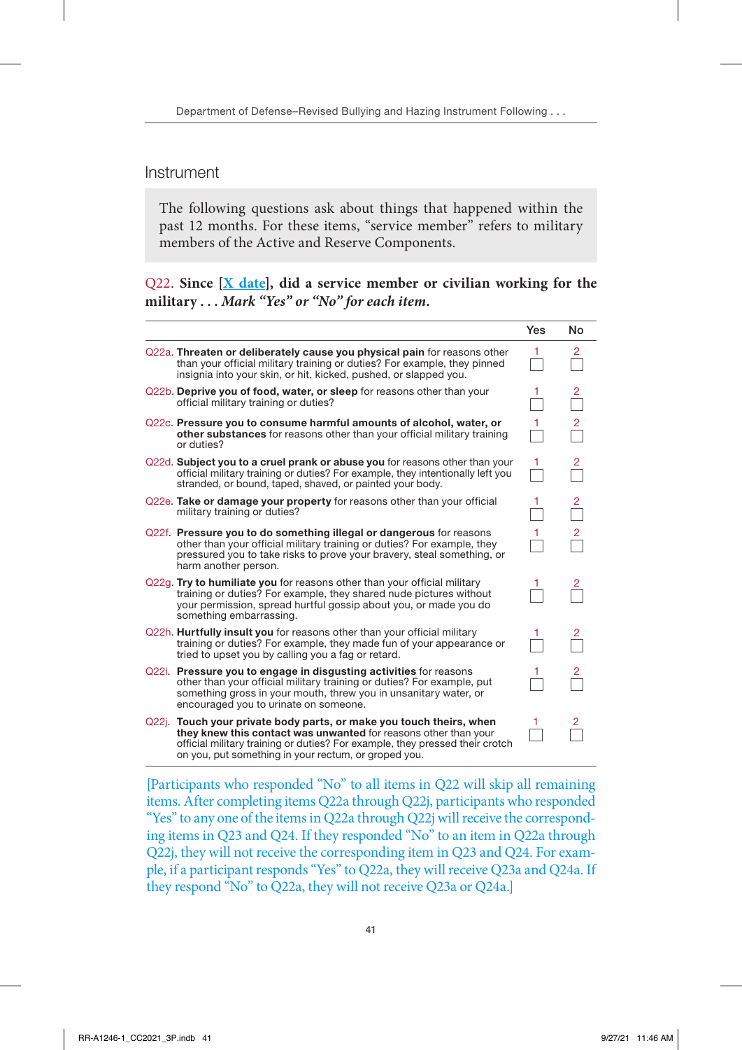## Instrument

The following questions ask about things that happened within the past 12 months. For these items, “service member” refers to military members of the Active and Reserve Components.

Q22. **Since [X date], did a service member or civilian working for the military . . .** ***Mark “Yes” or “No” for each item.***

| | Yes | No |
|---|---|---|
| Q22a. **Threaten or deliberately cause you physical pain** for reasons other than your official military training or duties? For example, they pinned insignia into your skin, or hit, kicked, pushed, or slapped you. | 1 ☐ | 2 ☐ |
| Q22b. **Deprive you of food, water, or sleep** for reasons other than your official military training or duties? | 1 ☐ | 2 ☐ |
| Q22c. **Pressure you to consume harmful amounts of alcohol, water, or other substances** for reasons other than your official military training or duties? | 1 ☐ | 2 ☐ |
| Q22d. **Subject you to a cruel prank or abuse you** for reasons other than your official military training or duties? For example, they intentionally left you stranded, or bound, taped, shaved, or painted your body. | 1 ☐ | 2 ☐ |
| Q22e. **Take or damage your property** for reasons other than your official military training or duties? | 1 ☐ | 2 ☐ |
| Q22f. **Pressure you to do something illegal or dangerous** for reasons other than your official military training or duties? For example, they pressured you to take risks to prove your bravery, steal something, or harm another person. | 1 ☐ | 2 ☐ |
| Q22g. **Try to humiliate you** for reasons other than your official military training or duties? For example, they shared nude pictures without your permission, spread hurtful gossip about you, or made you do something embarrassing. | 1 ☐ | 2 ☐ |
| Q22h. **Hurtfully insult you** for reasons other than your official military training or duties? For example, they made fun of your appearance or tried to upset you by calling you a fag or retard. | 1 ☐ | 2 ☐ |
| Q22i. **Pressure you to engage in disgusting activities** for reasons other than your official military training or duties? For example, put something gross in your mouth, threw you in unsanitary water, or encouraged you to urinate on someone. | 1 ☐ | 2 ☐ |
| Q22j. **Touch your private body parts, or make you touch theirs, when they knew this contact was unwanted** for reasons other than your official military training or duties? For example, they pressed their crotch on you, put something in your rectum, or groped you. | 1 ☐ | 2 ☐ |

[Participants who responded “No” to all items in Q22 will skip all remaining items. After completing items Q22a through Q22j, participants who responded “Yes” to any one of the items in Q22a through Q22j will receive the corresponding items in Q23 and Q24. If they responded “No” to an item in Q22a through Q22j, they will not receive the corresponding item in Q23 and Q24. For example, if a participant responds “Yes” to Q22a, they will receive Q23a and Q24a. If they respond “No” to Q22a, they will not receive Q23a or Q24a.]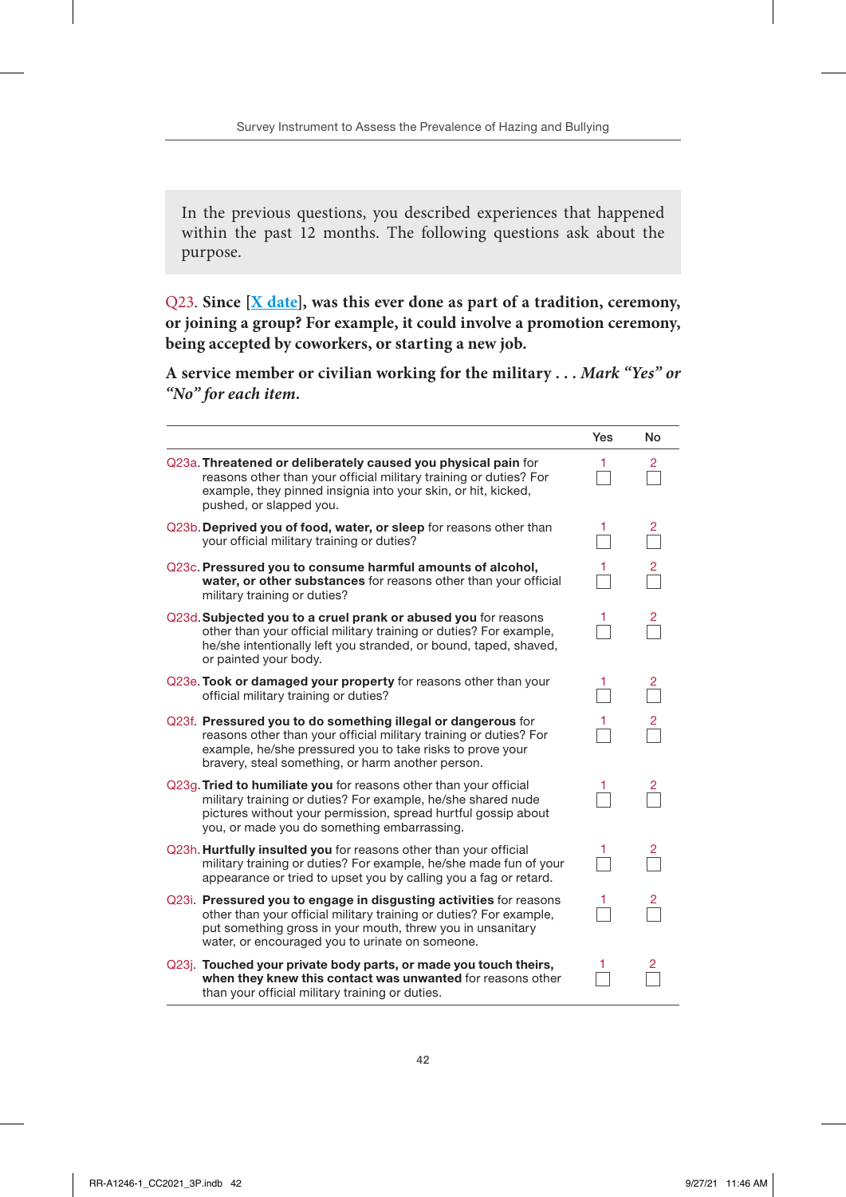In the previous questions, you described experiences that happened within the past 12 months. The following questions ask about the purpose.

Q23. **Since [X date], was this ever done as part of a tradition, ceremony, or joining a group? For example, it could involve a promotion ceremony, being accepted by coworkers, or starting a new job.**

**A service member or civilian working for the military . . .** ***Mark "Yes" or "No" for each item.***

| | Yes | No |
|---|---|---|
| Q23a. **Threatened or deliberately caused you physical pain** for reasons other than your official military training or duties? For example, they pinned insignia into your skin, or hit, kicked, pushed, or slapped you. | 1 ☐ | 2 ☐ |
| Q23b. **Deprived you of food, water, or sleep** for reasons other than your official military training or duties? | 1 ☐ | 2 ☐ |
| Q23c. **Pressured you to consume harmful amounts of alcohol, water, or other substances** for reasons other than your official military training or duties? | 1 ☐ | 2 ☐ |
| Q23d. **Subjected you to a cruel prank or abused you** for reasons other than your official military training or duties? For example, he/she intentionally left you stranded, or bound, taped, shaved, or painted your body. | 1 ☐ | 2 ☐ |
| Q23e. **Took or damaged your property** for reasons other than your official military training or duties? | 1 ☐ | 2 ☐ |
| Q23f. **Pressured you to do something illegal or dangerous** for reasons other than your official military training or duties? For example, he/she pressured you to take risks to prove your bravery, steal something, or harm another person. | 1 ☐ | 2 ☐ |
| Q23g. **Tried to humiliate you** for reasons other than your official military training or duties? For example, he/she shared nude pictures without your permission, spread hurtful gossip about you, or made you do something embarrassing. | 1 ☐ | 2 ☐ |
| Q23h. **Hurtfully insulted you** for reasons other than your official military training or duties? For example, he/she made fun of your appearance or tried to upset you by calling you a fag or retard. | 1 ☐ | 2 ☐ |
| Q23i. **Pressured you to engage in disgusting activities** for reasons other than your official military training or duties? For example, put something gross in your mouth, threw you in unsanitary water, or encouraged you to urinate on someone. | 1 ☐ | 2 ☐ |
| Q23j. **Touched your private body parts, or made you touch theirs, when they knew this contact was unwanted** for reasons other than your official military training or duties. | 1 ☐ | 2 ☐ |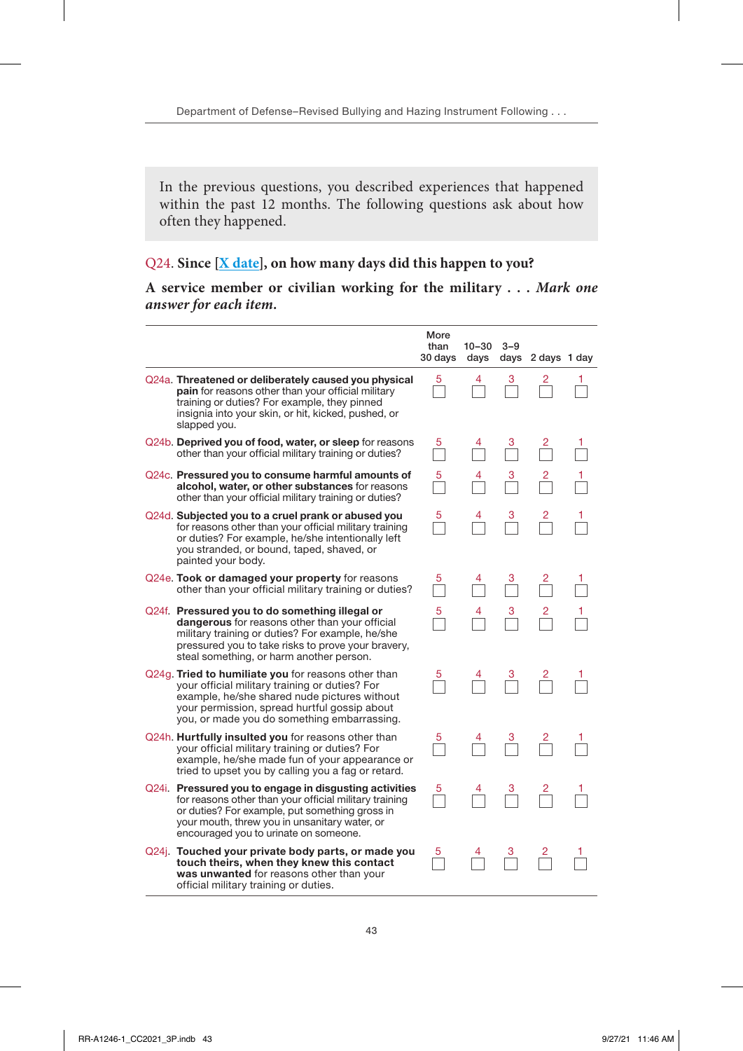In the previous questions, you described experiences that happened within the past 12 months. The following questions ask about how often they happened.

Q24. **Since [X date], on how many days did this happen to you?**

**A service member or civilian working for the military . . .** ***Mark one answer for each item.***

| | More than 30 days | 10–30 days | 3–9 days | 2 days | 1 day |
|---|---|---|---|---|---|
| Q24a. **Threatened or deliberately caused you physical pain** for reasons other than your official military training or duties? For example, they pinned insignia into your skin, or hit, kicked, pushed, or slapped you. | 5 ☐ | 4 ☐ | 3 ☐ | 2 ☐ | 1 ☐ |
| Q24b. **Deprived you of food, water, or sleep** for reasons other than your official military training or duties? | 5 ☐ | 4 ☐ | 3 ☐ | 2 ☐ | 1 ☐ |
| Q24c. **Pressured you to consume harmful amounts of alcohol, water, or other substances** for reasons other than your official military training or duties? | 5 ☐ | 4 ☐ | 3 ☐ | 2 ☐ | 1 ☐ |
| Q24d. **Subjected you to a cruel prank or abused you** for reasons other than your official military training or duties? For example, he/she intentionally left you stranded, or bound, taped, shaved, or painted your body. | 5 ☐ | 4 ☐ | 3 ☐ | 2 ☐ | 1 ☐ |
| Q24e. **Took or damaged your property** for reasons other than your official military training or duties? | 5 ☐ | 4 ☐ | 3 ☐ | 2 ☐ | 1 ☐ |
| Q24f. **Pressured you to do something illegal or dangerous** for reasons other than your official military training or duties? For example, he/she pressured you to take risks to prove your bravery, steal something, or harm another person. | 5 ☐ | 4 ☐ | 3 ☐ | 2 ☐ | 1 ☐ |
| Q24g. **Tried to humiliate you** for reasons other than your official military training or duties? For example, he/she shared nude pictures without your permission, spread hurtful gossip about you, or made you do something embarrassing. | 5 ☐ | 4 ☐ | 3 ☐ | 2 ☐ | 1 ☐ |
| Q24h. **Hurtfully insulted you** for reasons other than your official military training or duties? For example, he/she made fun of your appearance or tried to upset you by calling you a fag or retard. | 5 ☐ | 4 ☐ | 3 ☐ | 2 ☐ | 1 ☐ |
| Q24i. **Pressured you to engage in disgusting activities** for reasons other than your official military training or duties? For example, put something gross in your mouth, threw you in unsanitary water, or encouraged you to urinate on someone. | 5 ☐ | 4 ☐ | 3 ☐ | 2 ☐ | 1 ☐ |
| Q24j. **Touched your private body parts, or made you touch theirs, when they knew this contact was unwanted** for reasons other than your official military training or duties. | 5 ☐ | 4 ☐ | 3 ☐ | 2 ☐ | 1 ☐ |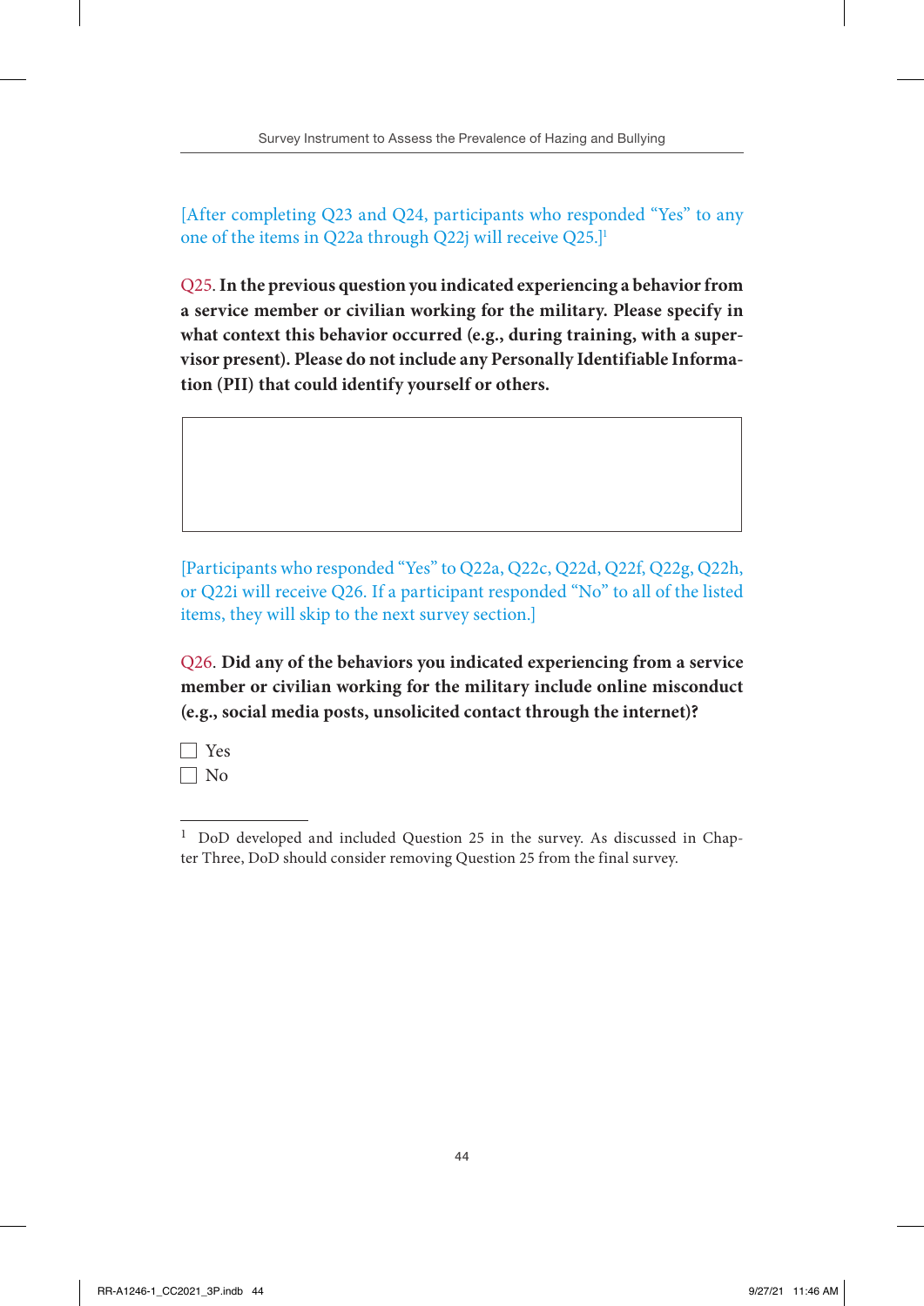[After completing Q23 and Q24, participants who responded “Yes” to any one of the items in Q22a through Q22j will receive Q25.][1]

Q25. **In the previous question you indicated experiencing a behavior from a service member or civilian working for the military. Please specify in what context this behavior occurred (e.g., during training, with a supervisor present). Please do not include any Personally Identifiable Information (PII) that could identify yourself or others.**

[Participants who responded “Yes” to Q22a, Q22c, Q22d, Q22f, Q22g, Q22h, or Q22i will receive Q26. If a participant responded “No” to all of the listed items, they will skip to the next survey section.]

Q26. **Did any of the behaviors you indicated experiencing from a service member or civilian working for the military include online misconduct (e.g., social media posts, unsolicited contact through the internet)?**

☐ Yes
☐ No

---

[1] DoD developed and included Question 25 in the survey. As discussed in Chapter Three, DoD should consider removing Question 25 from the final survey.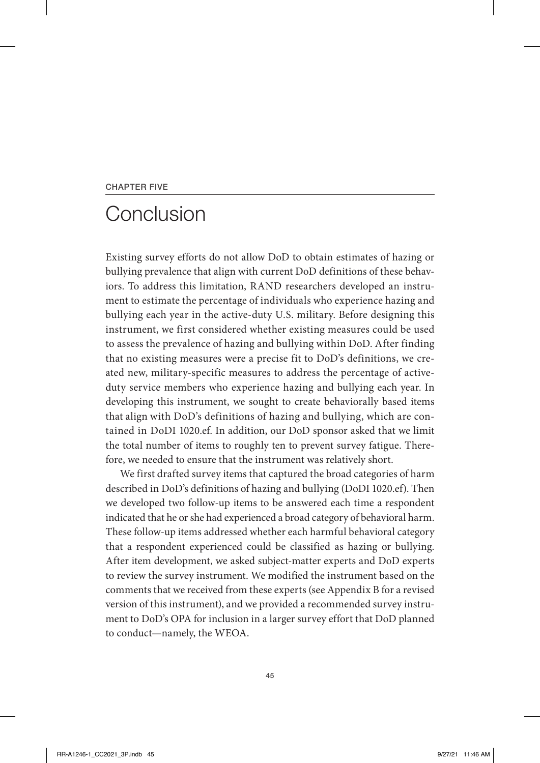CHAPTER FIVE

# Conclusion

Existing survey efforts do not allow DoD to obtain estimates of hazing or bullying prevalence that align with current DoD definitions of these behaviors. To address this limitation, RAND researchers developed an instrument to estimate the percentage of individuals who experience hazing and bullying each year in the active-duty U.S. military. Before designing this instrument, we first considered whether existing measures could be used to assess the prevalence of hazing and bullying within DoD. After finding that no existing measures were a precise fit to DoD's definitions, we created new, military-specific measures to address the percentage of active-duty service members who experience hazing and bullying each year. In developing this instrument, we sought to create behaviorally based items that align with DoD's definitions of hazing and bullying, which are contained in DoDI 1020.ef. In addition, our DoD sponsor asked that we limit the total number of items to roughly ten to prevent survey fatigue. Therefore, we needed to ensure that the instrument was relatively short.

We first drafted survey items that captured the broad categories of harm described in DoD's definitions of hazing and bullying (DoDI 1020.ef). Then we developed two follow-up items to be answered each time a respondent indicated that he or she had experienced a broad category of behavioral harm. These follow-up items addressed whether each harmful behavioral category that a respondent experienced could be classified as hazing or bullying. After item development, we asked subject-matter experts and DoD experts to review the survey instrument. We modified the instrument based on the comments that we received from these experts (see Appendix B for a revised version of this instrument), and we provided a recommended survey instrument to DoD's OPA for inclusion in a larger survey effort that DoD planned to conduct—namely, the WEOA.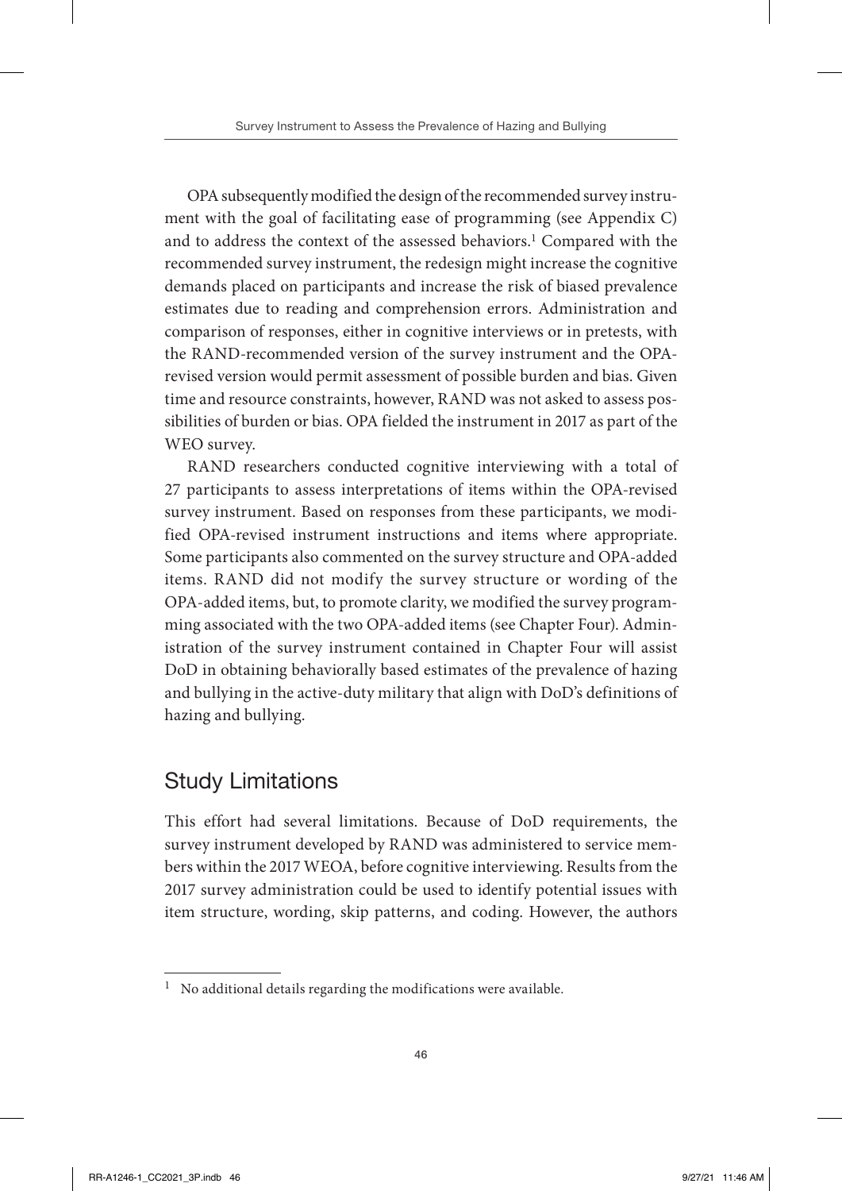OPA subsequently modified the design of the recommended survey instrument with the goal of facilitating ease of programming (see Appendix C) and to address the context of the assessed behaviors.[1] Compared with the recommended survey instrument, the redesign might increase the cognitive demands placed on participants and increase the risk of biased prevalence estimates due to reading and comprehension errors. Administration and comparison of responses, either in cognitive interviews or in pretests, with the RAND-recommended version of the survey instrument and the OPA-revised version would permit assessment of possible burden and bias. Given time and resource constraints, however, RAND was not asked to assess possibilities of burden or bias. OPA fielded the instrument in 2017 as part of the WEO survey.

RAND researchers conducted cognitive interviewing with a total of 27 participants to assess interpretations of items within the OPA-revised survey instrument. Based on responses from these participants, we modified OPA-revised instrument instructions and items where appropriate. Some participants also commented on the survey structure and OPA-added items. RAND did not modify the survey structure or wording of the OPA-added items, but, to promote clarity, we modified the survey programming associated with the two OPA-added items (see Chapter Four). Administration of the survey instrument contained in Chapter Four will assist DoD in obtaining behaviorally based estimates of the prevalence of hazing and bullying in the active-duty military that align with DoD's definitions of hazing and bullying.

## Study Limitations

This effort had several limitations. Because of DoD requirements, the survey instrument developed by RAND was administered to service members within the 2017 WEOA, before cognitive interviewing. Results from the 2017 survey administration could be used to identify potential issues with item structure, wording, skip patterns, and coding. However, the authors

---

[1] No additional details regarding the modifications were available.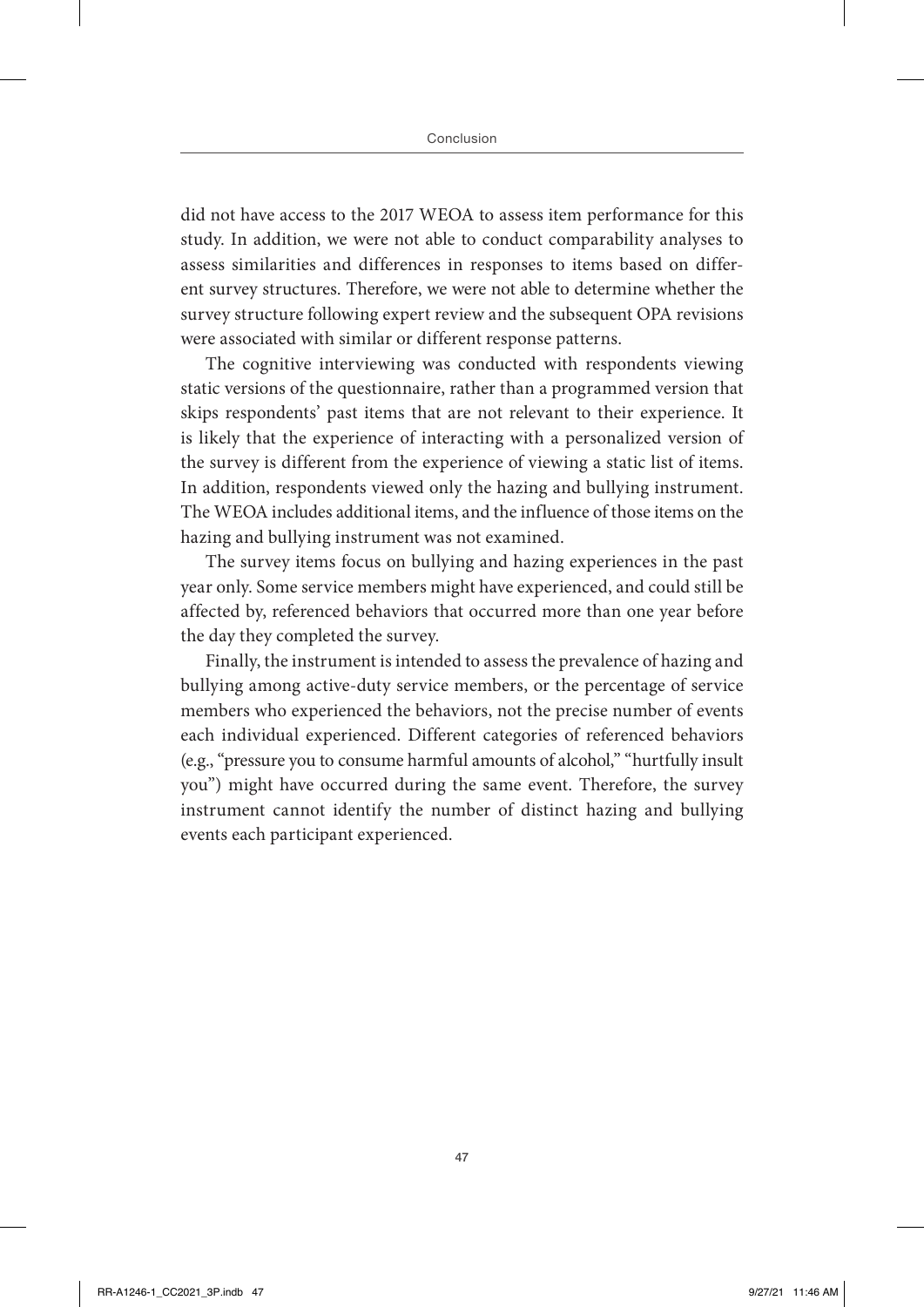did not have access to the 2017 WEOA to assess item performance for this study. In addition, we were not able to conduct comparability analyses to assess similarities and differences in responses to items based on different survey structures. Therefore, we were not able to determine whether the survey structure following expert review and the subsequent OPA revisions were associated with similar or different response patterns.

The cognitive interviewing was conducted with respondents viewing static versions of the questionnaire, rather than a programmed version that skips respondents' past items that are not relevant to their experience. It is likely that the experience of interacting with a personalized version of the survey is different from the experience of viewing a static list of items. In addition, respondents viewed only the hazing and bullying instrument. The WEOA includes additional items, and the influence of those items on the hazing and bullying instrument was not examined.

The survey items focus on bullying and hazing experiences in the past year only. Some service members might have experienced, and could still be affected by, referenced behaviors that occurred more than one year before the day they completed the survey.

Finally, the instrument is intended to assess the prevalence of hazing and bullying among active-duty service members, or the percentage of service members who experienced the behaviors, not the precise number of events each individual experienced. Different categories of referenced behaviors (e.g., "pressure you to consume harmful amounts of alcohol," "hurtfully insult you") might have occurred during the same event. Therefore, the survey instrument cannot identify the number of distinct hazing and bullying events each participant experienced.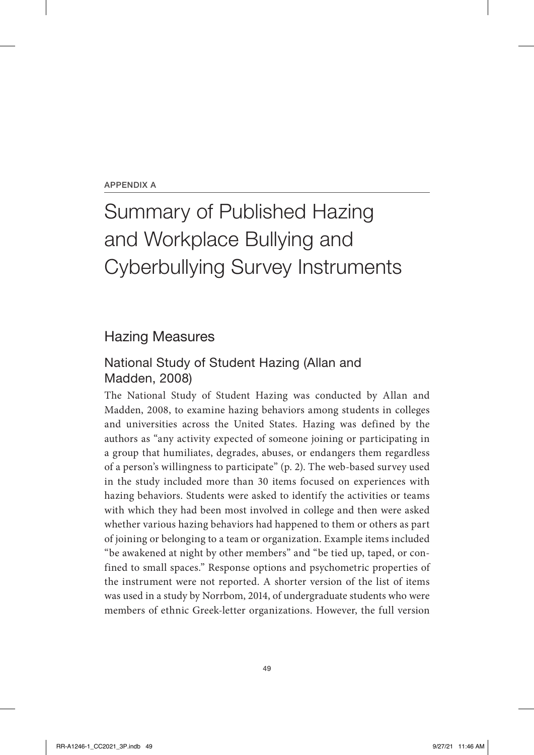APPENDIX A

# Summary of Published Hazing and Workplace Bullying and Cyberbullying Survey Instruments

## Hazing Measures

### National Study of Student Hazing (Allan and Madden, 2008)

The National Study of Student Hazing was conducted by Allan and Madden, 2008, to examine hazing behaviors among students in colleges and universities across the United States. Hazing was defined by the authors as "any activity expected of someone joining or participating in a group that humiliates, degrades, abuses, or endangers them regardless of a person's willingness to participate" (p. 2). The web-based survey used in the study included more than 30 items focused on experiences with hazing behaviors. Students were asked to identify the activities or teams with which they had been most involved in college and then were asked whether various hazing behaviors had happened to them or others as part of joining or belonging to a team or organization. Example items included "be awakened at night by other members" and "be tied up, taped, or confined to small spaces." Response options and psychometric properties of the instrument were not reported. A shorter version of the list of items was used in a study by Norrbom, 2014, of undergraduate students who were members of ethnic Greek-letter organizations. However, the full version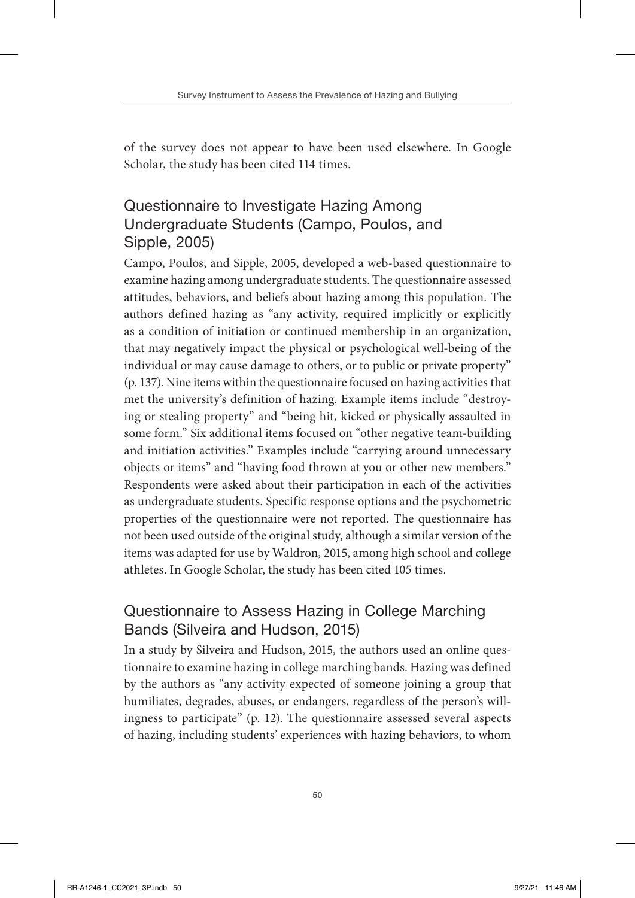of the survey does not appear to have been used elsewhere. In Google Scholar, the study has been cited 114 times.

## Questionnaire to Investigate Hazing Among Undergraduate Students (Campo, Poulos, and Sipple, 2005)

Campo, Poulos, and Sipple, 2005, developed a web-based questionnaire to examine hazing among undergraduate students. The questionnaire assessed attitudes, behaviors, and beliefs about hazing among this population. The authors defined hazing as "any activity, required implicitly or explicitly as a condition of initiation or continued membership in an organization, that may negatively impact the physical or psychological well-being of the individual or may cause damage to others, or to public or private property" (p. 137). Nine items within the questionnaire focused on hazing activities that met the university's definition of hazing. Example items include "destroying or stealing property" and "being hit, kicked or physically assaulted in some form." Six additional items focused on "other negative team-building and initiation activities." Examples include "carrying around unnecessary objects or items" and "having food thrown at you or other new members." Respondents were asked about their participation in each of the activities as undergraduate students. Specific response options and the psychometric properties of the questionnaire were not reported. The questionnaire has not been used outside of the original study, although a similar version of the items was adapted for use by Waldron, 2015, among high school and college athletes. In Google Scholar, the study has been cited 105 times.

## Questionnaire to Assess Hazing in College Marching Bands (Silveira and Hudson, 2015)

In a study by Silveira and Hudson, 2015, the authors used an online questionnaire to examine hazing in college marching bands. Hazing was defined by the authors as "any activity expected of someone joining a group that humiliates, degrades, abuses, or endangers, regardless of the person's willingness to participate" (p. 12). The questionnaire assessed several aspects of hazing, including students' experiences with hazing behaviors, to whom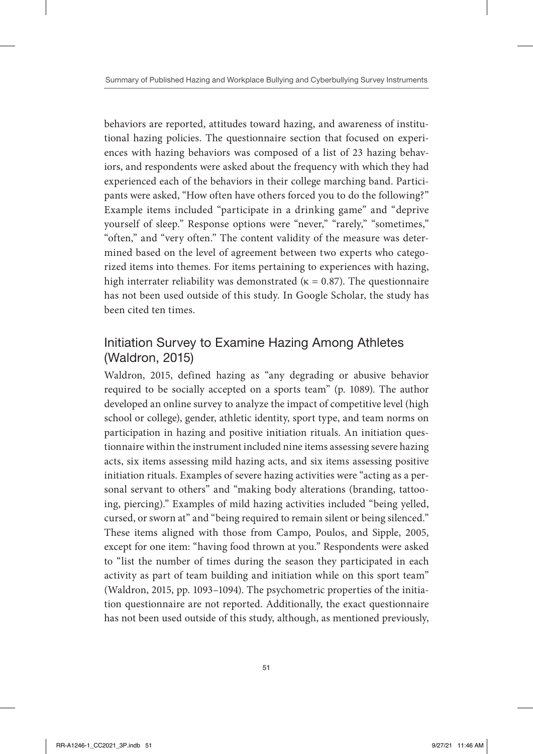behaviors are reported, attitudes toward hazing, and awareness of institutional hazing policies. The questionnaire section that focused on experiences with hazing behaviors was composed of a list of 23 hazing behaviors, and respondents were asked about the frequency with which they had experienced each of the behaviors in their college marching band. Participants were asked, "How often have others forced you to do the following?" Example items included "participate in a drinking game" and "deprive yourself of sleep." Response options were "never," "rarely," "sometimes," "often," and "very often." The content validity of the measure was determined based on the level of agreement between two experts who categorized items into themes. For items pertaining to experiences with hazing, high interrater reliability was demonstrated ($\kappa = 0.87$). The questionnaire has not been used outside of this study. In Google Scholar, the study has been cited ten times.

## Initiation Survey to Examine Hazing Among Athletes (Waldron, 2015)

Waldron, 2015, defined hazing as "any degrading or abusive behavior required to be socially accepted on a sports team" (p. 1089). The author developed an online survey to analyze the impact of competitive level (high school or college), gender, athletic identity, sport type, and team norms on participation in hazing and positive initiation rituals. An initiation questionnaire within the instrument included nine items assessing severe hazing acts, six items assessing mild hazing acts, and six items assessing positive initiation rituals. Examples of severe hazing activities were "acting as a personal servant to others" and "making body alterations (branding, tattooing, piercing)." Examples of mild hazing activities included "being yelled, cursed, or sworn at" and "being required to remain silent or being silenced." These items aligned with those from Campo, Poulos, and Sipple, 2005, except for one item: "having food thrown at you." Respondents were asked to "list the number of times during the season they participated in each activity as part of team building and initiation while on this sport team" (Waldron, 2015, pp. 1093–1094). The psychometric properties of the initiation questionnaire are not reported. Additionally, the exact questionnaire has not been used outside of this study, although, as mentioned previously,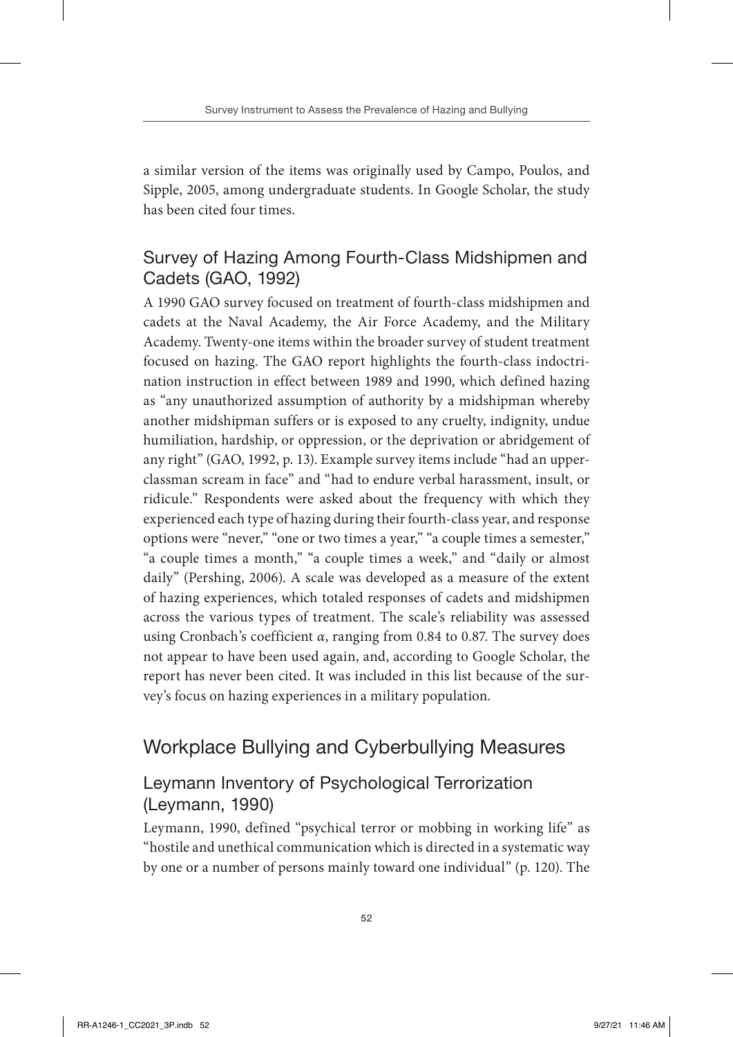a similar version of the items was originally used by Campo, Poulos, and Sipple, 2005, among undergraduate students. In Google Scholar, the study has been cited four times.

### Survey of Hazing Among Fourth-Class Midshipmen and Cadets (GAO, 1992)

A 1990 GAO survey focused on treatment of fourth-class midshipmen and cadets at the Naval Academy, the Air Force Academy, and the Military Academy. Twenty-one items within the broader survey of student treatment focused on hazing. The GAO report highlights the fourth-class indoctrination instruction in effect between 1989 and 1990, which defined hazing as "any unauthorized assumption of authority by a midshipman whereby another midshipman suffers or is exposed to any cruelty, indignity, undue humiliation, hardship, or oppression, or the deprivation or abridgement of any right" (GAO, 1992, p. 13). Example survey items include "had an upperclassman scream in face" and "had to endure verbal harassment, insult, or ridicule." Respondents were asked about the frequency with which they experienced each type of hazing during their fourth-class year, and response options were "never," "one or two times a year," "a couple times a semester," "a couple times a month," "a couple times a week," and "daily or almost daily" (Pershing, 2006). A scale was developed as a measure of the extent of hazing experiences, which totaled responses of cadets and midshipmen across the various types of treatment. The scale's reliability was assessed using Cronbach's coefficient $\alpha$, ranging from 0.84 to 0.87. The survey does not appear to have been used again, and, according to Google Scholar, the report has never been cited. It was included in this list because of the survey's focus on hazing experiences in a military population.

## Workplace Bullying and Cyberbullying Measures

### Leymann Inventory of Psychological Terrorization (Leymann, 1990)

Leymann, 1990, defined "psychical terror or mobbing in working life" as "hostile and unethical communication which is directed in a systematic way by one or a number of persons mainly toward one individual" (p. 120). The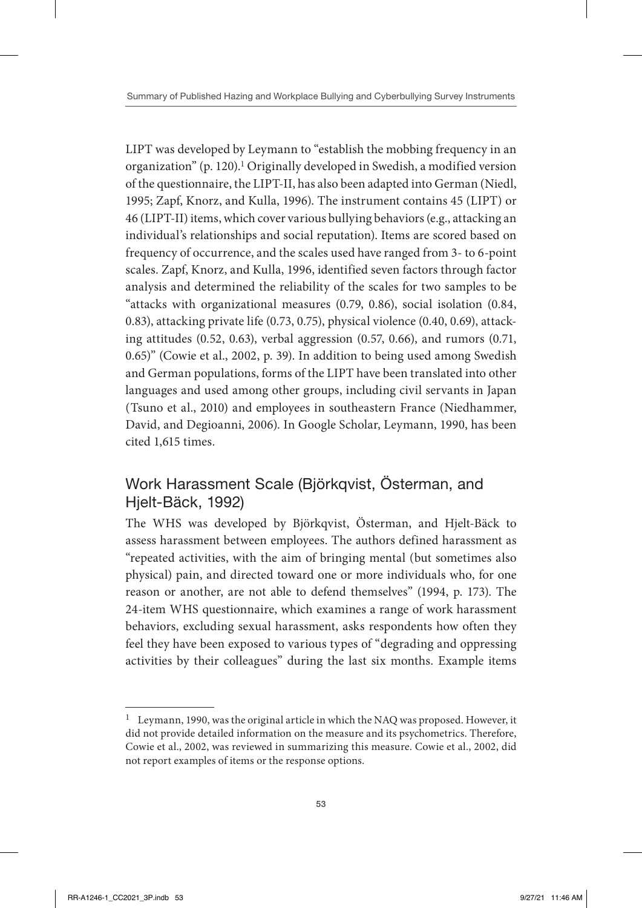LIPT was developed by Leymann to "establish the mobbing frequency in an organization" (p. 120).[1] Originally developed in Swedish, a modified version of the questionnaire, the LIPT-II, has also been adapted into German (Niedl, 1995; Zapf, Knorz, and Kulla, 1996). The instrument contains 45 (LIPT) or 46 (LIPT-II) items, which cover various bullying behaviors (e.g., attacking an individual's relationships and social reputation). Items are scored based on frequency of occurrence, and the scales used have ranged from 3- to 6-point scales. Zapf, Knorz, and Kulla, 1996, identified seven factors through factor analysis and determined the reliability of the scales for two samples to be "attacks with organizational measures (0.79, 0.86), social isolation (0.84, 0.83), attacking private life (0.73, 0.75), physical violence (0.40, 0.69), attacking attitudes (0.52, 0.63), verbal aggression (0.57, 0.66), and rumors (0.71, 0.65)" (Cowie et al., 2002, p. 39). In addition to being used among Swedish and German populations, forms of the LIPT have been translated into other languages and used among other groups, including civil servants in Japan (Tsuno et al., 2010) and employees in southeastern France (Niedhammer, David, and Degioanni, 2006). In Google Scholar, Leymann, 1990, has been cited 1,615 times.

## Work Harassment Scale (Björkqvist, Österman, and Hjelt-Bäck, 1992)

The WHS was developed by Björkqvist, Österman, and Hjelt-Bäck to assess harassment between employees. The authors defined harassment as "repeated activities, with the aim of bringing mental (but sometimes also physical) pain, and directed toward one or more individuals who, for one reason or another, are not able to defend themselves" (1994, p. 173). The 24-item WHS questionnaire, which examines a range of work harassment behaviors, excluding sexual harassment, asks respondents how often they feel they have been exposed to various types of "degrading and oppressing activities by their colleagues" during the last six months. Example items

---

[1] Leymann, 1990, was the original article in which the NAQ was proposed. However, it did not provide detailed information on the measure and its psychometrics. Therefore, Cowie et al., 2002, was reviewed in summarizing this measure. Cowie et al., 2002, did not report examples of items or the response options.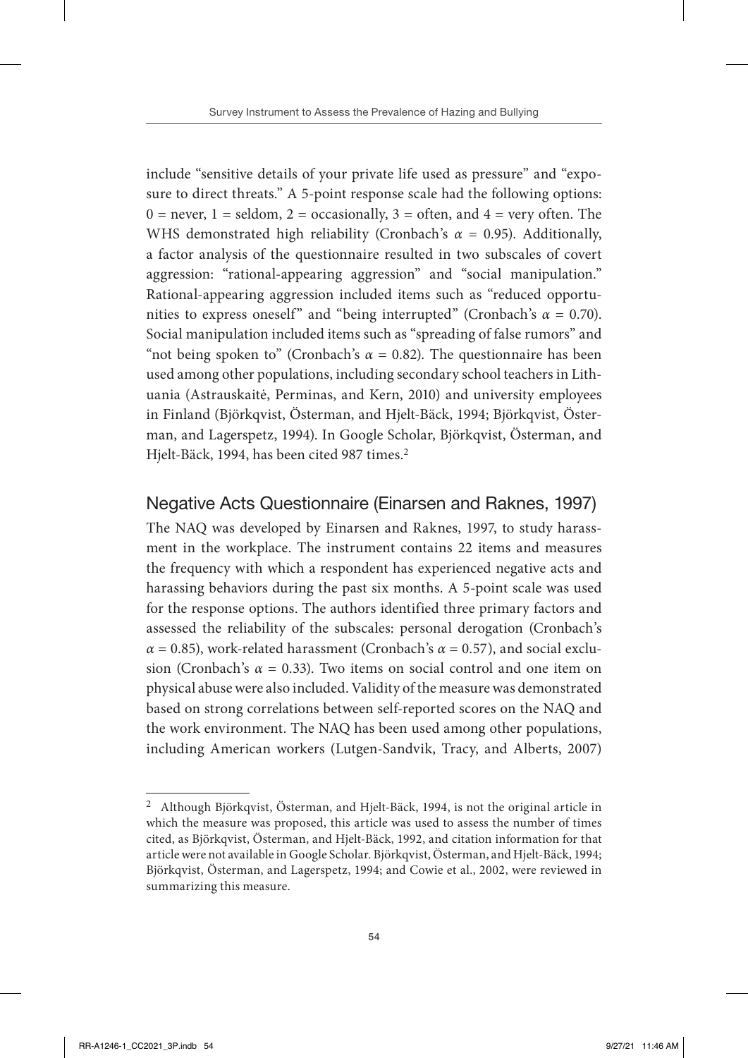include "sensitive details of your private life used as pressure" and "exposure to direct threats." A 5-point response scale had the following options: 0 = never, 1 = seldom, 2 = occasionally, 3 = often, and 4 = very often. The WHS demonstrated high reliability (Cronbach's $\alpha$ = 0.95). Additionally, a factor analysis of the questionnaire resulted in two subscales of covert aggression: "rational-appearing aggression" and "social manipulation." Rational-appearing aggression included items such as "reduced opportunities to express oneself" and "being interrupted" (Cronbach's $\alpha$ = 0.70). Social manipulation included items such as "spreading of false rumors" and "not being spoken to" (Cronbach's $\alpha$ = 0.82). The questionnaire has been used among other populations, including secondary school teachers in Lithuania (Astrauskaitė, Perminas, and Kern, 2010) and university employees in Finland (Björkqvist, Österman, and Hjelt-Bäck, 1994; Björkqvist, Österman, and Lagerspetz, 1994). In Google Scholar, Björkqvist, Österman, and Hjelt-Bäck, 1994, has been cited 987 times.[2]

## Negative Acts Questionnaire (Einarsen and Raknes, 1997)

The NAQ was developed by Einarsen and Raknes, 1997, to study harassment in the workplace. The instrument contains 22 items and measures the frequency with which a respondent has experienced negative acts and harassing behaviors during the past six months. A 5-point scale was used for the response options. The authors identified three primary factors and assessed the reliability of the subscales: personal derogation (Cronbach's $\alpha$ = 0.85), work-related harassment (Cronbach's $\alpha$ = 0.57), and social exclusion (Cronbach's $\alpha$ = 0.33). Two items on social control and one item on physical abuse were also included. Validity of the measure was demonstrated based on strong correlations between self-reported scores on the NAQ and the work environment. The NAQ has been used among other populations, including American workers (Lutgen-Sandvik, Tracy, and Alberts, 2007)

---

[2] Although Björkqvist, Österman, and Hjelt-Bäck, 1994, is not the original article in which the measure was proposed, this article was used to assess the number of times cited, as Björkqvist, Österman, and Hjelt-Bäck, 1992, and citation information for that article were not available in Google Scholar. Björkqvist, Österman, and Hjelt-Bäck, 1994; Björkqvist, Österman, and Lagerspetz, 1994; and Cowie et al., 2002, were reviewed in summarizing this measure.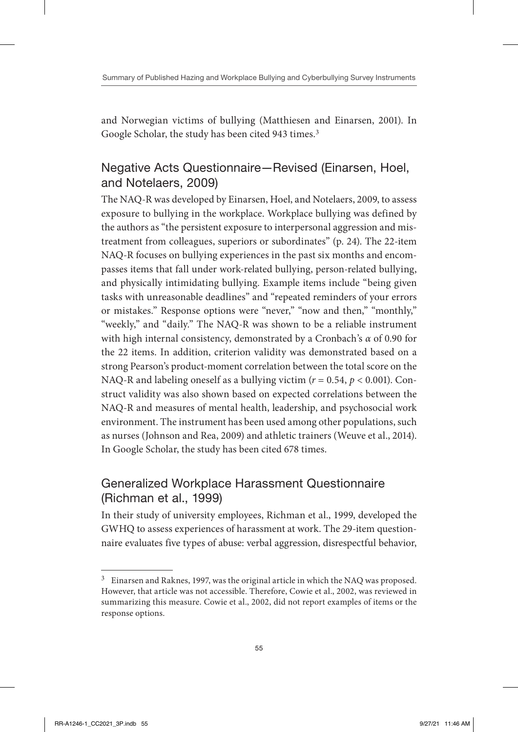and Norwegian victims of bullying (Matthiesen and Einarsen, 2001). In Google Scholar, the study has been cited 943 times.[3]

## Negative Acts Questionnaire—Revised (Einarsen, Hoel, and Notelaers, 2009)

The NAQ-R was developed by Einarsen, Hoel, and Notelaers, 2009, to assess exposure to bullying in the workplace. Workplace bullying was defined by the authors as "the persistent exposure to interpersonal aggression and mistreatment from colleagues, superiors or subordinates" (p. 24). The 22-item NAQ-R focuses on bullying experiences in the past six months and encompasses items that fall under work-related bullying, person-related bullying, and physically intimidating bullying. Example items include "being given tasks with unreasonable deadlines" and "repeated reminders of your errors or mistakes." Response options were "never," "now and then," "monthly," "weekly," and "daily." The NAQ-R was shown to be a reliable instrument with high internal consistency, demonstrated by a Cronbach's $\alpha$ of 0.90 for the 22 items. In addition, criterion validity was demonstrated based on a strong Pearson's product-moment correlation between the total score on the NAQ-R and labeling oneself as a bullying victim ($r = 0.54$, $p < 0.001$). Construct validity was also shown based on expected correlations between the NAQ-R and measures of mental health, leadership, and psychosocial work environment. The instrument has been used among other populations, such as nurses (Johnson and Rea, 2009) and athletic trainers (Weuve et al., 2014). In Google Scholar, the study has been cited 678 times.

## Generalized Workplace Harassment Questionnaire (Richman et al., 1999)

In their study of university employees, Richman et al., 1999, developed the GWHQ to assess experiences of harassment at work. The 29-item questionnaire evaluates five types of abuse: verbal aggression, disrespectful behavior,

[3] Einarsen and Raknes, 1997, was the original article in which the NAQ was proposed. However, that article was not accessible. Therefore, Cowie et al., 2002, was reviewed in summarizing this measure. Cowie et al., 2002, did not report examples of items or the response options.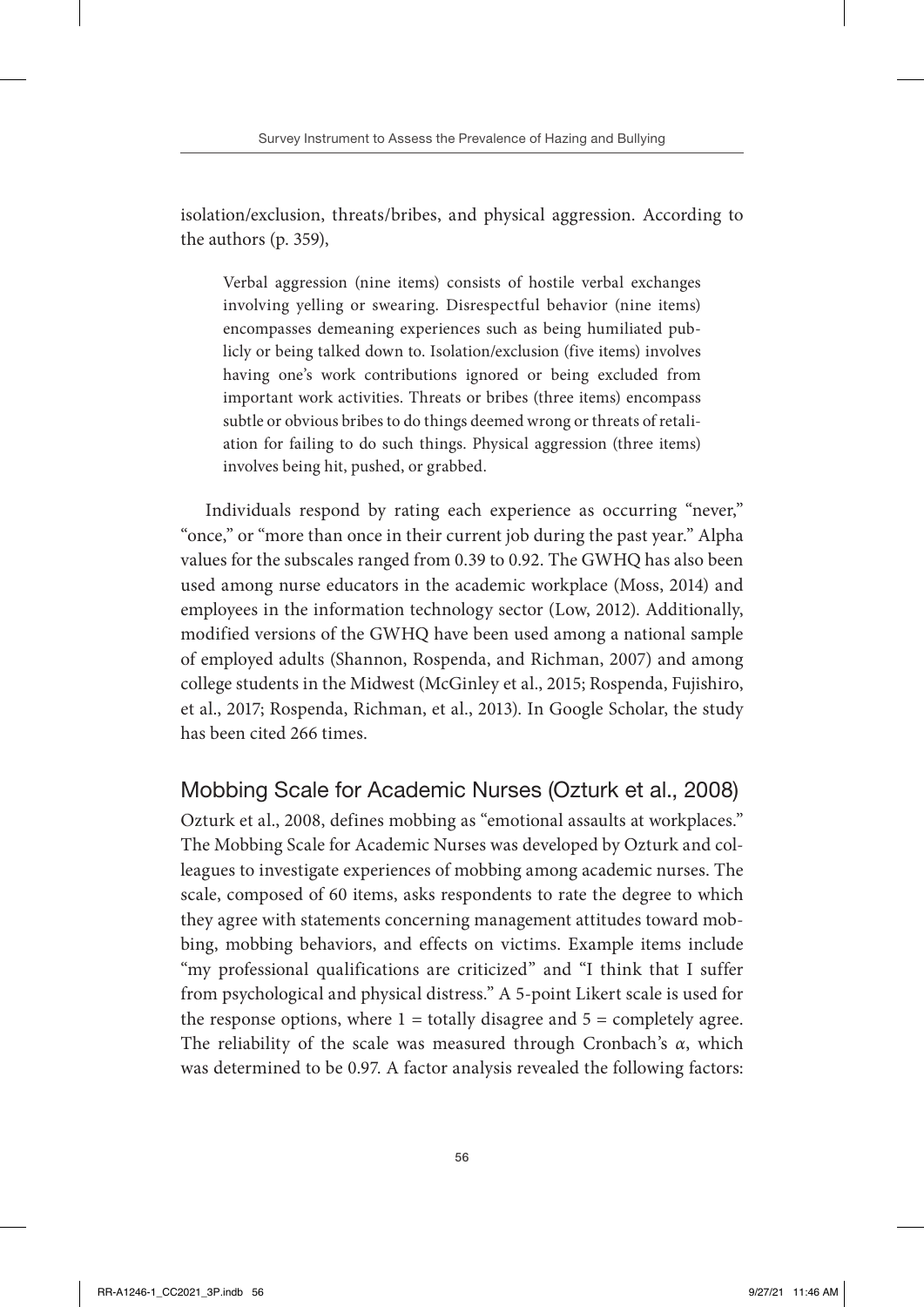isolation/exclusion, threats/bribes, and physical aggression. According to the authors (p. 359),

> Verbal aggression (nine items) consists of hostile verbal exchanges involving yelling or swearing. Disrespectful behavior (nine items) encompasses demeaning experiences such as being humiliated publicly or being talked down to. Isolation/exclusion (five items) involves having one's work contributions ignored or being excluded from important work activities. Threats or bribes (three items) encompass subtle or obvious bribes to do things deemed wrong or threats of retaliation for failing to do such things. Physical aggression (three items) involves being hit, pushed, or grabbed.

Individuals respond by rating each experience as occurring "never," "once," or "more than once in their current job during the past year." Alpha values for the subscales ranged from 0.39 to 0.92. The GWHQ has also been used among nurse educators in the academic workplace (Moss, 2014) and employees in the information technology sector (Low, 2012). Additionally, modified versions of the GWHQ have been used among a national sample of employed adults (Shannon, Rospenda, and Richman, 2007) and among college students in the Midwest (McGinley et al., 2015; Rospenda, Fujishiro, et al., 2017; Rospenda, Richman, et al., 2013). In Google Scholar, the study has been cited 266 times.

## Mobbing Scale for Academic Nurses (Ozturk et al., 2008)

Ozturk et al., 2008, defines mobbing as "emotional assaults at workplaces." The Mobbing Scale for Academic Nurses was developed by Ozturk and colleagues to investigate experiences of mobbing among academic nurses. The scale, composed of 60 items, asks respondents to rate the degree to which they agree with statements concerning management attitudes toward mobbing, mobbing behaviors, and effects on victims. Example items include "my professional qualifications are criticized" and "I think that I suffer from psychological and physical distress." A 5-point Likert scale is used for the response options, where 1 = totally disagree and 5 = completely agree. The reliability of the scale was measured through Cronbach's $\alpha$, which was determined to be 0.97. A factor analysis revealed the following factors: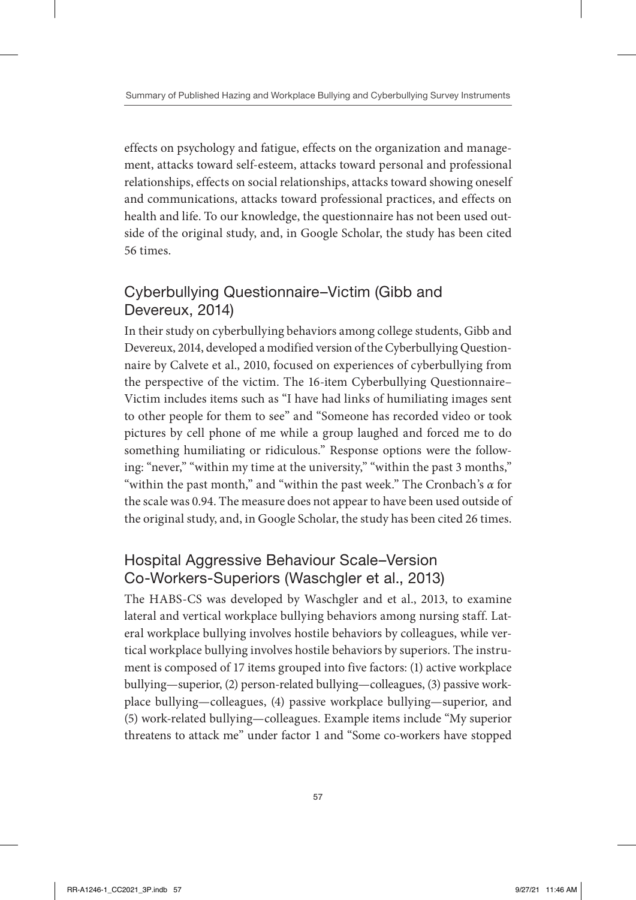effects on psychology and fatigue, effects on the organization and management, attacks toward self-esteem, attacks toward personal and professional relationships, effects on social relationships, attacks toward showing oneself and communications, attacks toward professional practices, and effects on health and life. To our knowledge, the questionnaire has not been used outside of the original study, and, in Google Scholar, the study has been cited 56 times.

## Cyberbullying Questionnaire–Victim (Gibb and Devereux, 2014)

In their study on cyberbullying behaviors among college students, Gibb and Devereux, 2014, developed a modified version of the Cyberbullying Questionnaire by Calvete et al., 2010, focused on experiences of cyberbullying from the perspective of the victim. The 16-item Cyberbullying Questionnaire–Victim includes items such as "I have had links of humiliating images sent to other people for them to see" and "Someone has recorded video or took pictures by cell phone of me while a group laughed and forced me to do something humiliating or ridiculous." Response options were the following: "never," "within my time at the university," "within the past 3 months," "within the past month," and "within the past week." The Cronbach's $\alpha$ for the scale was 0.94. The measure does not appear to have been used outside of the original study, and, in Google Scholar, the study has been cited 26 times.

## Hospital Aggressive Behaviour Scale–Version Co-Workers-Superiors (Waschgler et al., 2013)

The HABS-CS was developed by Waschgler and et al., 2013, to examine lateral and vertical workplace bullying behaviors among nursing staff. Lateral workplace bullying involves hostile behaviors by colleagues, while vertical workplace bullying involves hostile behaviors by superiors. The instrument is composed of 17 items grouped into five factors: (1) active workplace bullying—superior, (2) person-related bullying—colleagues, (3) passive workplace bullying—colleagues, (4) passive workplace bullying—superior, and (5) work-related bullying—colleagues. Example items include "My superior threatens to attack me" under factor 1 and "Some co-workers have stopped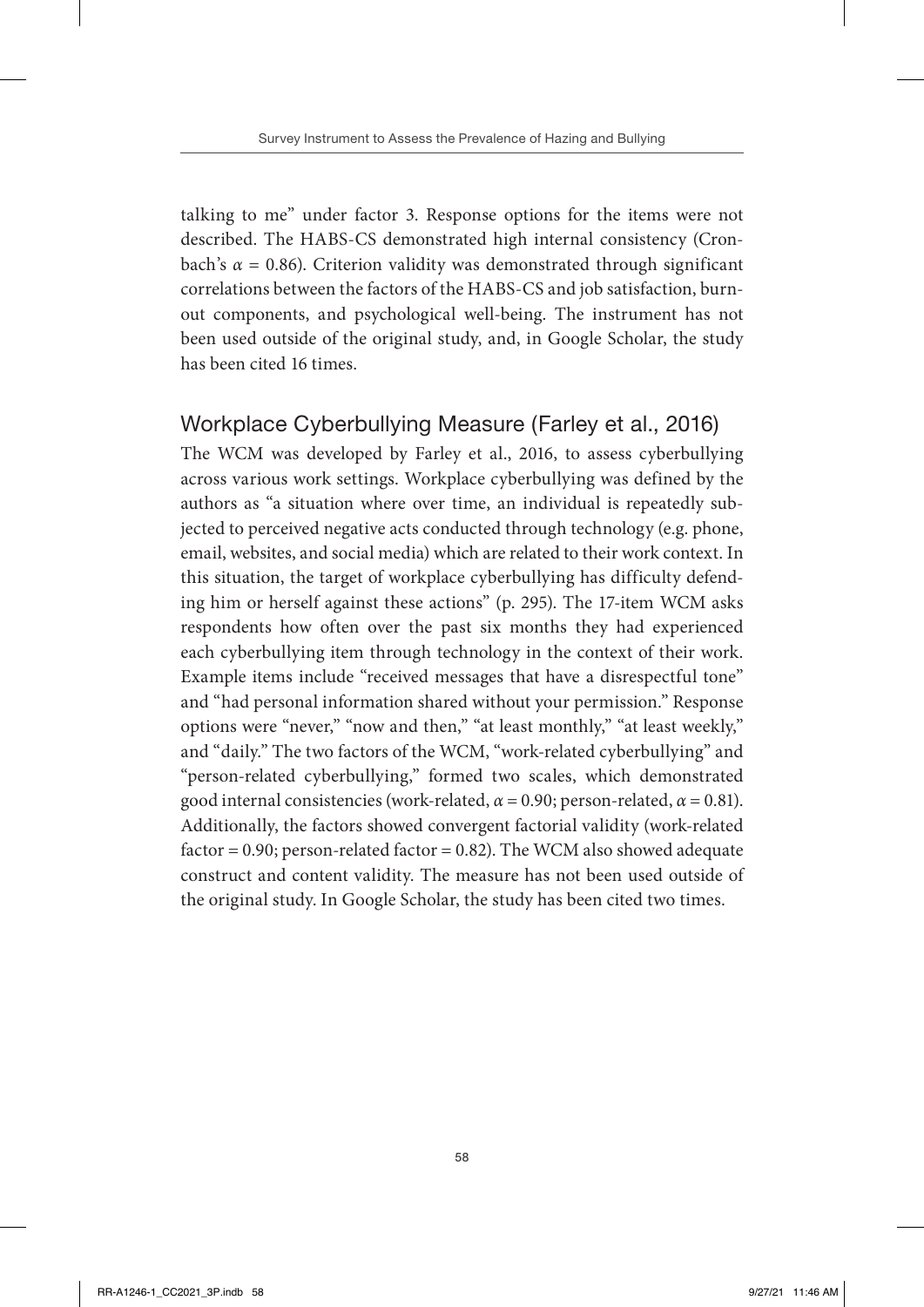talking to me" under factor 3. Response options for the items were not described. The HABS-CS demonstrated high internal consistency (Cronbach's $\alpha = 0.86$). Criterion validity was demonstrated through significant correlations between the factors of the HABS-CS and job satisfaction, burnout components, and psychological well-being. The instrument has not been used outside of the original study, and, in Google Scholar, the study has been cited 16 times.

## Workplace Cyberbullying Measure (Farley et al., 2016)

The WCM was developed by Farley et al., 2016, to assess cyberbullying across various work settings. Workplace cyberbullying was defined by the authors as "a situation where over time, an individual is repeatedly subjected to perceived negative acts conducted through technology (e.g. phone, email, websites, and social media) which are related to their work context. In this situation, the target of workplace cyberbullying has difficulty defending him or herself against these actions" (p. 295). The 17-item WCM asks respondents how often over the past six months they had experienced each cyberbullying item through technology in the context of their work. Example items include "received messages that have a disrespectful tone" and "had personal information shared without your permission." Response options were "never," "now and then," "at least monthly," "at least weekly," and "daily." The two factors of the WCM, "work-related cyberbullying" and "person-related cyberbullying," formed two scales, which demonstrated good internal consistencies (work-related, $\alpha = 0.90$; person-related, $\alpha = 0.81$). Additionally, the factors showed convergent factorial validity (work-related factor = 0.90; person-related factor = 0.82). The WCM also showed adequate construct and content validity. The measure has not been used outside of the original study. In Google Scholar, the study has been cited two times.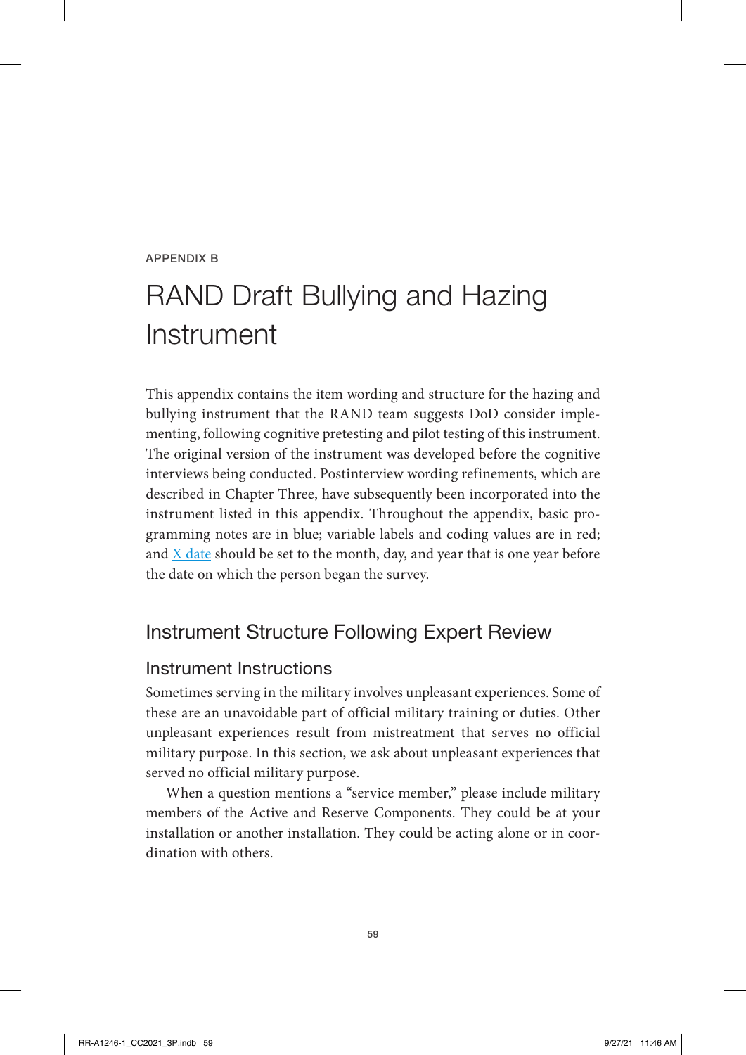APPENDIX B

# RAND Draft Bullying and Hazing Instrument

This appendix contains the item wording and structure for the hazing and bullying instrument that the RAND team suggests DoD consider implementing, following cognitive pretesting and pilot testing of this instrument. The original version of the instrument was developed before the cognitive interviews being conducted. Postinterview wording refinements, which are described in Chapter Three, have subsequently been incorporated into the instrument listed in this appendix. Throughout the appendix, basic programming notes are in blue; variable labels and coding values are in red; and X date should be set to the month, day, and year that is one year before the date on which the person began the survey.

## Instrument Structure Following Expert Review

### Instrument Instructions

Sometimes serving in the military involves unpleasant experiences. Some of these are an unavoidable part of official military training or duties. Other unpleasant experiences result from mistreatment that serves no official military purpose. In this section, we ask about unpleasant experiences that served no official military purpose.

When a question mentions a "service member," please include military members of the Active and Reserve Components. They could be at your installation or another installation. They could be acting alone or in coordination with others.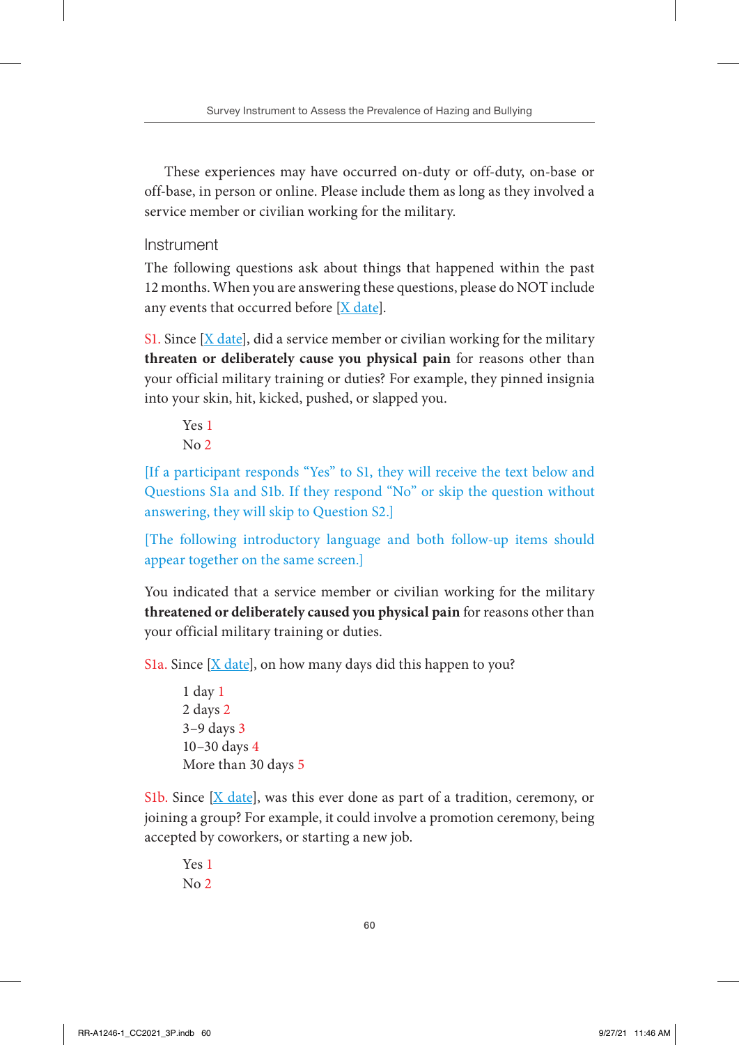These experiences may have occurred on-duty or off-duty, on-base or off-base, in person or online. Please include them as long as they involved a service member or civilian working for the military.

### Instrument

The following questions ask about things that happened within the past 12 months. When you are answering these questions, please do NOT include any events that occurred before [X date].

S1. Since [X date], did a service member or civilian working for the military **threaten or deliberately cause you physical pain** for reasons other than your official military training or duties? For example, they pinned insignia into your skin, hit, kicked, pushed, or slapped you.

Yes 1
No 2

[If a participant responds "Yes" to S1, they will receive the text below and Questions S1a and S1b. If they respond "No" or skip the question without answering, they will skip to Question S2.]

[The following introductory language and both follow-up items should appear together on the same screen.]

You indicated that a service member or civilian working for the military **threatened or deliberately caused you physical pain** for reasons other than your official military training or duties.

S1a. Since [X date], on how many days did this happen to you?

1 day 1
2 days 2
3–9 days 3
10–30 days 4
More than 30 days 5

S1b. Since [X date], was this ever done as part of a tradition, ceremony, or joining a group? For example, it could involve a promotion ceremony, being accepted by coworkers, or starting a new job.

Yes 1
No 2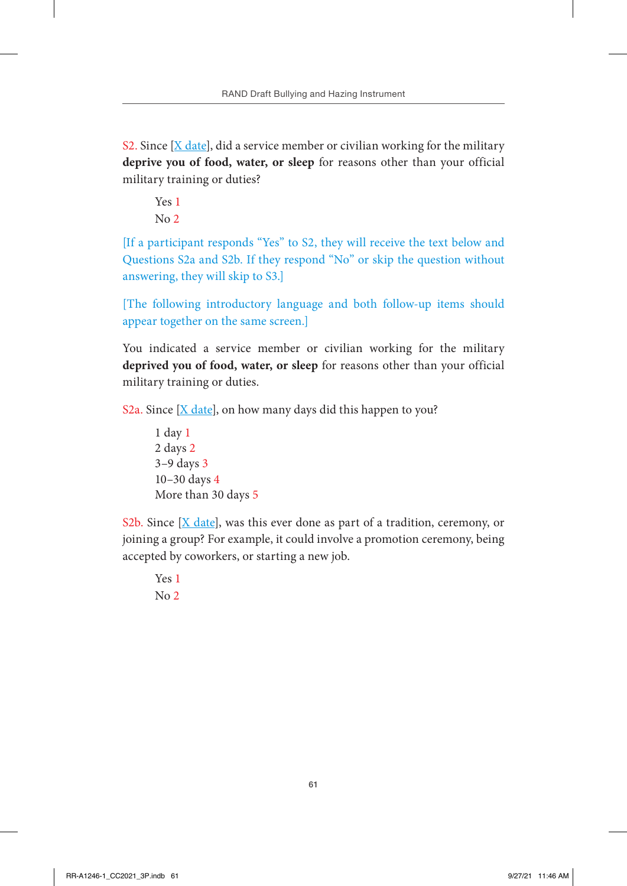S2. Since [X date], did a service member or civilian working for the military **deprive you of food, water, or sleep** for reasons other than your official military training or duties?

Yes 1
No 2

[If a participant responds "Yes" to S2, they will receive the text below and Questions S2a and S2b. If they respond "No" or skip the question without answering, they will skip to S3.]

[The following introductory language and both follow-up items should appear together on the same screen.]

You indicated a service member or civilian working for the military **deprived you of food, water, or sleep** for reasons other than your official military training or duties.

S2a. Since [X date], on how many days did this happen to you?

1 day 1
2 days 2
3–9 days 3
10–30 days 4
More than 30 days 5

S2b. Since [X date], was this ever done as part of a tradition, ceremony, or joining a group? For example, it could involve a promotion ceremony, being accepted by coworkers, or starting a new job.

Yes 1
No 2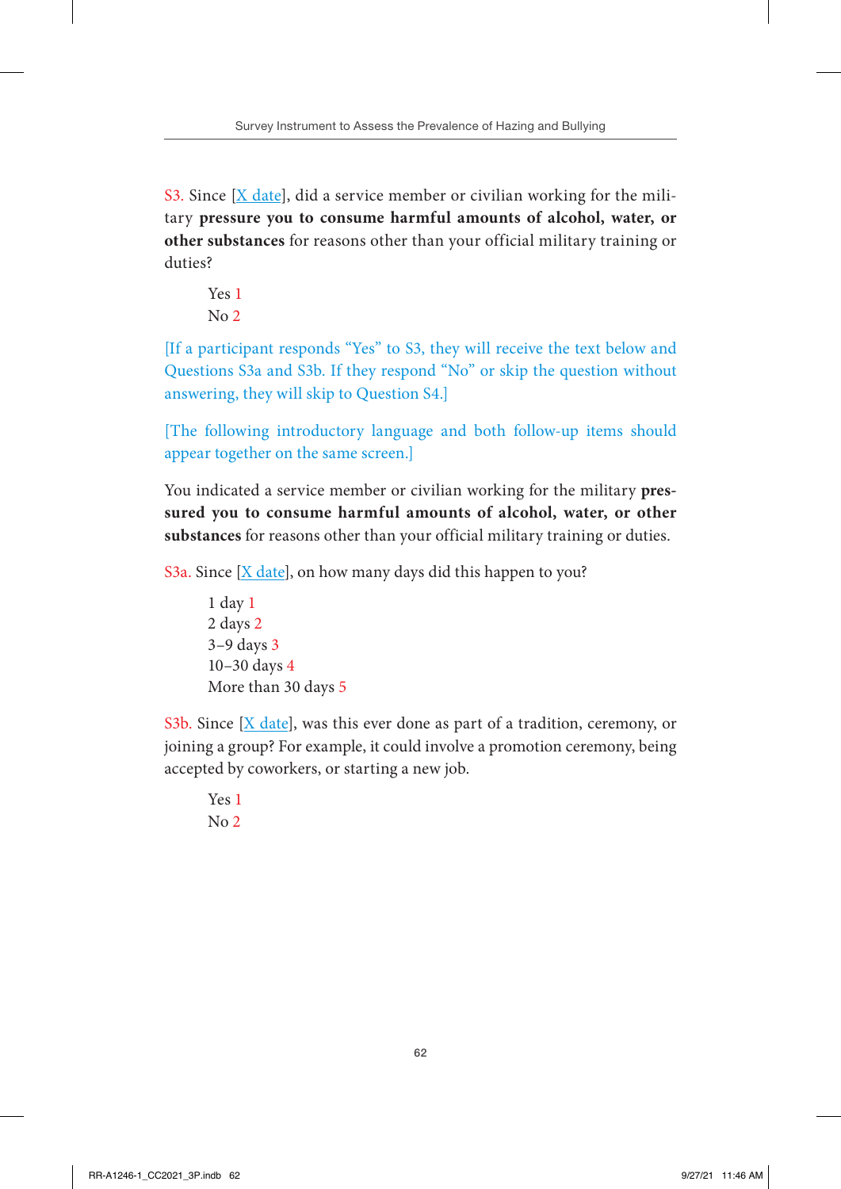S3. Since [X date], did a service member or civilian working for the military **pressure you to consume harmful amounts of alcohol, water, or other substances** for reasons other than your official military training or duties?

Yes 1
No 2

[If a participant responds "Yes" to S3, they will receive the text below and Questions S3a and S3b. If they respond "No" or skip the question without answering, they will skip to Question S4.]

[The following introductory language and both follow-up items should appear together on the same screen.]

You indicated a service member or civilian working for the military **pressured you to consume harmful amounts of alcohol, water, or other substances** for reasons other than your official military training or duties.

S3a. Since [X date], on how many days did this happen to you?

1 day 1
2 days 2
3–9 days 3
10–30 days 4
More than 30 days 5

S3b. Since [X date], was this ever done as part of a tradition, ceremony, or joining a group? For example, it could involve a promotion ceremony, being accepted by coworkers, or starting a new job.

Yes 1
No 2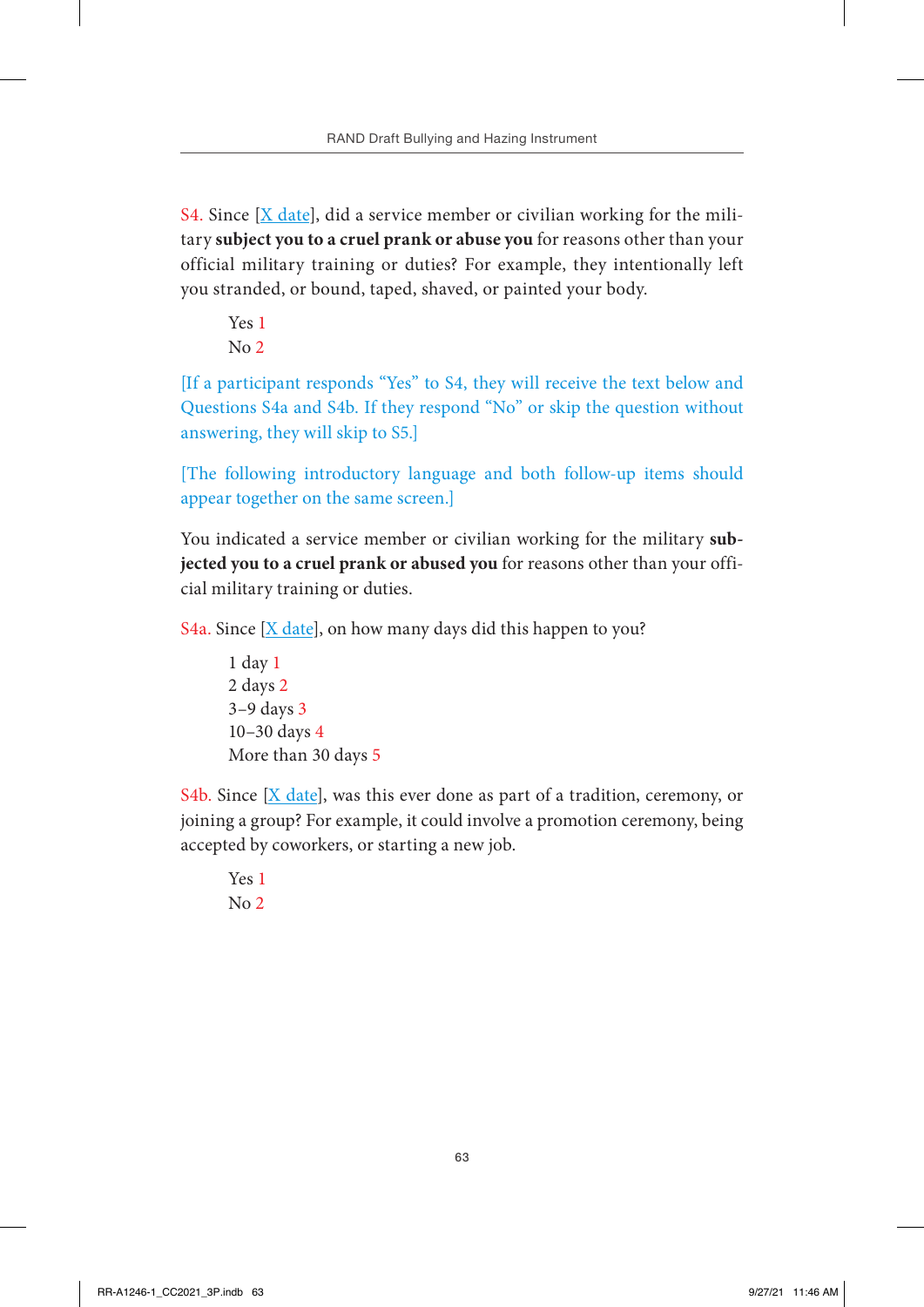S4. Since [X date], did a service member or civilian working for the military **subject you to a cruel prank or abuse you** for reasons other than your official military training or duties? For example, they intentionally left you stranded, or bound, taped, shaved, or painted your body.

Yes 1
No 2

[If a participant responds "Yes" to S4, they will receive the text below and Questions S4a and S4b. If they respond "No" or skip the question without answering, they will skip to S5.]

[The following introductory language and both follow-up items should appear together on the same screen.]

You indicated a service member or civilian working for the military **subjected you to a cruel prank or abused you** for reasons other than your official military training or duties.

S4a. Since [X date], on how many days did this happen to you?

1 day 1
2 days 2
3–9 days 3
10–30 days 4
More than 30 days 5

S4b. Since [X date], was this ever done as part of a tradition, ceremony, or joining a group? For example, it could involve a promotion ceremony, being accepted by coworkers, or starting a new job.

Yes 1
No 2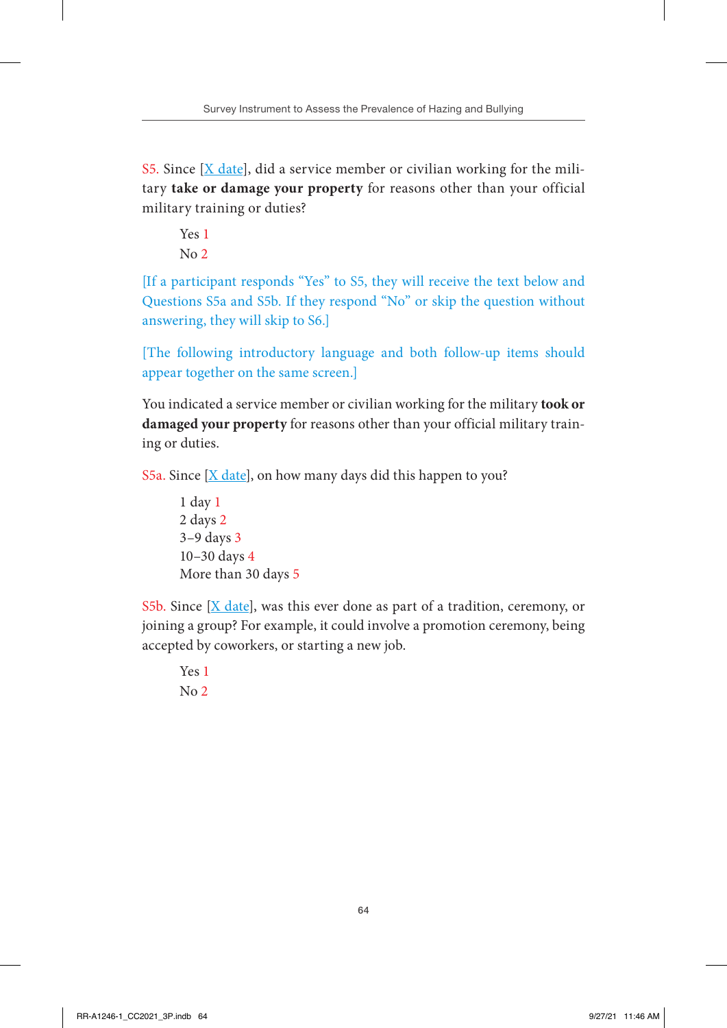S5. Since [X date], did a service member or civilian working for the military **take or damage your property** for reasons other than your official military training or duties?

Yes 1
No 2

[If a participant responds "Yes" to S5, they will receive the text below and Questions S5a and S5b. If they respond "No" or skip the question without answering, they will skip to S6.]

[The following introductory language and both follow-up items should appear together on the same screen.]

You indicated a service member or civilian working for the military **took or damaged your property** for reasons other than your official military training or duties.

S5a. Since [X date], on how many days did this happen to you?

1 day 1
2 days 2
3–9 days 3
10–30 days 4
More than 30 days 5

S5b. Since [X date], was this ever done as part of a tradition, ceremony, or joining a group? For example, it could involve a promotion ceremony, being accepted by coworkers, or starting a new job.

Yes 1
No 2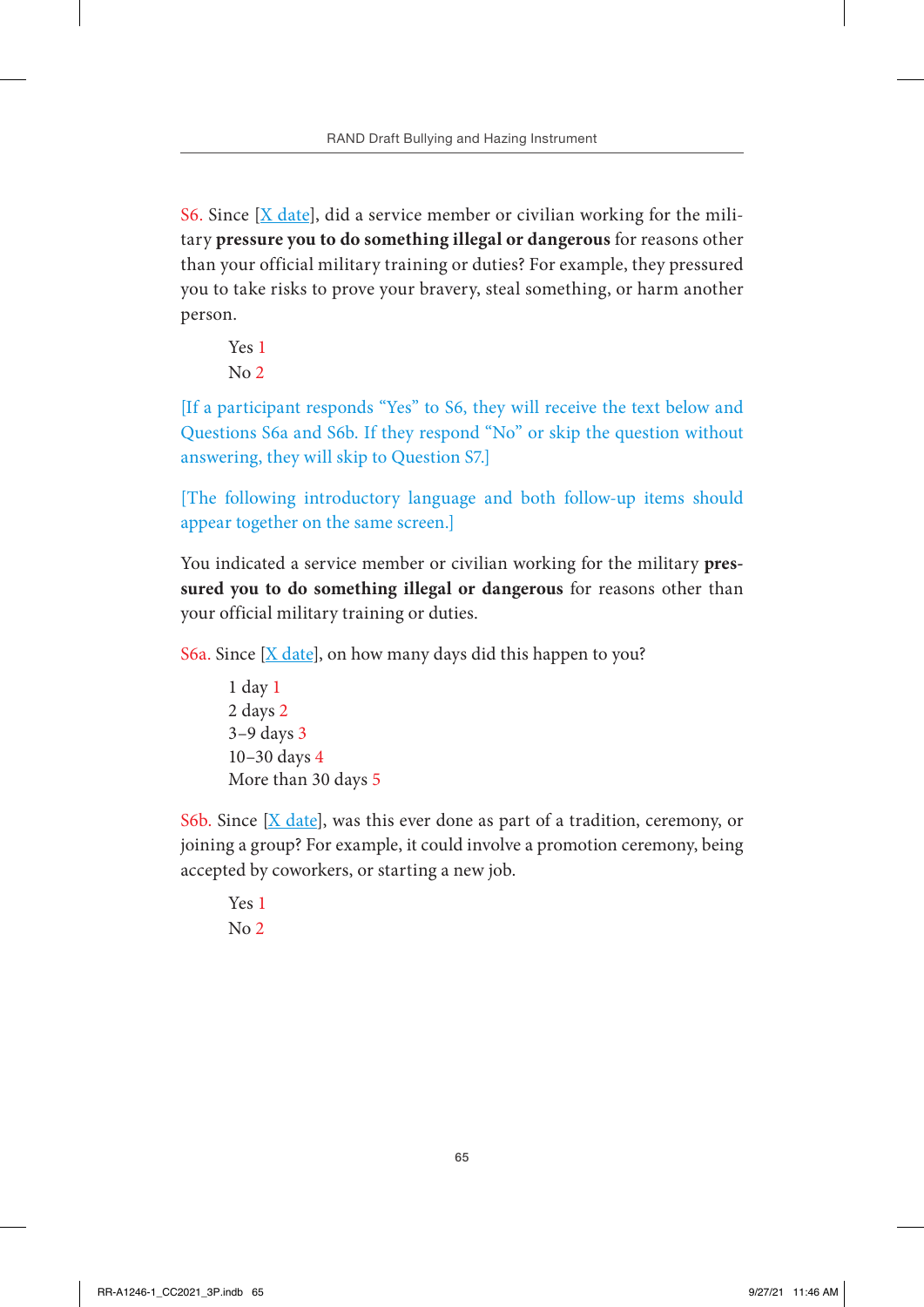S6. Since [X date], did a service member or civilian working for the military **pressure you to do something illegal or dangerous** for reasons other than your official military training or duties? For example, they pressured you to take risks to prove your bravery, steal something, or harm another person.

Yes 1
No 2

[If a participant responds "Yes" to S6, they will receive the text below and Questions S6a and S6b. If they respond "No" or skip the question without answering, they will skip to Question S7.]

[The following introductory language and both follow-up items should appear together on the same screen.]

You indicated a service member or civilian working for the military **pressured you to do something illegal or dangerous** for reasons other than your official military training or duties.

S6a. Since [X date], on how many days did this happen to you?

1 day 1
2 days 2
3–9 days 3
10–30 days 4
More than 30 days 5

S6b. Since [X date], was this ever done as part of a tradition, ceremony, or joining a group? For example, it could involve a promotion ceremony, being accepted by coworkers, or starting a new job.

Yes 1
No 2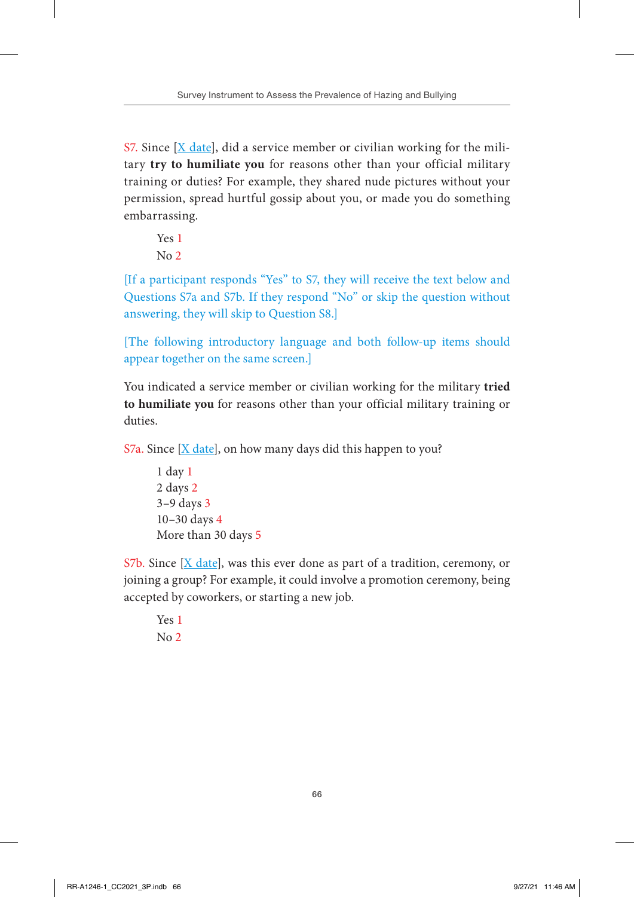S7. Since [X date], did a service member or civilian working for the military **try to humiliate you** for reasons other than your official military training or duties? For example, they shared nude pictures without your permission, spread hurtful gossip about you, or made you do something embarrassing.

Yes 1
No 2

[If a participant responds “Yes” to S7, they will receive the text below and Questions S7a and S7b. If they respond “No” or skip the question without answering, they will skip to Question S8.]

[The following introductory language and both follow-up items should appear together on the same screen.]

You indicated a service member or civilian working for the military **tried to humiliate you** for reasons other than your official military training or duties.

S7a. Since [X date], on how many days did this happen to you?

1 day 1
2 days 2
3–9 days 3
10–30 days 4
More than 30 days 5

S7b. Since [X date], was this ever done as part of a tradition, ceremony, or joining a group? For example, it could involve a promotion ceremony, being accepted by coworkers, or starting a new job.

Yes 1
No 2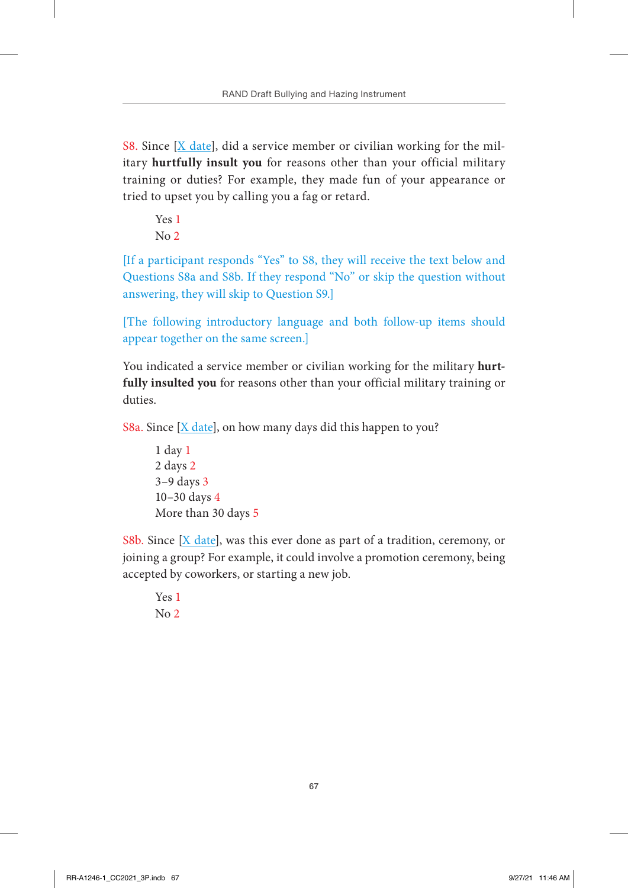S8. Since [X date], did a service member or civilian working for the military **hurtfully insult you** for reasons other than your official military training or duties? For example, they made fun of your appearance or tried to upset you by calling you a fag or retard.

Yes 1
No 2

[If a participant responds "Yes" to S8, they will receive the text below and Questions S8a and S8b. If they respond "No" or skip the question without answering, they will skip to Question S9.]

[The following introductory language and both follow-up items should appear together on the same screen.]

You indicated a service member or civilian working for the military **hurtfully insulted you** for reasons other than your official military training or duties.

S8a. Since [X date], on how many days did this happen to you?

1 day 1
2 days 2
3–9 days 3
10–30 days 4
More than 30 days 5

S8b. Since [X date], was this ever done as part of a tradition, ceremony, or joining a group? For example, it could involve a promotion ceremony, being accepted by coworkers, or starting a new job.

Yes 1
No 2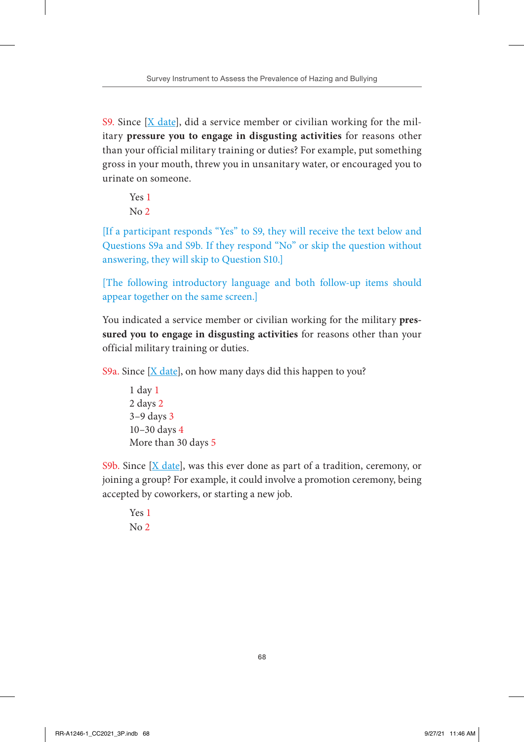S9. Since [X date], did a service member or civilian working for the military **pressure you to engage in disgusting activities** for reasons other than your official military training or duties? For example, put something gross in your mouth, threw you in unsanitary water, or encouraged you to urinate on someone.

Yes 1
No 2

[If a participant responds "Yes" to S9, they will receive the text below and Questions S9a and S9b. If they respond "No" or skip the question without answering, they will skip to Question S10.]

[The following introductory language and both follow-up items should appear together on the same screen.]

You indicated a service member or civilian working for the military **pressured you to engage in disgusting activities** for reasons other than your official military training or duties.

S9a. Since [X date], on how many days did this happen to you?

1 day 1
2 days 2
3–9 days 3
10–30 days 4
More than 30 days 5

S9b. Since [X date], was this ever done as part of a tradition, ceremony, or joining a group? For example, it could involve a promotion ceremony, being accepted by coworkers, or starting a new job.

Yes 1
No 2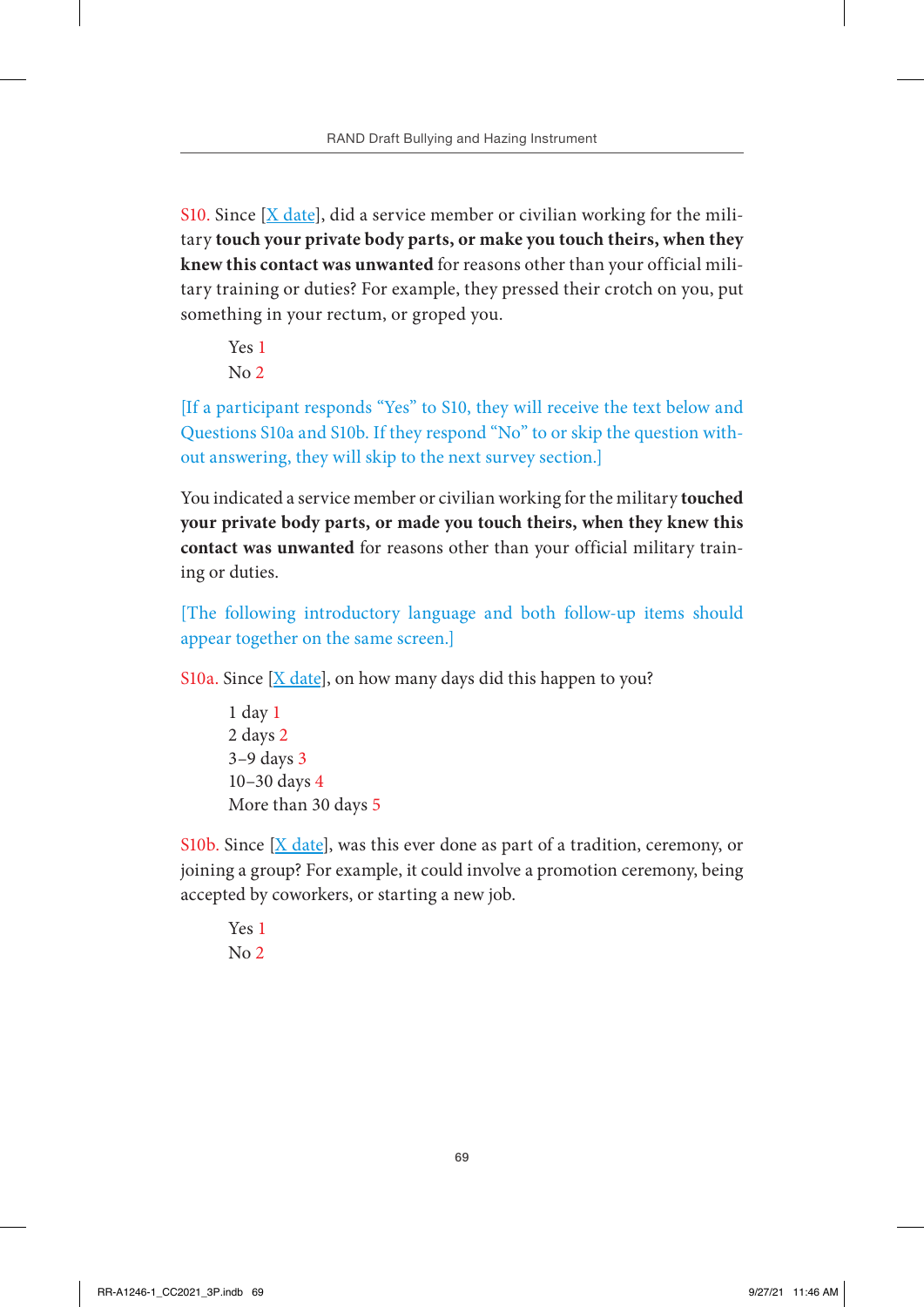S10. Since [X date], did a service member or civilian working for the military **touch your private body parts, or make you touch theirs, when they knew this contact was unwanted** for reasons other than your official military training or duties? For example, they pressed their crotch on you, put something in your rectum, or groped you.

Yes 1
No 2

[If a participant responds "Yes" to S10, they will receive the text below and Questions S10a and S10b. If they respond "No" to or skip the question without answering, they will skip to the next survey section.]

You indicated a service member or civilian working for the military **touched your private body parts, or made you touch theirs, when they knew this contact was unwanted** for reasons other than your official military training or duties.

[The following introductory language and both follow-up items should appear together on the same screen.]

S10a. Since [X date], on how many days did this happen to you?

1 day 1
2 days 2
3–9 days 3
10–30 days 4
More than 30 days 5

S10b. Since [X date], was this ever done as part of a tradition, ceremony, or joining a group? For example, it could involve a promotion ceremony, being accepted by coworkers, or starting a new job.

Yes 1
No 2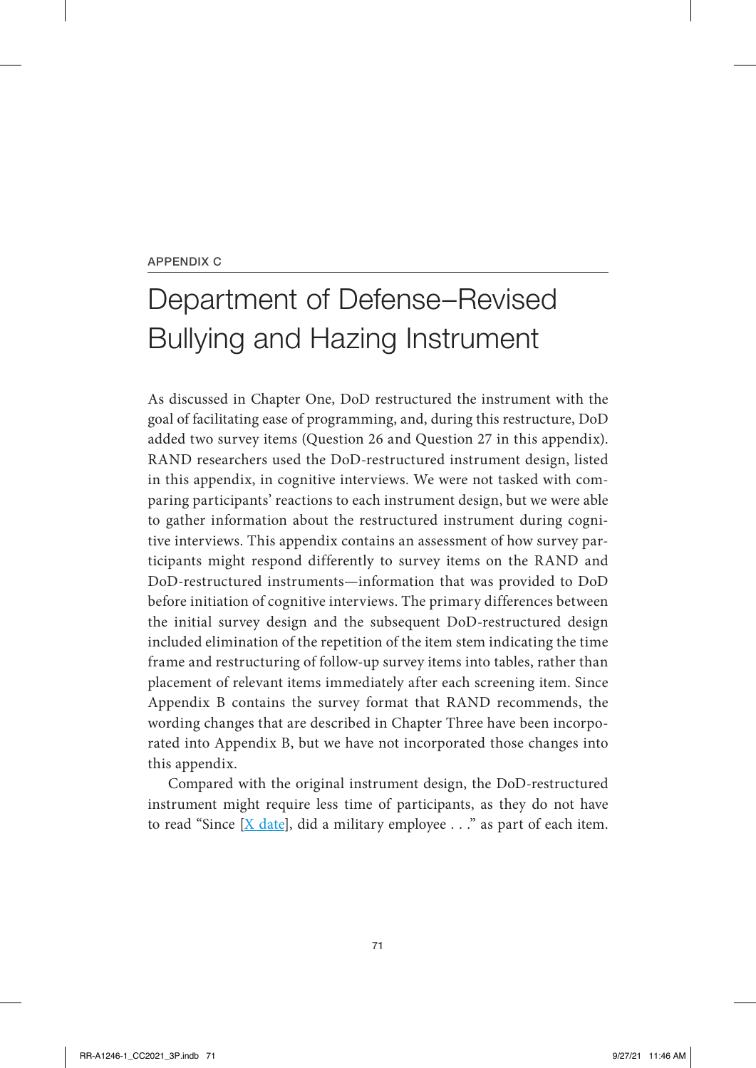APPENDIX C

# Department of Defense–Revised Bullying and Hazing Instrument

As discussed in Chapter One, DoD restructured the instrument with the goal of facilitating ease of programming, and, during this restructure, DoD added two survey items (Question 26 and Question 27 in this appendix). RAND researchers used the DoD-restructured instrument design, listed in this appendix, in cognitive interviews. We were not tasked with comparing participants' reactions to each instrument design, but we were able to gather information about the restructured instrument during cognitive interviews. This appendix contains an assessment of how survey participants might respond differently to survey items on the RAND and DoD-restructured instruments—information that was provided to DoD before initiation of cognitive interviews. The primary differences between the initial survey design and the subsequent DoD-restructured design included elimination of the repetition of the item stem indicating the time frame and restructuring of follow-up survey items into tables, rather than placement of relevant items immediately after each screening item. Since Appendix B contains the survey format that RAND recommends, the wording changes that are described in Chapter Three have been incorporated into Appendix B, but we have not incorporated those changes into this appendix.

Compared with the original instrument design, the DoD-restructured instrument might require less time of participants, as they do not have to read "Since [X date], did a military employee . . ." as part of each item.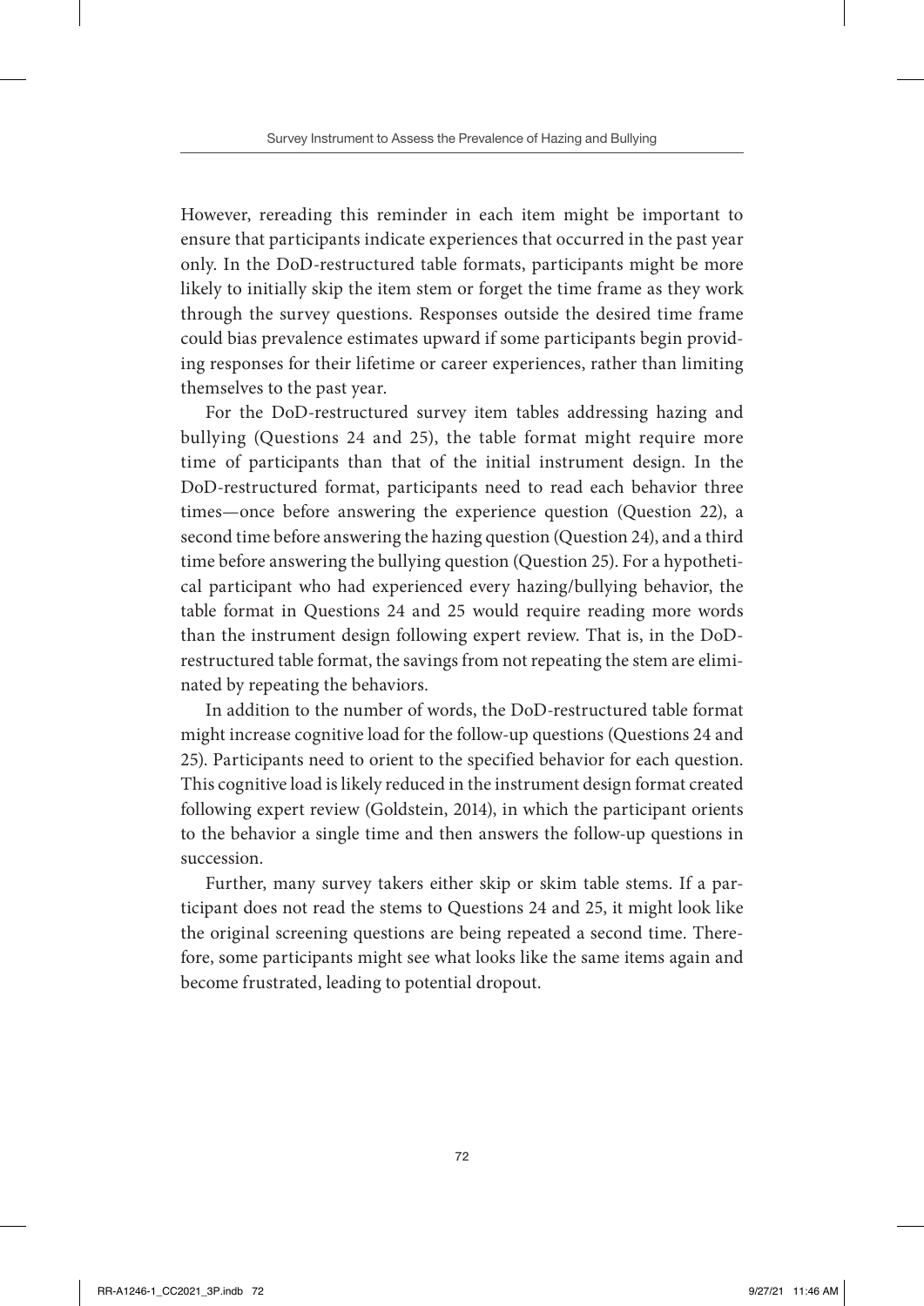However, rereading this reminder in each item might be important to ensure that participants indicate experiences that occurred in the past year only. In the DoD-restructured table formats, participants might be more likely to initially skip the item stem or forget the time frame as they work through the survey questions. Responses outside the desired time frame could bias prevalence estimates upward if some participants begin providing responses for their lifetime or career experiences, rather than limiting themselves to the past year.

For the DoD-restructured survey item tables addressing hazing and bullying (Questions 24 and 25), the table format might require more time of participants than that of the initial instrument design. In the DoD-restructured format, participants need to read each behavior three times—once before answering the experience question (Question 22), a second time before answering the hazing question (Question 24), and a third time before answering the bullying question (Question 25). For a hypothetical participant who had experienced every hazing/bullying behavior, the table format in Questions 24 and 25 would require reading more words than the instrument design following expert review. That is, in the DoD-restructured table format, the savings from not repeating the stem are eliminated by repeating the behaviors.

In addition to the number of words, the DoD-restructured table format might increase cognitive load for the follow-up questions (Questions 24 and 25). Participants need to orient to the specified behavior for each question. This cognitive load is likely reduced in the instrument design format created following expert review (Goldstein, 2014), in which the participant orients to the behavior a single time and then answers the follow-up questions in succession.

Further, many survey takers either skip or skim table stems. If a participant does not read the stems to Questions 24 and 25, it might look like the original screening questions are being repeated a second time. Therefore, some participants might see what looks like the same items again and become frustrated, leading to potential dropout.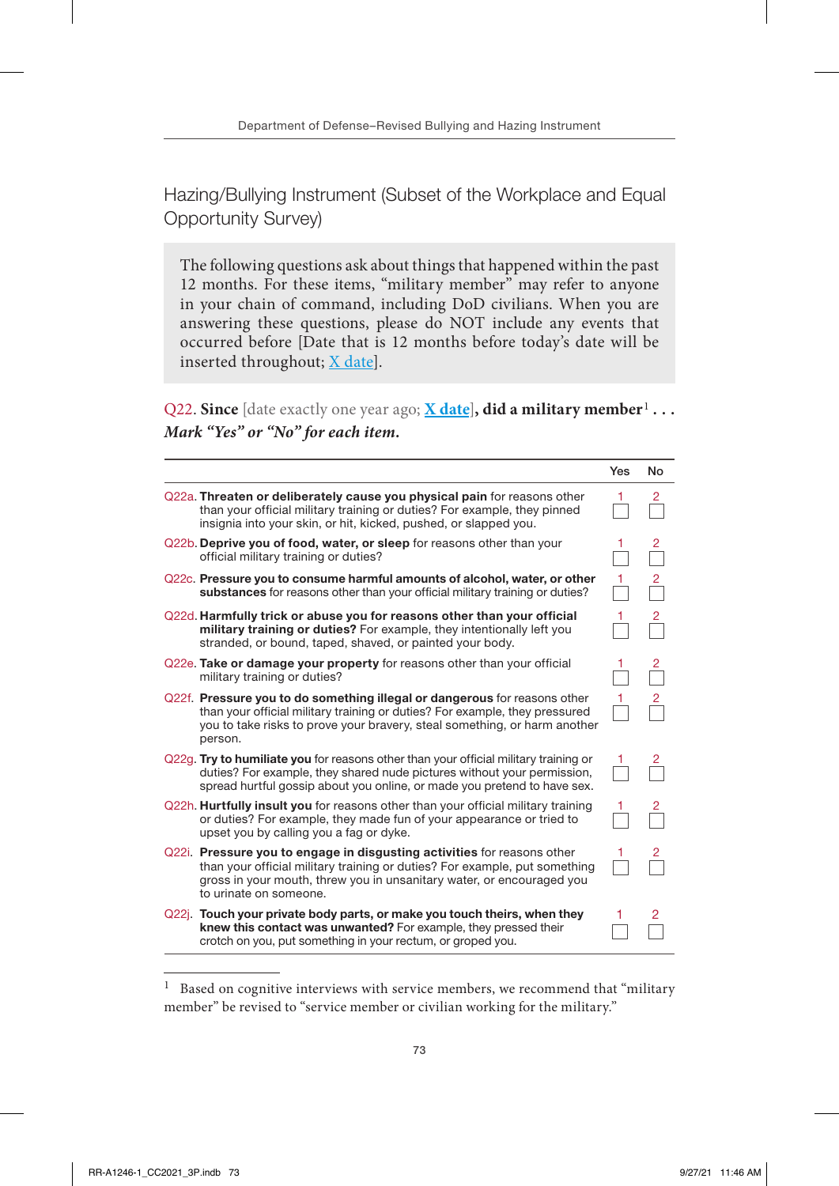## Hazing/Bullying Instrument (Subset of the Workplace and Equal Opportunity Survey)

The following questions ask about things that happened within the past 12 months. For these items, "military member" may refer to anyone in your chain of command, including DoD civilians. When you are answering these questions, please do NOT include any events that occurred before [Date that is 12 months before today's date will be inserted throughout; X date].

Q22. **Since** [date exactly one year ago; **X date**], **did a military member**[1] **. . .**
***Mark "Yes" or "No" for each item.***

| | Yes | No |
|---|---|---|
| Q22a. **Threaten or deliberately cause you physical pain** for reasons other than your official military training or duties? For example, they pinned insignia into your skin, or hit, kicked, pushed, or slapped you. | 1 ☐ | 2 ☐ |
| Q22b. **Deprive you of food, water, or sleep** for reasons other than your official military training or duties? | 1 ☐ | 2 ☐ |
| Q22c. **Pressure you to consume harmful amounts of alcohol, water, or other substances** for reasons other than your official military training or duties? | 1 ☐ | 2 ☐ |
| Q22d. **Harmfully trick or abuse you for reasons other than your official military training or duties?** For example, they intentionally left you stranded, or bound, taped, shaved, or painted your body. | 1 ☐ | 2 ☐ |
| Q22e. **Take or damage your property** for reasons other than your official military training or duties? | 1 ☐ | 2 ☐ |
| Q22f. **Pressure you to do something illegal or dangerous** for reasons other than your official military training or duties? For example, they pressured you to take risks to prove your bravery, steal something, or harm another person. | 1 ☐ | 2 ☐ |
| Q22g. **Try to humiliate you** for reasons other than your official military training or duties? For example, they shared nude pictures without your permission, spread hurtful gossip about you online, or made you pretend to have sex. | 1 ☐ | 2 ☐ |
| Q22h. **Hurtfully insult you** for reasons other than your official military training or duties? For example, they made fun of your appearance or tried to upset you by calling you a fag or dyke. | 1 ☐ | 2 ☐ |
| Q22i. **Pressure you to engage in disgusting activities** for reasons other than your official military training or duties? For example, put something gross in your mouth, threw you in unsanitary water, or encouraged you to urinate on someone. | 1 ☐ | 2 ☐ |
| Q22j. **Touch your private body parts, or make you touch theirs, when they knew this contact was unwanted?** For example, they pressed their crotch on you, put something in your rectum, or groped you. | 1 ☐ | 2 ☐ |

[1] Based on cognitive interviews with service members, we recommend that "military member" be revised to "service member or civilian working for the military."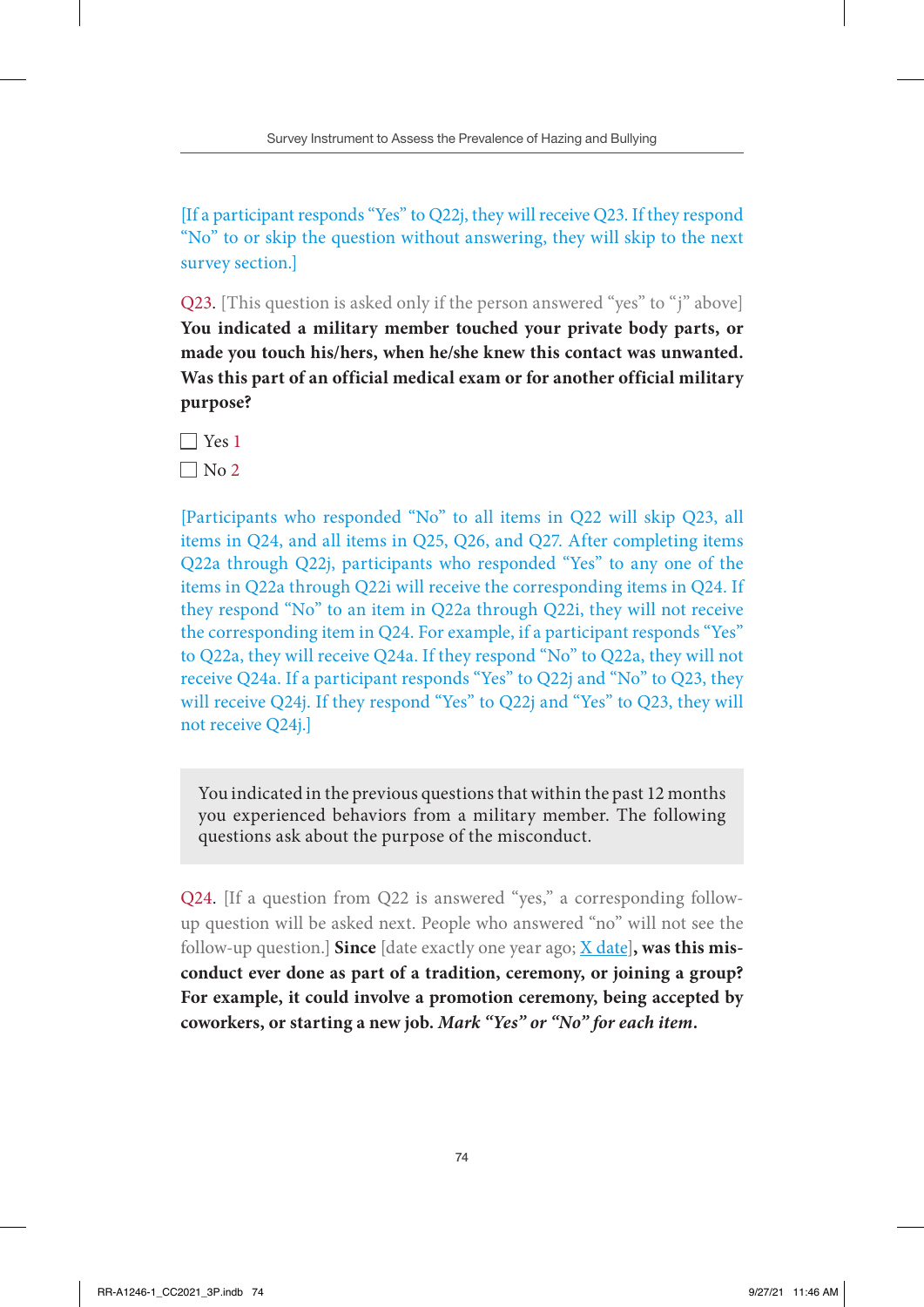[If a participant responds “Yes” to Q22j, they will receive Q23. If they respond “No” to or skip the question without answering, they will skip to the next survey section.]

Q23. [This question is asked only if the person answered “yes” to “j” above] **You indicated a military member touched your private body parts, or made you touch his/hers, when he/she knew this contact was unwanted. Was this part of an official medical exam or for another official military purpose?**

☐ Yes 1

☐ No 2

[Participants who responded “No” to all items in Q22 will skip Q23, all items in Q24, and all items in Q25, Q26, and Q27. After completing items Q22a through Q22j, participants who responded “Yes” to any one of the items in Q22a through Q22i will receive the corresponding items in Q24. If they respond “No” to an item in Q22a through Q22i, they will not receive the corresponding item in Q24. For example, if a participant responds “Yes” to Q22a, they will receive Q24a. If they respond “No” to Q22a, they will not receive Q24a. If a participant responds “Yes” to Q22j and “No” to Q23, they will receive Q24j. If they respond “Yes” to Q22j and “Yes” to Q23, they will not receive Q24j.]

> You indicated in the previous questions that within the past 12 months you experienced behaviors from a military member. The following questions ask about the purpose of the misconduct.

Q24. [If a question from Q22 is answered “yes,” a corresponding follow-up question will be asked next. People who answered “no” will not see the follow-up question.] **Since** [date exactly one year ago; X date]**, was this misconduct ever done as part of a tradition, ceremony, or joining a group? For example, it could involve a promotion ceremony, being accepted by coworkers, or starting a new job.** ***Mark “Yes” or “No” for each item.***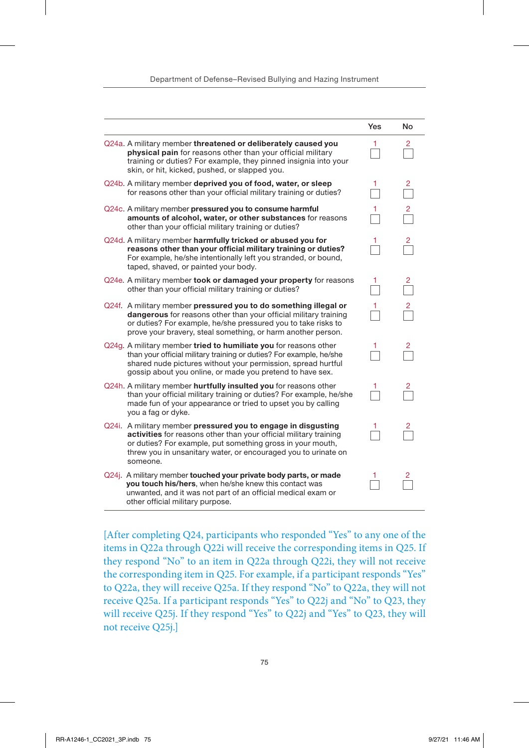| | Yes | No |
|---|---|---|
| Q24a. A military member **threatened or deliberately caused you physical pain** for reasons other than your official military training or duties? For example, they pinned insignia into your skin, or hit, kicked, pushed, or slapped you. | 1 ☐ | 2 ☐ |
| Q24b. A military member **deprived you of food, water, or sleep** for reasons other than your official military training or duties? | 1 ☐ | 2 ☐ |
| Q24c. A military member **pressured you to consume harmful amounts of alcohol, water, or other substances** for reasons other than your official military training or duties? | 1 ☐ | 2 ☐ |
| Q24d. A military member **harmfully tricked or abused you for reasons other than your official military training or duties?** For example, he/she intentionally left you stranded, or bound, taped, shaved, or painted your body. | 1 ☐ | 2 ☐ |
| Q24e. A military member **took or damaged your property** for reasons other than your official military training or duties? | 1 ☐ | 2 ☐ |
| Q24f. A military member **pressured you to do something illegal or dangerous** for reasons other than your official military training or duties? For example, he/she pressured you to take risks to prove your bravery, steal something, or harm another person. | 1 ☐ | 2 ☐ |
| Q24g. A military member **tried to humiliate you** for reasons other than your official military training or duties? For example, he/she shared nude pictures without your permission, spread hurtful gossip about you online, or made you pretend to have sex. | 1 ☐ | 2 ☐ |
| Q24h. A military member **hurtfully insulted you** for reasons other than your official military training or duties? For example, he/she made fun of your appearance or tried to upset you by calling you a fag or dyke. | 1 ☐ | 2 ☐ |
| Q24i. A military member **pressured you to engage in disgusting activities** for reasons other than your official military training or duties? For example, put something gross in your mouth, threw you in unsanitary water, or encouraged you to urinate on someone. | 1 ☐ | 2 ☐ |
| Q24j. A military member **touched your private body parts, or made you touch his/hers**, when he/she knew this contact was unwanted, and it was not part of an official medical exam or other official military purpose. | 1 ☐ | 2 ☐ |

[After completing Q24, participants who responded "Yes" to any one of the items in Q22a through Q22i will receive the corresponding items in Q25. If they respond "No" to an item in Q22a through Q22i, they will not receive the corresponding item in Q25. For example, if a participant responds "Yes" to Q22a, they will receive Q25a. If they respond "No" to Q22a, they will not receive Q25a. If a participant responds "Yes" to Q22j and "No" to Q23, they will receive Q25j. If they respond "Yes" to Q22j and "Yes" to Q23, they will not receive Q25j.]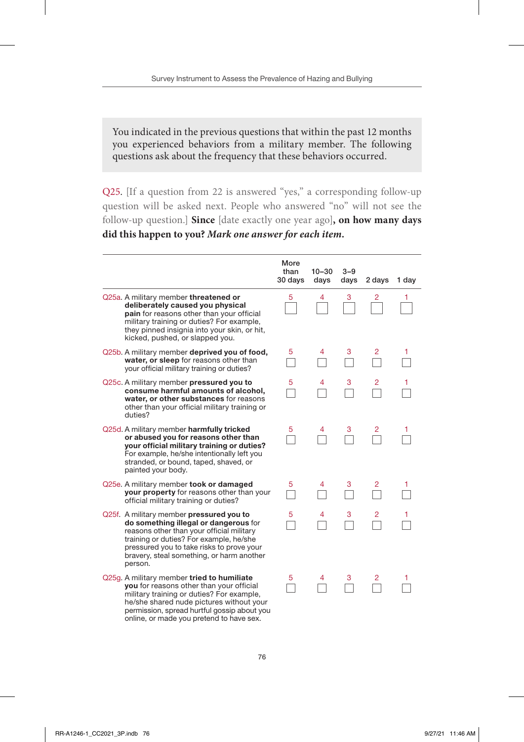You indicated in the previous questions that within the past 12 months you experienced behaviors from a military member. The following questions ask about the frequency that these behaviors occurred.

Q25. [If a question from 22 is answered "yes," a corresponding follow-up question will be asked next. People who answered "no" will not see the follow-up question.] **Since** [date exactly one year ago]**, on how many days did this happen to you?** ***Mark one answer for each item.***

| | More than 30 days | 10–30 days | 3–9 days | 2 days | 1 day |
|---|---|---|---|---|---|
| Q25a. A military member **threatened or deliberately caused you physical pain** for reasons other than your official military training or duties? For example, they pinned insignia into your skin, or hit, kicked, pushed, or slapped you. | 5 ☐ | 4 ☐ | 3 ☐ | 2 ☐ | 1 ☐ |
| Q25b. A military member **deprived you of food, water, or sleep** for reasons other than your official military training or duties? | 5 ☐ | 4 ☐ | 3 ☐ | 2 ☐ | 1 ☐ |
| Q25c. A military member **pressured you to consume harmful amounts of alcohol, water, or other substances** for reasons other than your official military training or duties? | 5 ☐ | 4 ☐ | 3 ☐ | 2 ☐ | 1 ☐ |
| Q25d. A military member **harmfully tricked or abused you for reasons other than your official military training or duties?** For example, he/she intentionally left you stranded, or bound, taped, shaved, or painted your body. | 5 ☐ | 4 ☐ | 3 ☐ | 2 ☐ | 1 ☐ |
| Q25e. A military member **took or damaged your property** for reasons other than your official military training or duties? | 5 ☐ | 4 ☐ | 3 ☐ | 2 ☐ | 1 ☐ |
| Q25f. A military member **pressured you to do something illegal or dangerous** for reasons other than your official military training or duties? For example, he/she pressured you to take risks to prove your bravery, steal something, or harm another person. | 5 ☐ | 4 ☐ | 3 ☐ | 2 ☐ | 1 ☐ |
| Q25g. A military member **tried to humiliate you** for reasons other than your official military training or duties? For example, he/she shared nude pictures without your permission, spread hurtful gossip about you online, or made you pretend to have sex. | 5 ☐ | 4 ☐ | 3 ☐ | 2 ☐ | 1 ☐ |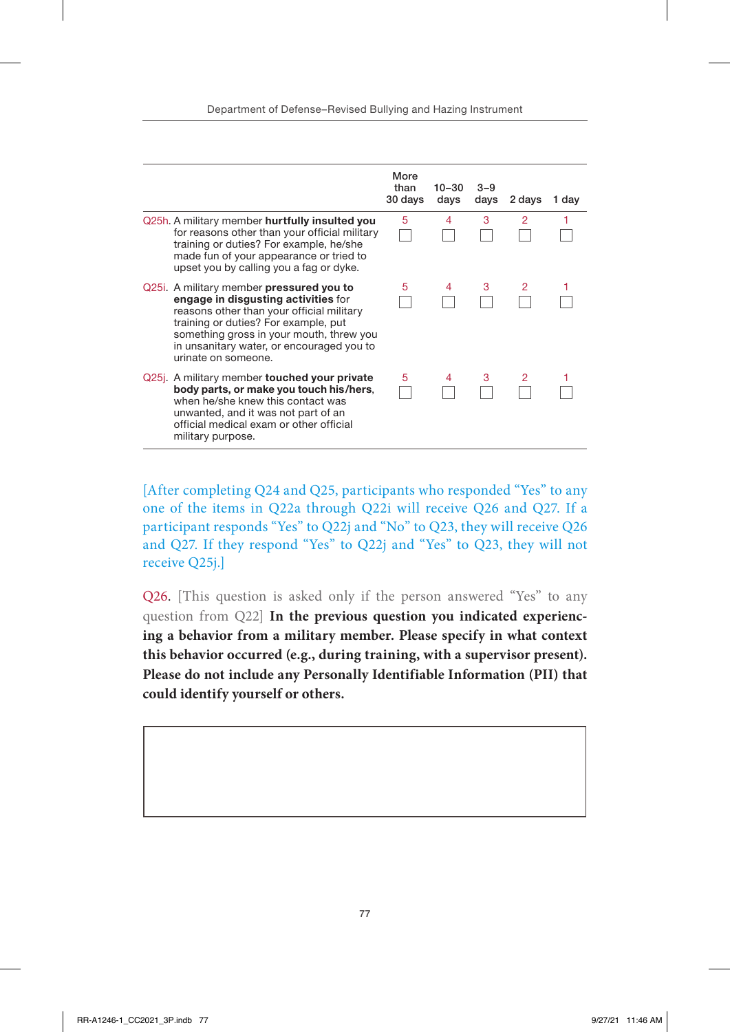| | More than 30 days | 10–30 days | 3–9 days | 2 days | 1 day |
|---|---|---|---|---|---|
| Q25h. A military member **hurtfully insulted you** for reasons other than your official military training or duties? For example, he/she made fun of your appearance or tried to upset you by calling you a fag or dyke. | 5 ☐ | 4 ☐ | 3 ☐ | 2 ☐ | 1 ☐ |
| Q25i. A military member **pressured you to engage in disgusting activities** for reasons other than your official military training or duties? For example, put something gross in your mouth, threw you in unsanitary water, or encouraged you to urinate on someone. | 5 ☐ | 4 ☐ | 3 ☐ | 2 ☐ | 1 ☐ |
| Q25j. A military member **touched your private body parts, or make you touch his/hers**, when he/she knew this contact was unwanted, and it was not part of an official medical exam or other official military purpose. | 5 ☐ | 4 ☐ | 3 ☐ | 2 ☐ | 1 ☐ |

[After completing Q24 and Q25, participants who responded "Yes" to any one of the items in Q22a through Q22i will receive Q26 and Q27. If a participant responds "Yes" to Q22j and "No" to Q23, they will receive Q26 and Q27. If they respond "Yes" to Q22j and "Yes" to Q23, they will not receive Q25j.]

Q26. [This question is asked only if the person answered "Yes" to any question from Q22] **In the previous question you indicated experiencing a behavior from a military member. Please specify in what context this behavior occurred (e.g., during training, with a supervisor present). Please do not include any Personally Identifiable Information (PII) that could identify yourself or others.**

| |
|---|
| |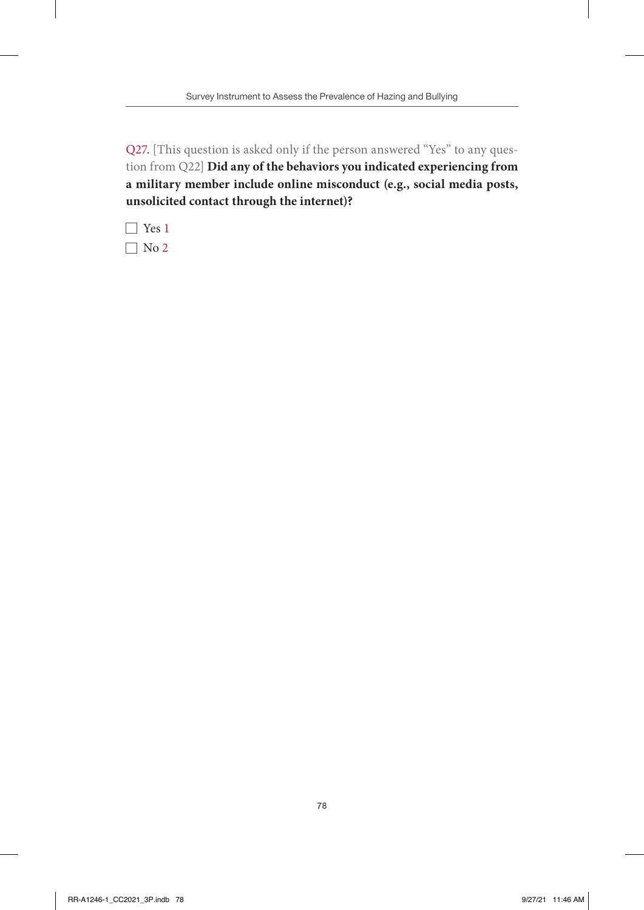Q27. [This question is asked only if the person answered "Yes" to any question from Q22] **Did any of the behaviors you indicated experiencing from a military member include online misconduct (e.g., social media posts, unsolicited contact through the internet)?**

- ☐ Yes 1
- ☐ No 2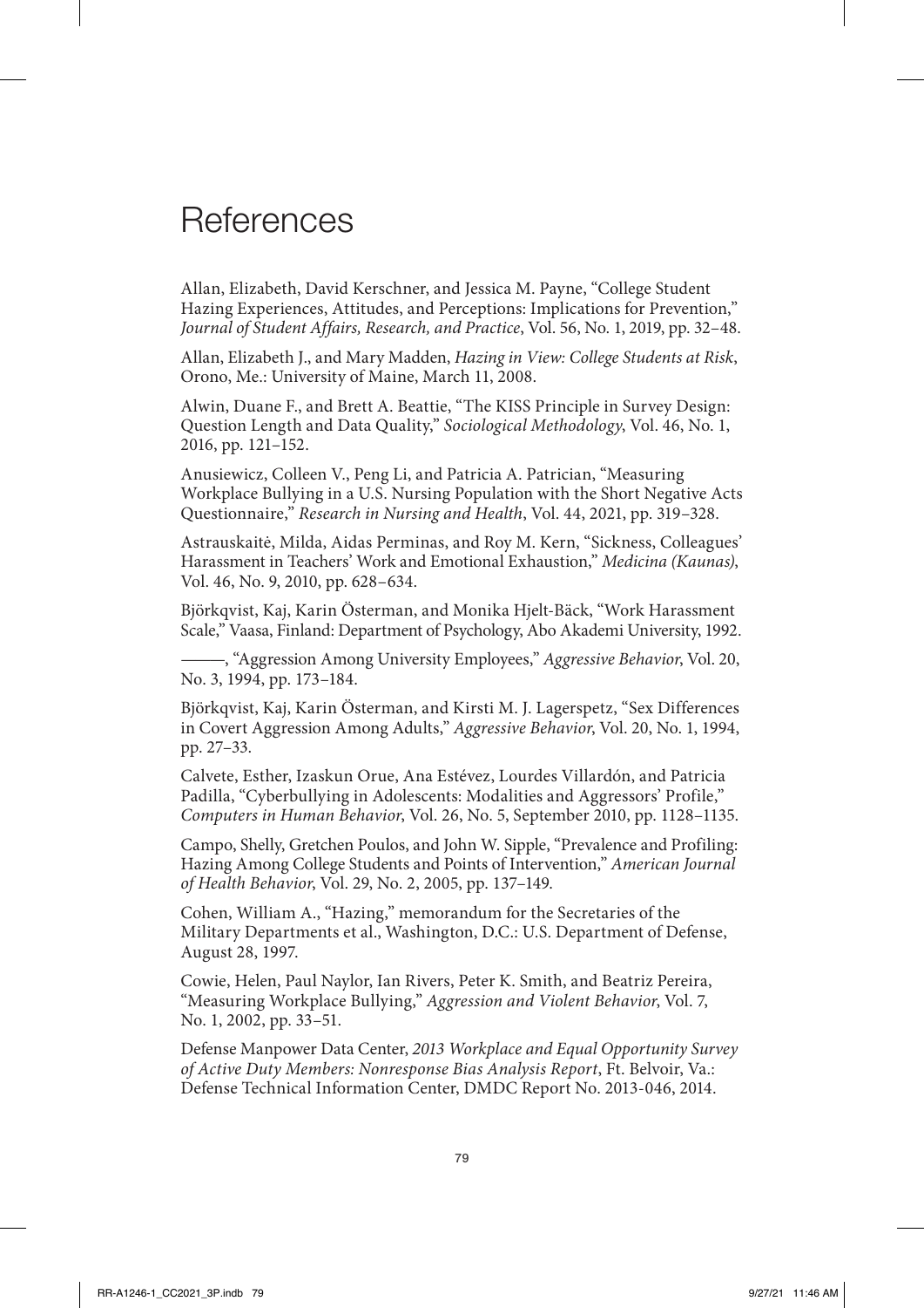# References

Allan, Elizabeth, David Kerschner, and Jessica M. Payne, "College Student Hazing Experiences, Attitudes, and Perceptions: Implications for Prevention," *Journal of Student Affairs, Research, and Practice*, Vol. 56, No. 1, 2019, pp. 32–48.

Allan, Elizabeth J., and Mary Madden, *Hazing in View: College Students at Risk*, Orono, Me.: University of Maine, March 11, 2008.

Alwin, Duane F., and Brett A. Beattie, "The KISS Principle in Survey Design: Question Length and Data Quality," *Sociological Methodology*, Vol. 46, No. 1, 2016, pp. 121–152.

Anusiewicz, Colleen V., Peng Li, and Patricia A. Patrician, "Measuring Workplace Bullying in a U.S. Nursing Population with the Short Negative Acts Questionnaire," *Research in Nursing and Health*, Vol. 44, 2021, pp. 319–328.

Astrauskaitė, Milda, Aidas Perminas, and Roy M. Kern, "Sickness, Colleagues' Harassment in Teachers' Work and Emotional Exhaustion," *Medicina (Kaunas)*, Vol. 46, No. 9, 2010, pp. 628–634.

Björkqvist, Kaj, Karin Österman, and Monika Hjelt-Bäck, "Work Harassment Scale," Vaasa, Finland: Department of Psychology, Abo Akademi University, 1992.

———, "Aggression Among University Employees," *Aggressive Behavior*, Vol. 20, No. 3, 1994, pp. 173–184.

Björkqvist, Kaj, Karin Österman, and Kirsti M. J. Lagerspetz, "Sex Differences in Covert Aggression Among Adults," *Aggressive Behavior*, Vol. 20, No. 1, 1994, pp. 27–33.

Calvete, Esther, Izaskun Orue, Ana Estévez, Lourdes Villardón, and Patricia Padilla, "Cyberbullying in Adolescents: Modalities and Aggressors' Profile," *Computers in Human Behavior*, Vol. 26, No. 5, September 2010, pp. 1128–1135.

Campo, Shelly, Gretchen Poulos, and John W. Sipple, "Prevalence and Profiling: Hazing Among College Students and Points of Intervention," *American Journal of Health Behavior*, Vol. 29, No. 2, 2005, pp. 137–149.

Cohen, William A., "Hazing," memorandum for the Secretaries of the Military Departments et al., Washington, D.C.: U.S. Department of Defense, August 28, 1997.

Cowie, Helen, Paul Naylor, Ian Rivers, Peter K. Smith, and Beatriz Pereira, "Measuring Workplace Bullying," *Aggression and Violent Behavior*, Vol. 7, No. 1, 2002, pp. 33–51.

Defense Manpower Data Center, *2013 Workplace and Equal Opportunity Survey of Active Duty Members: Nonresponse Bias Analysis Report*, Ft. Belvoir, Va.: Defense Technical Information Center, DMDC Report No. 2013-046, 2014.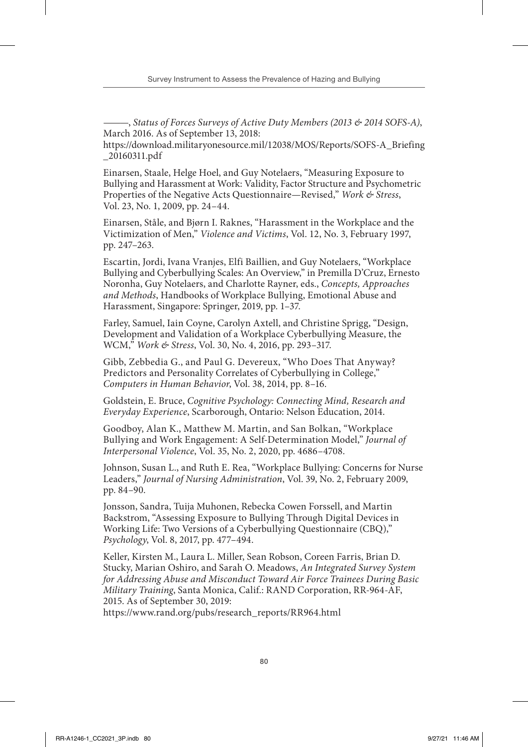———, *Status of Forces Surveys of Active Duty Members (2013 & 2014 SOFS-A)*, March 2016. As of September 13, 2018: https://download.militaryonesource.mil/12038/MOS/Reports/SOFS-A_Briefing_20160311.pdf

Einarsen, Staale, Helge Hoel, and Guy Notelaers, "Measuring Exposure to Bullying and Harassment at Work: Validity, Factor Structure and Psychometric Properties of the Negative Acts Questionnaire—Revised," *Work & Stress*, Vol. 23, No. 1, 2009, pp. 24–44.

Einarsen, Ståle, and Bjørn I. Raknes, "Harassment in the Workplace and the Victimization of Men," *Violence and Victims*, Vol. 12, No. 3, February 1997, pp. 247–263.

Escartin, Jordi, Ivana Vranjes, Elfi Baillien, and Guy Notelaers, "Workplace Bullying and Cyberbullying Scales: An Overview," in Premilla D'Cruz, Ernesto Noronha, Guy Notelaers, and Charlotte Rayner, eds., *Concepts, Approaches and Methods*, Handbooks of Workplace Bullying, Emotional Abuse and Harassment, Singapore: Springer, 2019, pp. 1–37.

Farley, Samuel, Iain Coyne, Carolyn Axtell, and Christine Sprigg, "Design, Development and Validation of a Workplace Cyberbullying Measure, the WCM," *Work & Stress*, Vol. 30, No. 4, 2016, pp. 293–317.

Gibb, Zebbedia G., and Paul G. Devereux, "Who Does That Anyway? Predictors and Personality Correlates of Cyberbullying in College," *Computers in Human Behavior*, Vol. 38, 2014, pp. 8–16.

Goldstein, E. Bruce, *Cognitive Psychology: Connecting Mind, Research and Everyday Experience*, Scarborough, Ontario: Nelson Education, 2014.

Goodboy, Alan K., Matthew M. Martin, and San Bolkan, "Workplace Bullying and Work Engagement: A Self-Determination Model," *Journal of Interpersonal Violence*, Vol. 35, No. 2, 2020, pp. 4686–4708.

Johnson, Susan L., and Ruth E. Rea, "Workplace Bullying: Concerns for Nurse Leaders," *Journal of Nursing Administration*, Vol. 39, No. 2, February 2009, pp. 84–90.

Jonsson, Sandra, Tuija Muhonen, Rebecka Cowen Forssell, and Martin Backstrom, "Assessing Exposure to Bullying Through Digital Devices in Working Life: Two Versions of a Cyberbullying Questionnaire (CBQ)," *Psychology*, Vol. 8, 2017, pp. 477–494.

Keller, Kirsten M., Laura L. Miller, Sean Robson, Coreen Farris, Brian D. Stucky, Marian Oshiro, and Sarah O. Meadows, *An Integrated Survey System for Addressing Abuse and Misconduct Toward Air Force Trainees During Basic Military Training*, Santa Monica, Calif.: RAND Corporation, RR-964-AF, 2015. As of September 30, 2019: https://www.rand.org/pubs/research_reports/RR964.html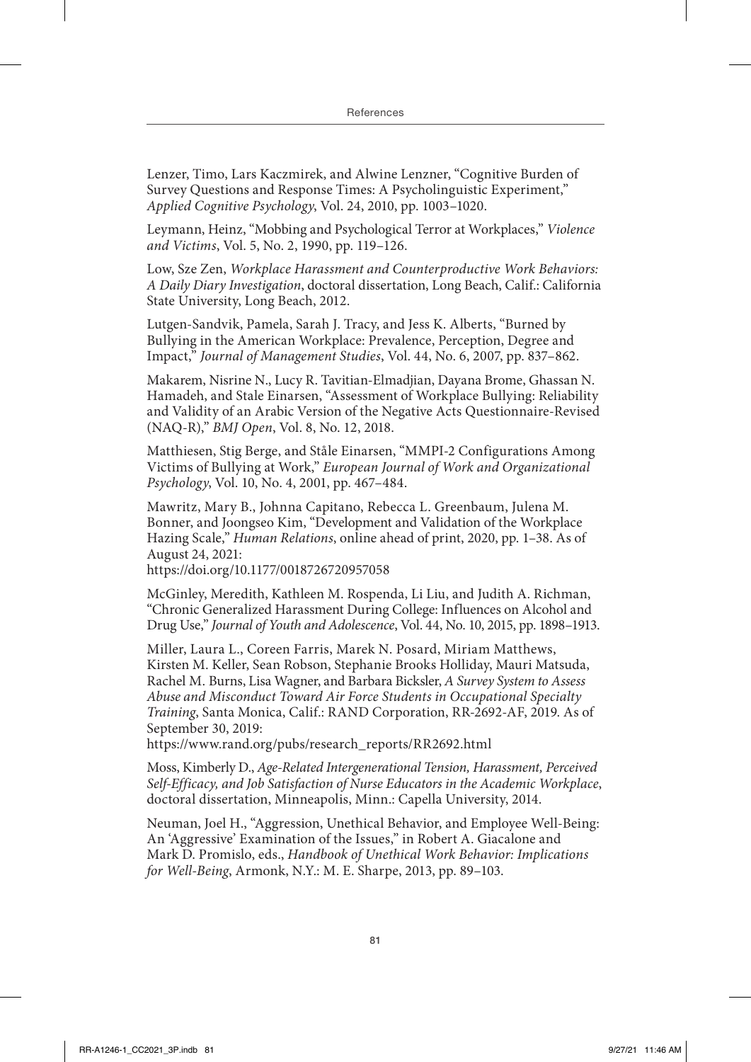Lenzer, Timo, Lars Kaczmirek, and Alwine Lenzner, "Cognitive Burden of Survey Questions and Response Times: A Psycholinguistic Experiment," *Applied Cognitive Psychology*, Vol. 24, 2010, pp. 1003–1020.

Leymann, Heinz, "Mobbing and Psychological Terror at Workplaces," *Violence and Victims*, Vol. 5, No. 2, 1990, pp. 119–126.

Low, Sze Zen, *Workplace Harassment and Counterproductive Work Behaviors: A Daily Diary Investigation*, doctoral dissertation, Long Beach, Calif.: California State University, Long Beach, 2012.

Lutgen-Sandvik, Pamela, Sarah J. Tracy, and Jess K. Alberts, "Burned by Bullying in the American Workplace: Prevalence, Perception, Degree and Impact," *Journal of Management Studies*, Vol. 44, No. 6, 2007, pp. 837–862.

Makarem, Nisrine N., Lucy R. Tavitian-Elmadjian, Dayana Brome, Ghassan N. Hamadeh, and Stale Einarsen, "Assessment of Workplace Bullying: Reliability and Validity of an Arabic Version of the Negative Acts Questionnaire-Revised (NAQ-R)," *BMJ Open*, Vol. 8, No. 12, 2018.

Matthiesen, Stig Berge, and Ståle Einarsen, "MMPI-2 Configurations Among Victims of Bullying at Work," *European Journal of Work and Organizational Psychology*, Vol. 10, No. 4, 2001, pp. 467–484.

Mawritz, Mary B., Johnna Capitano, Rebecca L. Greenbaum, Julena M. Bonner, and Joongseo Kim, "Development and Validation of the Workplace Hazing Scale," *Human Relations*, online ahead of print, 2020, pp. 1–38. As of August 24, 2021:
https://doi.org/10.1177/0018726720957058

McGinley, Meredith, Kathleen M. Rospenda, Li Liu, and Judith A. Richman, "Chronic Generalized Harassment During College: Influences on Alcohol and Drug Use," *Journal of Youth and Adolescence*, Vol. 44, No. 10, 2015, pp. 1898–1913.

Miller, Laura L., Coreen Farris, Marek N. Posard, Miriam Matthews, Kirsten M. Keller, Sean Robson, Stephanie Brooks Holliday, Mauri Matsuda, Rachel M. Burns, Lisa Wagner, and Barbara Bicksler, *A Survey System to Assess Abuse and Misconduct Toward Air Force Students in Occupational Specialty Training*, Santa Monica, Calif.: RAND Corporation, RR-2692-AF, 2019. As of September 30, 2019:
https://www.rand.org/pubs/research_reports/RR2692.html

Moss, Kimberly D., *Age-Related Intergenerational Tension, Harassment, Perceived Self-Efficacy, and Job Satisfaction of Nurse Educators in the Academic Workplace*, doctoral dissertation, Minneapolis, Minn.: Capella University, 2014.

Neuman, Joel H., "Aggression, Unethical Behavior, and Employee Well-Being: An 'Aggressive' Examination of the Issues," in Robert A. Giacalone and Mark D. Promislo, eds., *Handbook of Unethical Work Behavior: Implications for Well-Being*, Armonk, N.Y.: M. E. Sharpe, 2013, pp. 89–103.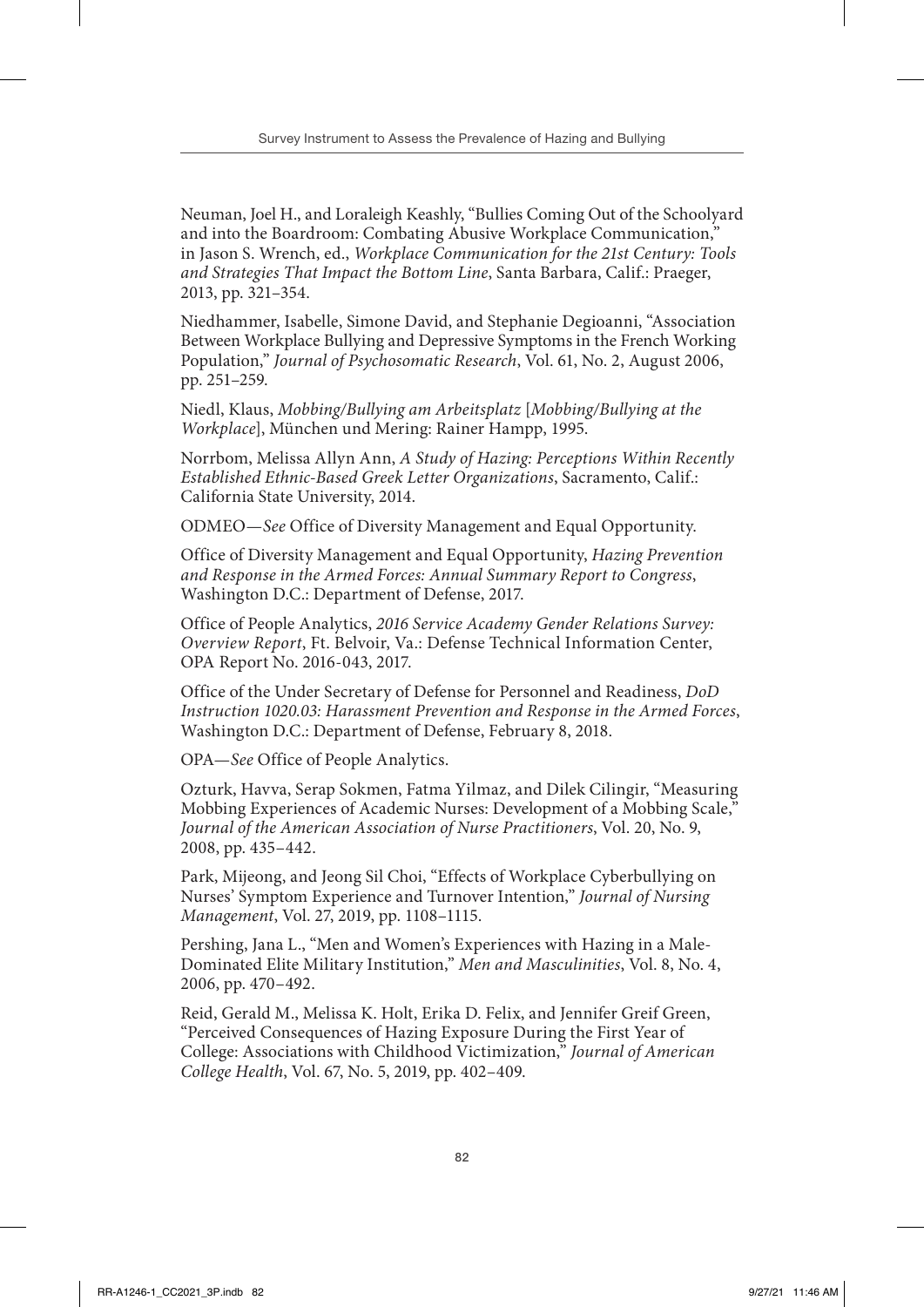Neuman, Joel H., and Loraleigh Keashly, "Bullies Coming Out of the Schoolyard and into the Boardroom: Combating Abusive Workplace Communication," in Jason S. Wrench, ed., *Workplace Communication for the 21st Century: Tools and Strategies That Impact the Bottom Line*, Santa Barbara, Calif.: Praeger, 2013, pp. 321–354.

Niedhammer, Isabelle, Simone David, and Stephanie Degioanni, "Association Between Workplace Bullying and Depressive Symptoms in the French Working Population," *Journal of Psychosomatic Research*, Vol. 61, No. 2, August 2006, pp. 251–259.

Niedl, Klaus, *Mobbing/Bullying am Arbeitsplatz* [*Mobbing/Bullying at the Workplace*], München und Mering: Rainer Hampp, 1995.

Norrbom, Melissa Allyn Ann, *A Study of Hazing: Perceptions Within Recently Established Ethnic-Based Greek Letter Organizations*, Sacramento, Calif.: California State University, 2014.

ODMEO—*See* Office of Diversity Management and Equal Opportunity.

Office of Diversity Management and Equal Opportunity, *Hazing Prevention and Response in the Armed Forces: Annual Summary Report to Congress*, Washington D.C.: Department of Defense, 2017.

Office of People Analytics, *2016 Service Academy Gender Relations Survey: Overview Report*, Ft. Belvoir, Va.: Defense Technical Information Center, OPA Report No. 2016-043, 2017.

Office of the Under Secretary of Defense for Personnel and Readiness, *DoD Instruction 1020.03: Harassment Prevention and Response in the Armed Forces*, Washington D.C.: Department of Defense, February 8, 2018.

OPA—*See* Office of People Analytics.

Ozturk, Havva, Serap Sokmen, Fatma Yilmaz, and Dilek Cilingir, "Measuring Mobbing Experiences of Academic Nurses: Development of a Mobbing Scale," *Journal of the American Association of Nurse Practitioners*, Vol. 20, No. 9, 2008, pp. 435–442.

Park, Mijeong, and Jeong Sil Choi, "Effects of Workplace Cyberbullying on Nurses' Symptom Experience and Turnover Intention," *Journal of Nursing Management*, Vol. 27, 2019, pp. 1108–1115.

Pershing, Jana L., "Men and Women's Experiences with Hazing in a Male-Dominated Elite Military Institution," *Men and Masculinities*, Vol. 8, No. 4, 2006, pp. 470–492.

Reid, Gerald M., Melissa K. Holt, Erika D. Felix, and Jennifer Greif Green, "Perceived Consequences of Hazing Exposure During the First Year of College: Associations with Childhood Victimization," *Journal of American College Health*, Vol. 67, No. 5, 2019, pp. 402–409.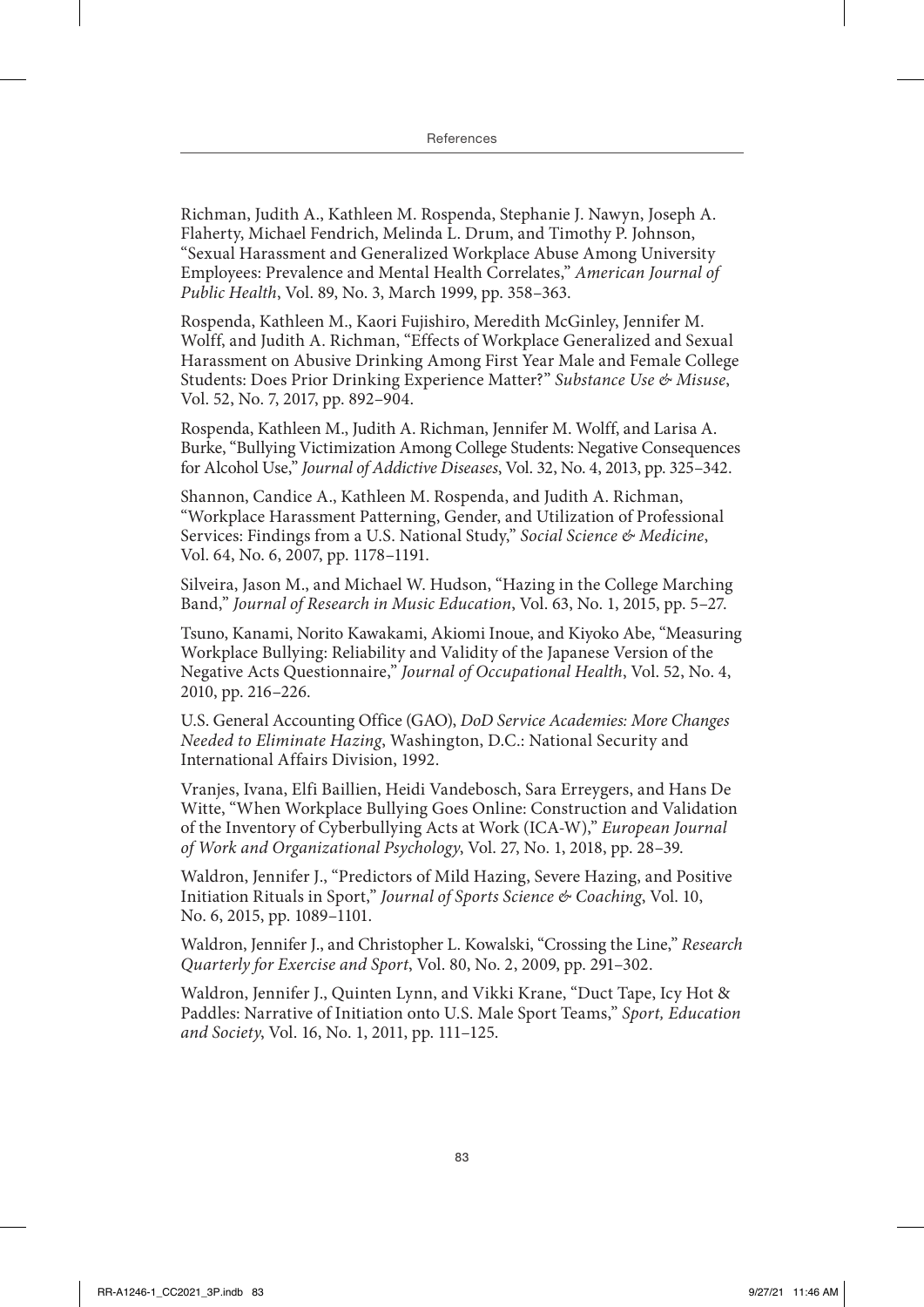Richman, Judith A., Kathleen M. Rospenda, Stephanie J. Nawyn, Joseph A. Flaherty, Michael Fendrich, Melinda L. Drum, and Timothy P. Johnson, "Sexual Harassment and Generalized Workplace Abuse Among University Employees: Prevalence and Mental Health Correlates," *American Journal of Public Health*, Vol. 89, No. 3, March 1999, pp. 358–363.

Rospenda, Kathleen M., Kaori Fujishiro, Meredith McGinley, Jennifer M. Wolff, and Judith A. Richman, "Effects of Workplace Generalized and Sexual Harassment on Abusive Drinking Among First Year Male and Female College Students: Does Prior Drinking Experience Matter?" *Substance Use & Misuse*, Vol. 52, No. 7, 2017, pp. 892–904.

Rospenda, Kathleen M., Judith A. Richman, Jennifer M. Wolff, and Larisa A. Burke, "Bullying Victimization Among College Students: Negative Consequences for Alcohol Use," *Journal of Addictive Diseases*, Vol. 32, No. 4, 2013, pp. 325–342.

Shannon, Candice A., Kathleen M. Rospenda, and Judith A. Richman, "Workplace Harassment Patterning, Gender, and Utilization of Professional Services: Findings from a U.S. National Study," *Social Science & Medicine*, Vol. 64, No. 6, 2007, pp. 1178–1191.

Silveira, Jason M., and Michael W. Hudson, "Hazing in the College Marching Band," *Journal of Research in Music Education*, Vol. 63, No. 1, 2015, pp. 5–27.

Tsuno, Kanami, Norito Kawakami, Akiomi Inoue, and Kiyoko Abe, "Measuring Workplace Bullying: Reliability and Validity of the Japanese Version of the Negative Acts Questionnaire," *Journal of Occupational Health*, Vol. 52, No. 4, 2010, pp. 216–226.

U.S. General Accounting Office (GAO), *DoD Service Academies: More Changes Needed to Eliminate Hazing*, Washington, D.C.: National Security and International Affairs Division, 1992.

Vranjes, Ivana, Elfi Baillien, Heidi Vandebosch, Sara Erreygers, and Hans De Witte, "When Workplace Bullying Goes Online: Construction and Validation of the Inventory of Cyberbullying Acts at Work (ICA-W)," *European Journal of Work and Organizational Psychology*, Vol. 27, No. 1, 2018, pp. 28–39.

Waldron, Jennifer J., "Predictors of Mild Hazing, Severe Hazing, and Positive Initiation Rituals in Sport," *Journal of Sports Science & Coaching*, Vol. 10, No. 6, 2015, pp. 1089–1101.

Waldron, Jennifer J., and Christopher L. Kowalski, "Crossing the Line," *Research Quarterly for Exercise and Sport*, Vol. 80, No. 2, 2009, pp. 291–302.

Waldron, Jennifer J., Quinten Lynn, and Vikki Krane, "Duct Tape, Icy Hot & Paddles: Narrative of Initiation onto U.S. Male Sport Teams," *Sport, Education and Society*, Vol. 16, No. 1, 2011, pp. 111–125.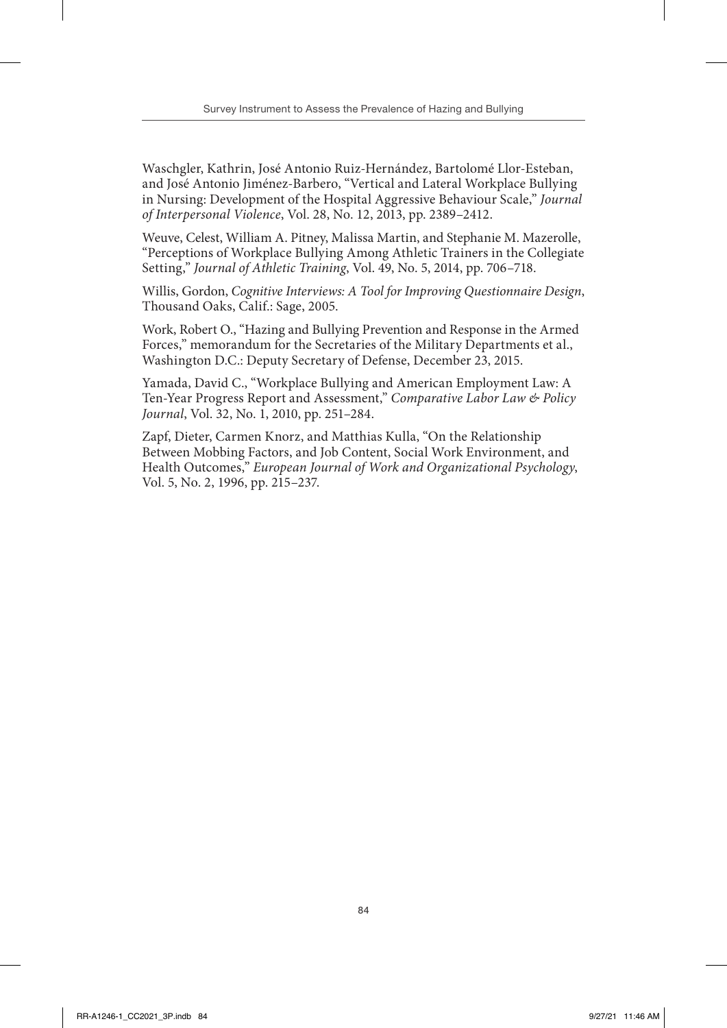Waschgler, Kathrin, José Antonio Ruiz-Hernández, Bartolomé Llor-Esteban, and José Antonio Jiménez-Barbero, "Vertical and Lateral Workplace Bullying in Nursing: Development of the Hospital Aggressive Behaviour Scale," *Journal of Interpersonal Violence*, Vol. 28, No. 12, 2013, pp. 2389–2412.

Weuve, Celest, William A. Pitney, Malissa Martin, and Stephanie M. Mazerolle, "Perceptions of Workplace Bullying Among Athletic Trainers in the Collegiate Setting," *Journal of Athletic Training*, Vol. 49, No. 5, 2014, pp. 706–718.

Willis, Gordon, *Cognitive Interviews: A Tool for Improving Questionnaire Design*, Thousand Oaks, Calif.: Sage, 2005.

Work, Robert O., "Hazing and Bullying Prevention and Response in the Armed Forces," memorandum for the Secretaries of the Military Departments et al., Washington D.C.: Deputy Secretary of Defense, December 23, 2015.

Yamada, David C., "Workplace Bullying and American Employment Law: A Ten-Year Progress Report and Assessment," *Comparative Labor Law & Policy Journal*, Vol. 32, No. 1, 2010, pp. 251–284.

Zapf, Dieter, Carmen Knorz, and Matthias Kulla, "On the Relationship Between Mobbing Factors, and Job Content, Social Work Environment, and Health Outcomes," *European Journal of Work and Organizational Psychology*, Vol. 5, No. 2, 1996, pp. 215–237.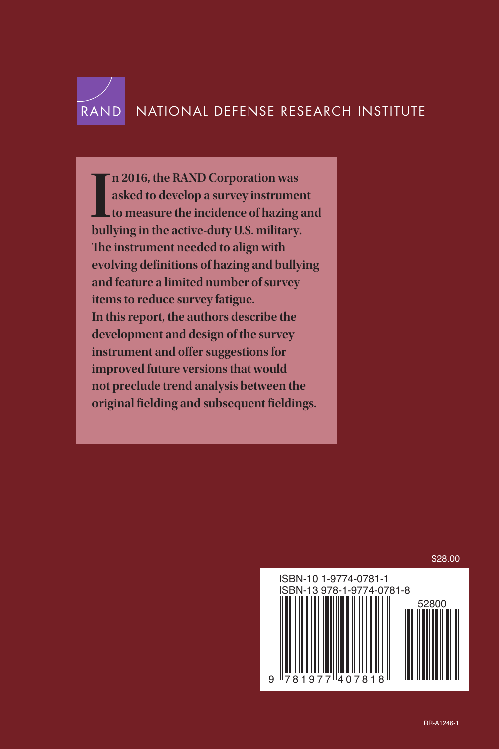RAND NATIONAL DEFENSE RESEARCH INSTITUTE

**In 2016, the RAND Corporation was asked to develop a survey instrument to measure the incidence of hazing and bullying in the active-duty U.S. military. The instrument needed to align with evolving definitions of hazing and bullying and feature a limited number of survey items to reduce survey fatigue.**

**In this report, the authors describe the development and design of the survey instrument and offer suggestions for improved future versions that would not preclude trend analysis between the original fielding and subsequent fieldings.**

$28.00

ISBN-10 1-9774-0781-1
ISBN-13 978-1-9774-0781-8

52800

9 781977 407818

RR-A1246-1